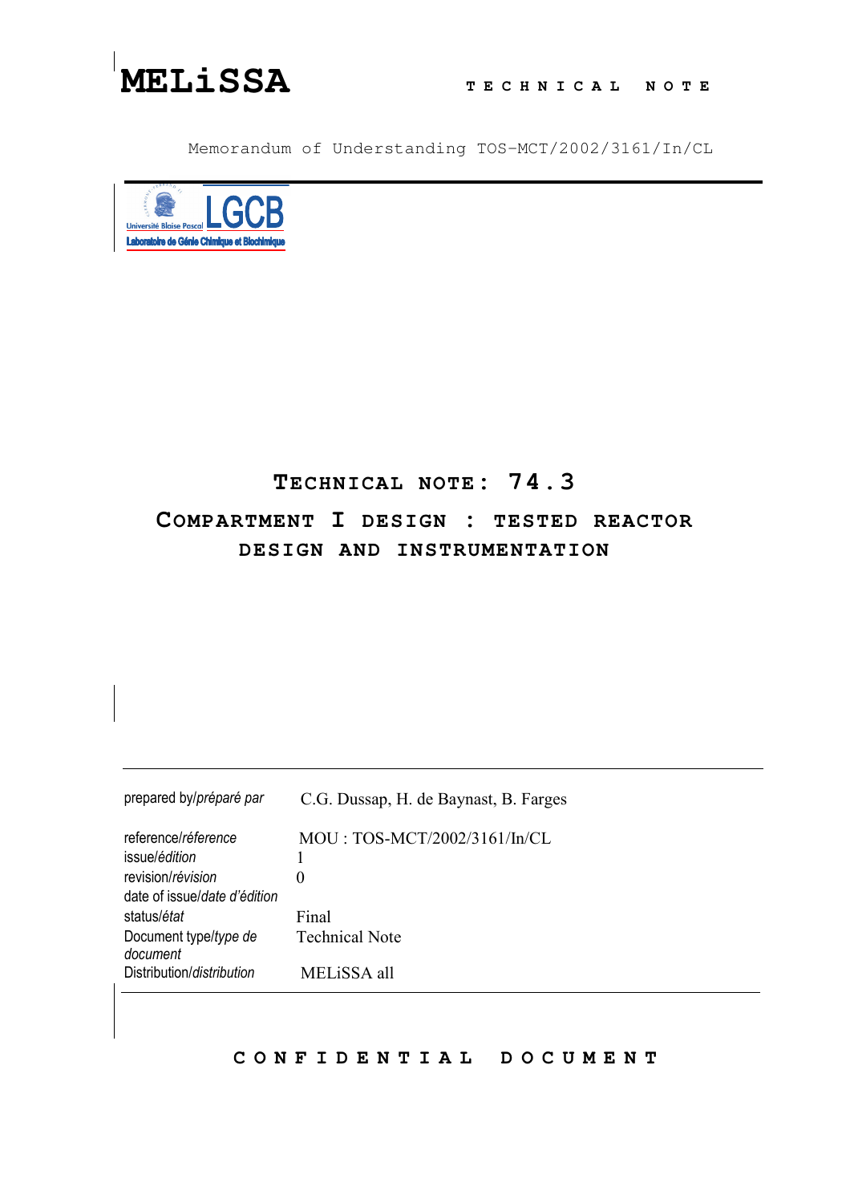**MELiSSA** TECHNICAL NOTE

Memorandum of Understanding TOS-MCT/2002/3161/In/CL

Université Blaise Pascal LGCB Laboratoire de Génie Chimique et Biochimique

# TECHNICAL NOTE: 74.3

# COMPARTMENT I DESIGN : TESTED REACTOR DESIGN AND INSTRUMENTATION

| | |
|---|---|
| prepared by/*préparé par* | C.G. Dussap, H. de Baynast, B. Farges |
| reference/*référence* | MOU : TOS-MCT/2002/3161/In/CL |
| issue/*édition* | 1 |
| revision/*révision* | 0 |
| date of issue/*date d'édition* | |
| status/*état* | Final |
| Document type/*type de document* | Technical Note |
| Distribution/*distribution* | MELiSSA all |

CONFIDENTIAL DOCUMENT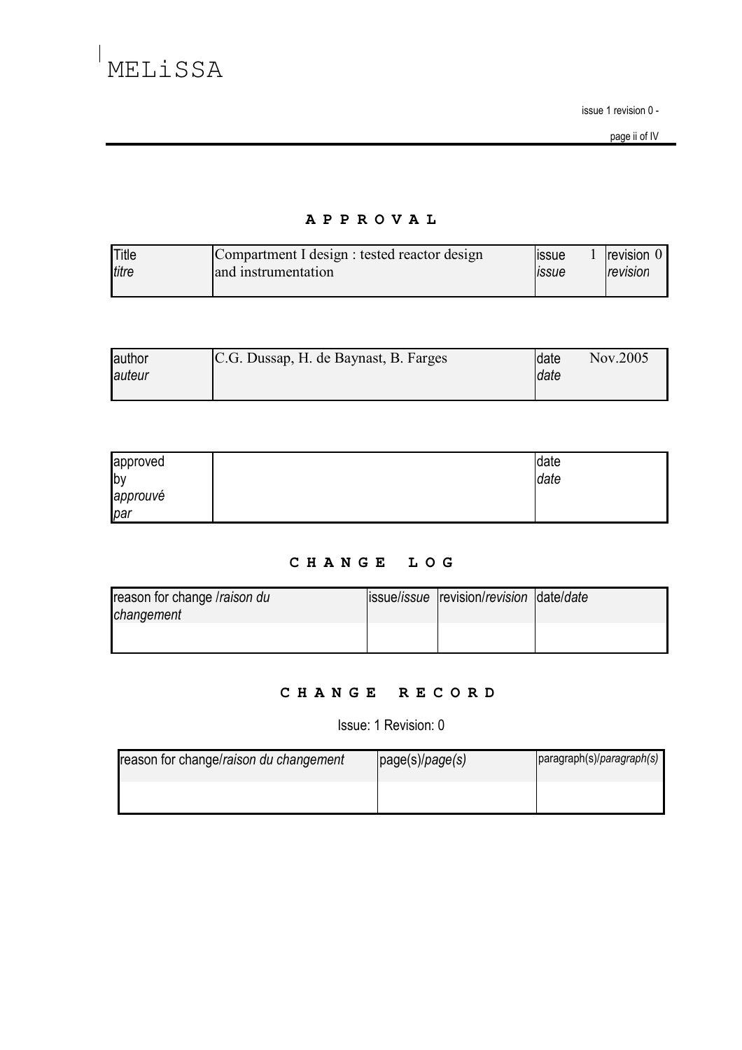## A P P R O V A L

| Title *titre* | Compartment I design : tested reactor design and instrumentation | issue *issue* | 1 | revision *revision* | 0 |
|---|---|---|---|---|---|

| author *auteur* | C.G. Dussap, H. de Baynast, B. Farges | date *date* | Nov.2005 |
|---|---|---|---|

| approved by *approuvé par* | | date *date* | |
|---|---|---|---|

## C H A N G E   L O G

| reason for change /*raison du changement* | issue/*issue* | revision/*revision* | date/*date* |
|---|---|---|---|
| | | | |

## C H A N G E   R E C O R D

Issue: 1 Revision: 0

| reason for change/*raison du changement* | page(s)/*page(s)* | paragraph(s)/*paragraph(s)* |
|---|---|---|
| | | |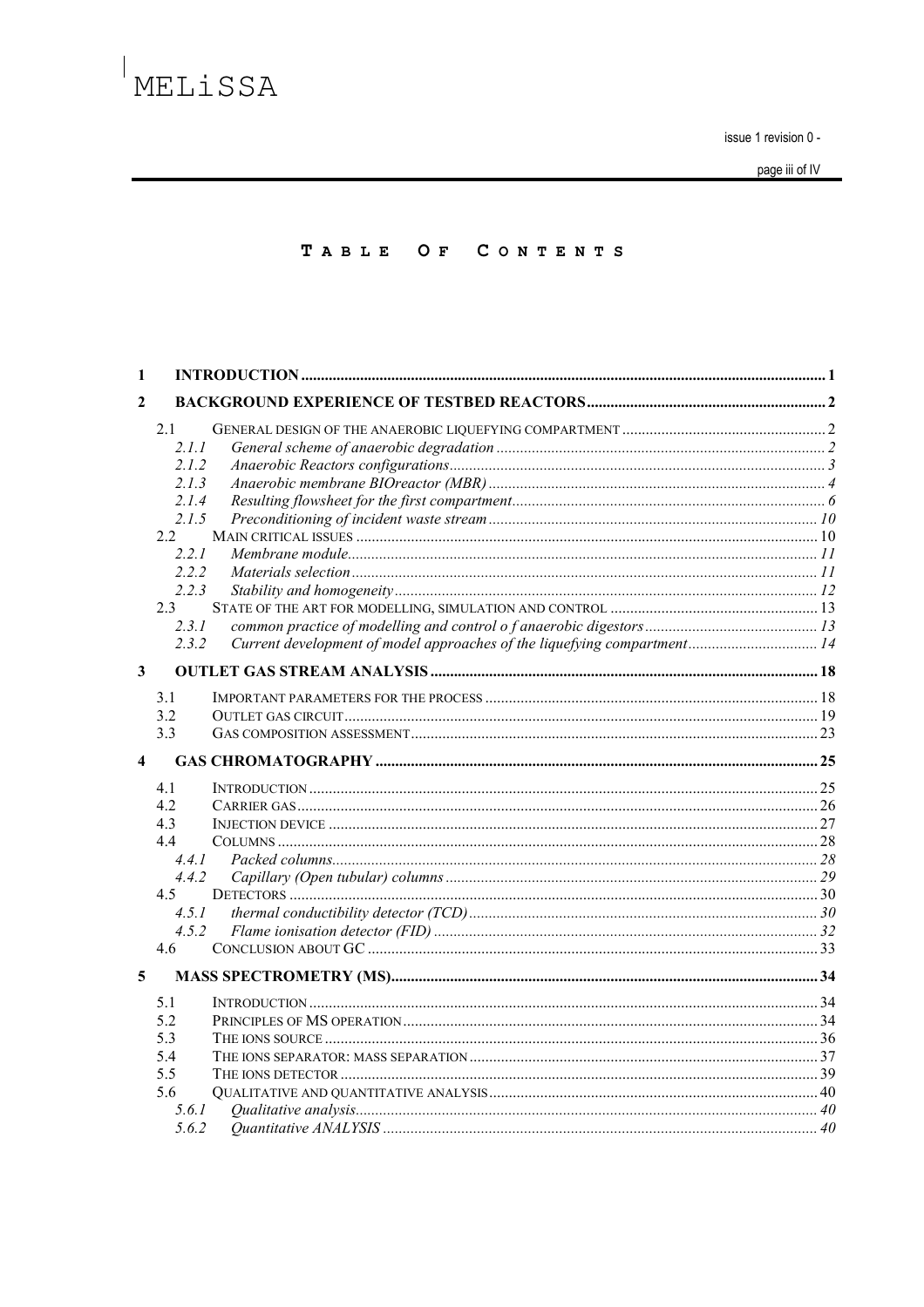# Table Of Contents

| | | |
|---|---|---|
| **1** | **INTRODUCTION** | **1** |
| **2** | **BACKGROUND EXPERIENCE OF TESTBED REACTORS** | **2** |
| 2.1 | GENERAL DESIGN OF THE ANAEROBIC LIQUEFYING COMPARTMENT | 2 |
| *2.1.1* | *General scheme of anaerobic degradation* | *2* |
| *2.1.2* | *Anaerobic Reactors configurations* | *3* |
| *2.1.3* | *Anaerobic membrane BIOreactor (MBR)* | *4* |
| *2.1.4* | *Resulting flowsheet for the first compartment* | *6* |
| *2.1.5* | *Preconditioning of incident waste stream* | *10* |
| 2.2 | MAIN CRITICAL ISSUES | 10 |
| *2.2.1* | *Membrane module* | *11* |
| *2.2.2* | *Materials selection* | *11* |
| *2.2.3* | *Stability and homogeneity* | *12* |
| 2.3 | STATE OF THE ART FOR MODELLING, SIMULATION AND CONTROL | 13 |
| *2.3.1* | *common practice of modelling and control o f anaerobic digestors* | *13* |
| *2.3.2* | *Current development of model approaches of the liquefying compartment* | *14* |
| **3** | **OUTLET GAS STREAM ANALYSIS** | **18** |
| 3.1 | IMPORTANT PARAMETERS FOR THE PROCESS | 18 |
| 3.2 | OUTLET GAS CIRCUIT | 19 |
| 3.3 | GAS COMPOSITION ASSESSMENT | 23 |
| **4** | **GAS CHROMATOGRAPHY** | **25** |
| 4.1 | INTRODUCTION | 25 |
| 4.2 | CARRIER GAS | 26 |
| 4.3 | INJECTION DEVICE | 27 |
| 4.4 | COLUMNS | 28 |
| *4.4.1* | *Packed columns* | *28* |
| *4.4.2* | *Capillary (Open tubular) columns* | *29* |
| 4.5 | DETECTORS | 30 |
| *4.5.1* | *thermal conductibility detector (TCD)* | *30* |
| *4.5.2* | *Flame ionisation detector (FID)* | *32* |
| 4.6 | CONCLUSION ABOUT GC | 33 |
| **5** | **MASS SPECTROMETRY (MS)** | **34** |
| 5.1 | INTRODUCTION | 34 |
| 5.2 | PRINCIPLES OF MS OPERATION | 34 |
| 5.3 | THE IONS SOURCE | 36 |
| 5.4 | THE IONS SEPARATOR: MASS SEPARATION | 37 |
| 5.5 | THE IONS DETECTOR | 39 |
| 5.6 | QUALITATIVE AND QUANTITATIVE ANALYSIS | 40 |
| *5.6.1* | *Qualitative analysis* | *40* |
| *5.6.2* | *Quantitative ANALYSIS* | *40* |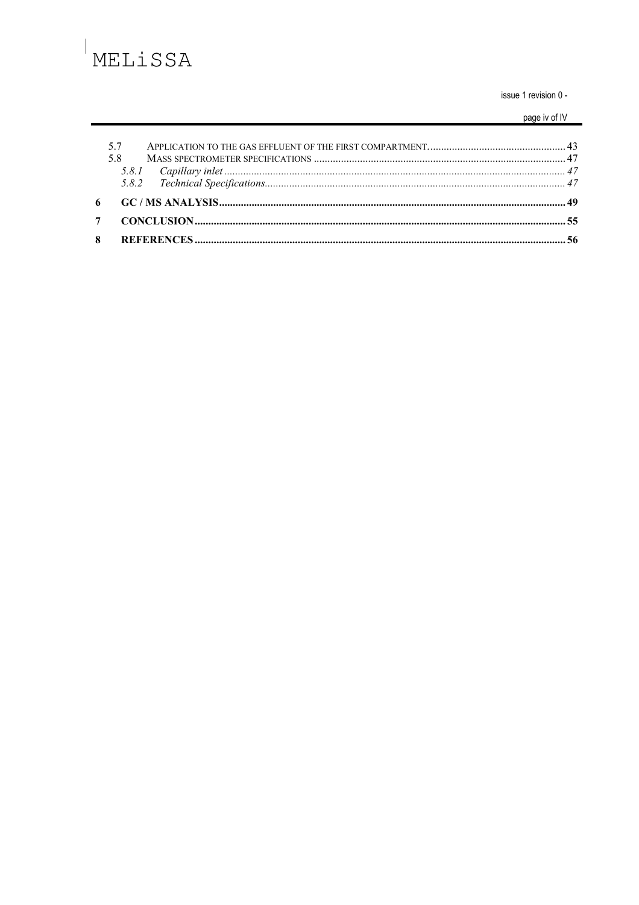5.7 APPLICATION TO THE GAS EFFLUENT OF THE FIRST COMPARTMENT. 43
5.8 MASS SPECTROMETER SPECIFICATIONS 47
*5.8.1 Capillary inlet 47*
*5.8.2 Technical Specifications 47*

**6 GC / MS ANALYSIS 49**

**7 CONCLUSION 55**

**8 REFERENCES 56**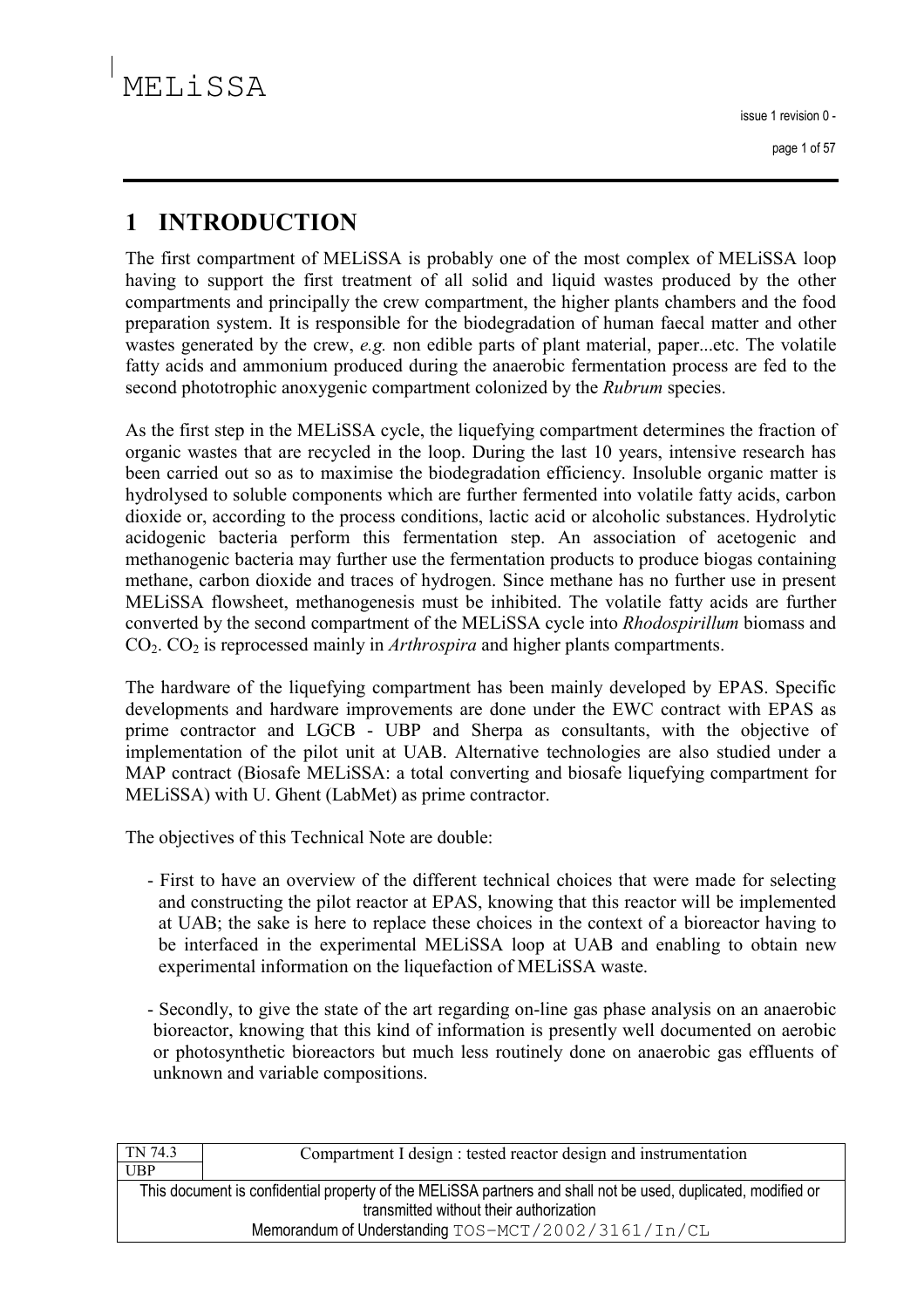# 1 INTRODUCTION

The first compartment of MELiSSA is probably one of the most complex of MELiSSA loop having to support the first treatment of all solid and liquid wastes produced by the other compartments and principally the crew compartment, the higher plants chambers and the food preparation system. It is responsible for the biodegradation of human faecal matter and other wastes generated by the crew, *e.g.* non edible parts of plant material, paper...etc. The volatile fatty acids and ammonium produced during the anaerobic fermentation process are fed to the second phototrophic anoxygenic compartment colonized by the *Rubrum* species.

As the first step in the MELiSSA cycle, the liquefying compartment determines the fraction of organic wastes that are recycled in the loop. During the last 10 years, intensive research has been carried out so as to maximise the biodegradation efficiency. Insoluble organic matter is hydrolysed to soluble components which are further fermented into volatile fatty acids, carbon dioxide or, according to the process conditions, lactic acid or alcoholic substances. Hydrolytic acidogenic bacteria perform this fermentation step. An association of acetogenic and methanogenic bacteria may further use the fermentation products to produce biogas containing methane, carbon dioxide and traces of hydrogen. Since methane has no further use in present MELiSSA flowsheet, methanogenesis must be inhibited. The volatile fatty acids are further converted by the second compartment of the MELiSSA cycle into *Rhodospirillum* biomass and $CO_2$. $CO_2$ is reprocessed mainly in *Arthrospira* and higher plants compartments.

The hardware of the liquefying compartment has been mainly developed by EPAS. Specific developments and hardware improvements are done under the EWC contract with EPAS as prime contractor and LGCB - UBP and Sherpa as consultants, with the objective of implementation of the pilot unit at UAB. Alternative technologies are also studied under a MAP contract (Biosafe MELiSSA: a total converting and biosafe liquefying compartment for MELiSSA) with U. Ghent (LabMet) as prime contractor.

The objectives of this Technical Note are double:

- First to have an overview of the different technical choices that were made for selecting and constructing the pilot reactor at EPAS, knowing that this reactor will be implemented at UAB; the sake is here to replace these choices in the context of a bioreactor having to be interfaced in the experimental MELiSSA loop at UAB and enabling to obtain new experimental information on the liquefaction of MELiSSA waste.

- Secondly, to give the state of the art regarding on-line gas phase analysis on an anaerobic bioreactor, knowing that this kind of information is presently well documented on aerobic or photosynthetic bioreactors but much less routinely done on anaerobic gas effluents of unknown and variable compositions.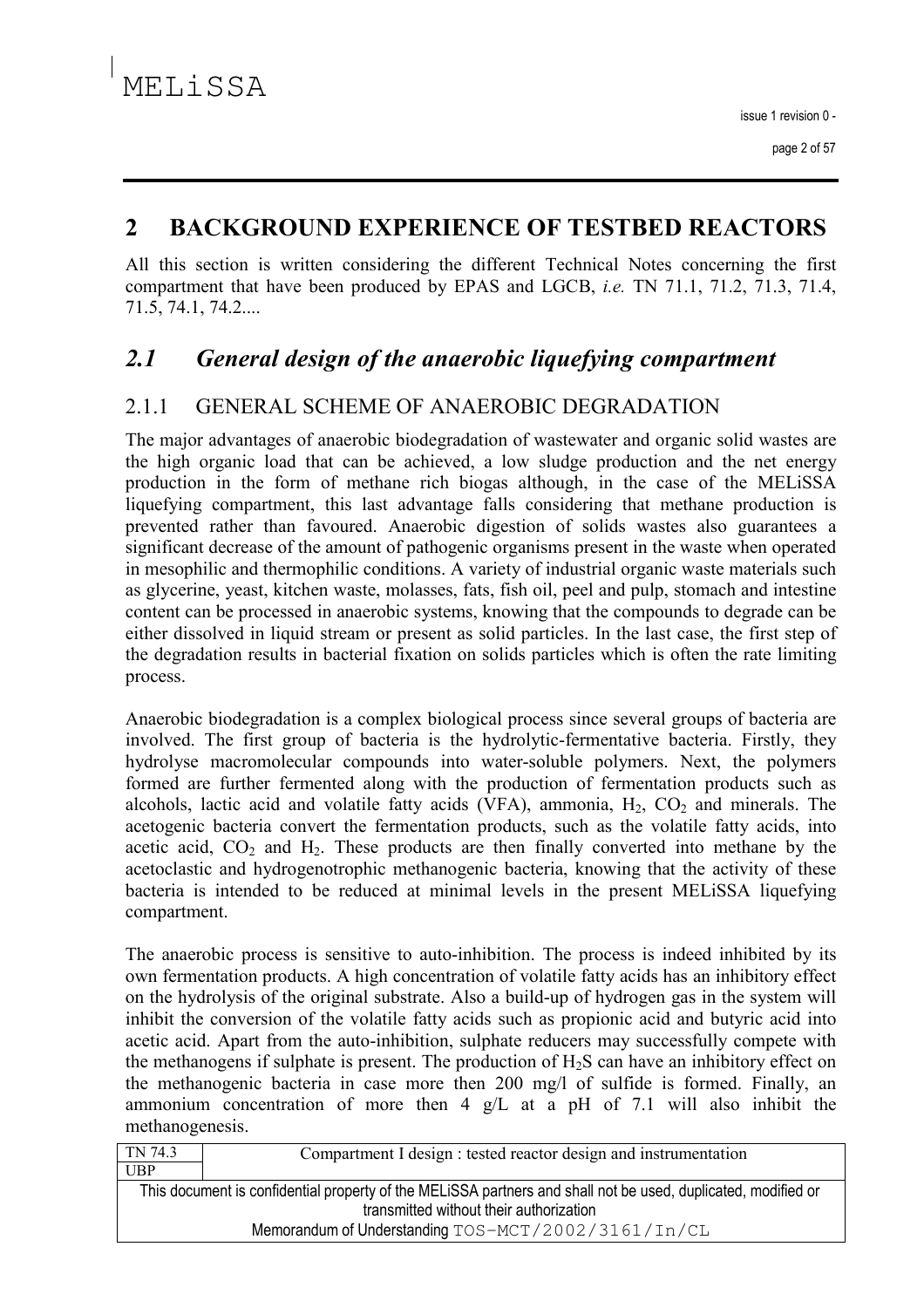# 2 BACKGROUND EXPERIENCE OF TESTBED REACTORS

All this section is written considering the different Technical Notes concerning the first compartment that have been produced by EPAS and LGCB, *i.e.* TN 71.1, 71.2, 71.3, 71.4, 71.5, 74.1, 74.2....

## *2.1 General design of the anaerobic liquefying compartment*

### 2.1.1 GENERAL SCHEME OF ANAEROBIC DEGRADATION

The major advantages of anaerobic biodegradation of wastewater and organic solid wastes are the high organic load that can be achieved, a low sludge production and the net energy production in the form of methane rich biogas although, in the case of the MELiSSA liquefying compartment, this last advantage falls considering that methane production is prevented rather than favoured. Anaerobic digestion of solids wastes also guarantees a significant decrease of the amount of pathogenic organisms present in the waste when operated in mesophilic and thermophilic conditions. A variety of industrial organic waste materials such as glycerine, yeast, kitchen waste, molasses, fats, fish oil, peel and pulp, stomach and intestine content can be processed in anaerobic systems, knowing that the compounds to degrade can be either dissolved in liquid stream or present as solid particles. In the last case, the first step of the degradation results in bacterial fixation on solids particles which is often the rate limiting process.

Anaerobic biodegradation is a complex biological process since several groups of bacteria are involved. The first group of bacteria is the hydrolytic-fermentative bacteria. Firstly, they hydrolyse macromolecular compounds into water-soluble polymers. Next, the polymers formed are further fermented along with the production of fermentation products such as alcohols, lactic acid and volatile fatty acids (VFA), ammonia, $H_2$, $CO_2$ and minerals. The acetogenic bacteria convert the fermentation products, such as the volatile fatty acids, into acetic acid, $CO_2$ and $H_2$. These products are then finally converted into methane by the acetoclastic and hydrogenotrophic methanogenic bacteria, knowing that the activity of these bacteria is intended to be reduced at minimal levels in the present MELiSSA liquefying compartment.

The anaerobic process is sensitive to auto-inhibition. The process is indeed inhibited by its own fermentation products. A high concentration of volatile fatty acids has an inhibitory effect on the hydrolysis of the original substrate. Also a build-up of hydrogen gas in the system will inhibit the conversion of the volatile fatty acids such as propionic acid and butyric acid into acetic acid. Apart from the auto-inhibition, sulphate reducers may successfully compete with the methanogens if sulphate is present. The production of $H_2S$ can have an inhibitory effect on the methanogenic bacteria in case more then 200 mg/l of sulfide is formed. Finally, an ammonium concentration of more then 4 g/L at a pH of 7.1 will also inhibit the methanogenesis.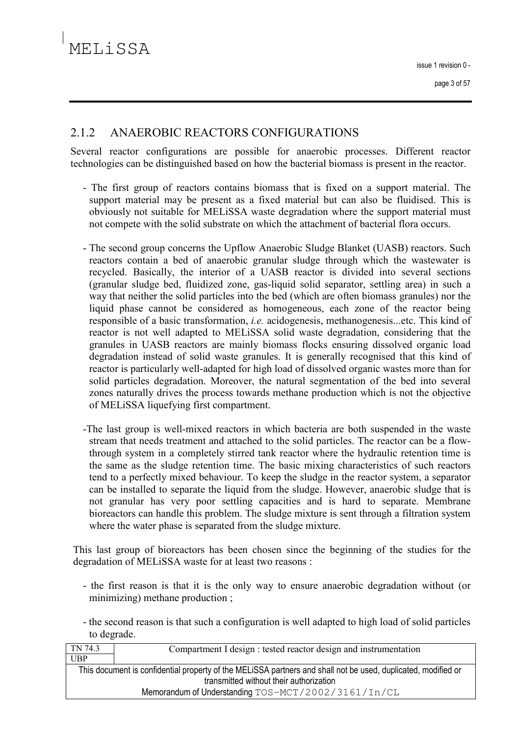### 2.1.2 ANAEROBIC REACTORS CONFIGURATIONS

Several reactor configurations are possible for anaerobic processes. Different reactor technologies can be distinguished based on how the bacterial biomass is present in the reactor.

- The first group of reactors contains biomass that is fixed on a support material. The support material may be present as a fixed material but can also be fluidised. This is obviously not suitable for MELiSSA waste degradation where the support material must not compete with the solid substrate on which the attachment of bacterial flora occurs.

- The second group concerns the Upflow Anaerobic Sludge Blanket (UASB) reactors. Such reactors contain a bed of anaerobic granular sludge through which the wastewater is recycled. Basically, the interior of a UASB reactor is divided into several sections (granular sludge bed, fluidized zone, gas-liquid solid separator, settling area) in such a way that neither the solid particles into the bed (which are often biomass granules) nor the liquid phase cannot be considered as homogeneous, each zone of the reactor being responsible of a basic transformation, *i.e.* acidogenesis, methanogenesis...etc. This kind of reactor is not well adapted to MELiSSA solid waste degradation, considering that the granules in UASB reactors are mainly biomass flocks ensuring dissolved organic load degradation instead of solid waste granules. It is generally recognised that this kind of reactor is particularly well-adapted for high load of dissolved organic wastes more than for solid particles degradation. Moreover, the natural segmentation of the bed into several zones naturally drives the process towards methane production which is not the objective of MELiSSA liquefying first compartment.

- The last group is well-mixed reactors in which bacteria are both suspended in the waste stream that needs treatment and attached to the solid particles. The reactor can be a flow-through system in a completely stirred tank reactor where the hydraulic retention time is the same as the sludge retention time. The basic mixing characteristics of such reactors tend to a perfectly mixed behaviour. To keep the sludge in the reactor system, a separator can be installed to separate the liquid from the sludge. However, anaerobic sludge that is not granular has very poor settling capacities and is hard to separate. Membrane bioreactors can handle this problem. The sludge mixture is sent through a filtration system where the water phase is separated from the sludge mixture.

This last group of bioreactors has been chosen since the beginning of the studies for the degradation of MELiSSA waste for at least two reasons :

- the first reason is that it is the only way to ensure anaerobic degradation without (or minimizing) methane production ;

- the second reason is that such a configuration is well adapted to high load of solid particles to degrade.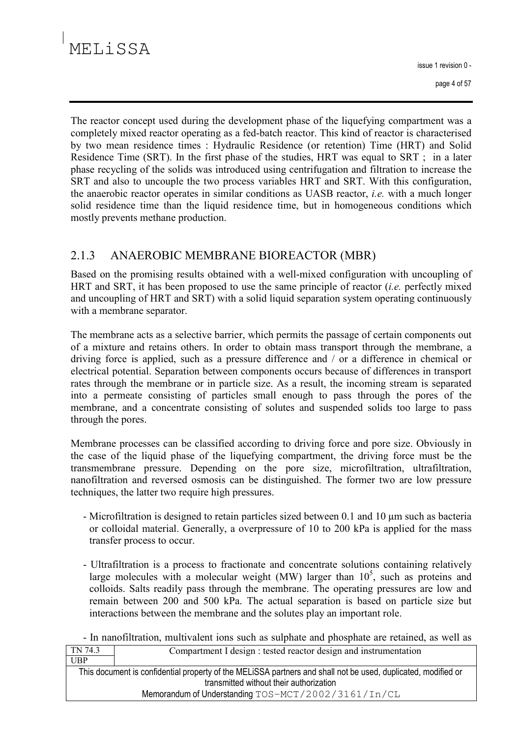The reactor concept used during the development phase of the liquefying compartment was a completely mixed reactor operating as a fed-batch reactor. This kind of reactor is characterised by two mean residence times : Hydraulic Residence (or retention) Time (HRT) and Solid Residence Time (SRT). In the first phase of the studies, HRT was equal to SRT ; in a later phase recycling of the solids was introduced using centrifugation and filtration to increase the SRT and also to uncouple the two process variables HRT and SRT. With this configuration, the anaerobic reactor operates in similar conditions as UASB reactor, *i.e.* with a much longer solid residence time than the liquid residence time, but in homogeneous conditions which mostly prevents methane production.

### 2.1.3 ANAEROBIC MEMBRANE BIOREACTOR (MBR)

Based on the promising results obtained with a well-mixed configuration with uncoupling of HRT and SRT, it has been proposed to use the same principle of reactor (*i.e.* perfectly mixed and uncoupling of HRT and SRT) with a solid liquid separation system operating continuously with a membrane separator.

The membrane acts as a selective barrier, which permits the passage of certain components out of a mixture and retains others. In order to obtain mass transport through the membrane, a driving force is applied, such as a pressure difference and / or a difference in chemical or electrical potential. Separation between components occurs because of differences in transport rates through the membrane or in particle size. As a result, the incoming stream is separated into a permeate consisting of particles small enough to pass through the pores of the membrane, and a concentrate consisting of solutes and suspended solids too large to pass through the pores.

Membrane processes can be classified according to driving force and pore size. Obviously in the case of the liquid phase of the liquefying compartment, the driving force must be the transmembrane pressure. Depending on the pore size, microfiltration, ultrafiltration, nanofiltration and reversed osmosis can be distinguished. The former two are low pressure techniques, the latter two require high pressures.

- Microfiltration is designed to retain particles sized between 0.1 and 10 µm such as bacteria or colloidal material. Generally, a overpressure of 10 to 200 kPa is applied for the mass transfer process to occur.

- Ultrafiltration is a process to fractionate and concentrate solutions containing relatively large molecules with a molecular weight (MW) larger than $10^5$, such as proteins and colloids. Salts readily pass through the membrane. The operating pressures are low and remain between 200 and 500 kPa. The actual separation is based on particle size but interactions between the membrane and the solutes play an important role.

- In nanofiltration, multivalent ions such as sulphate and phosphate are retained, as well as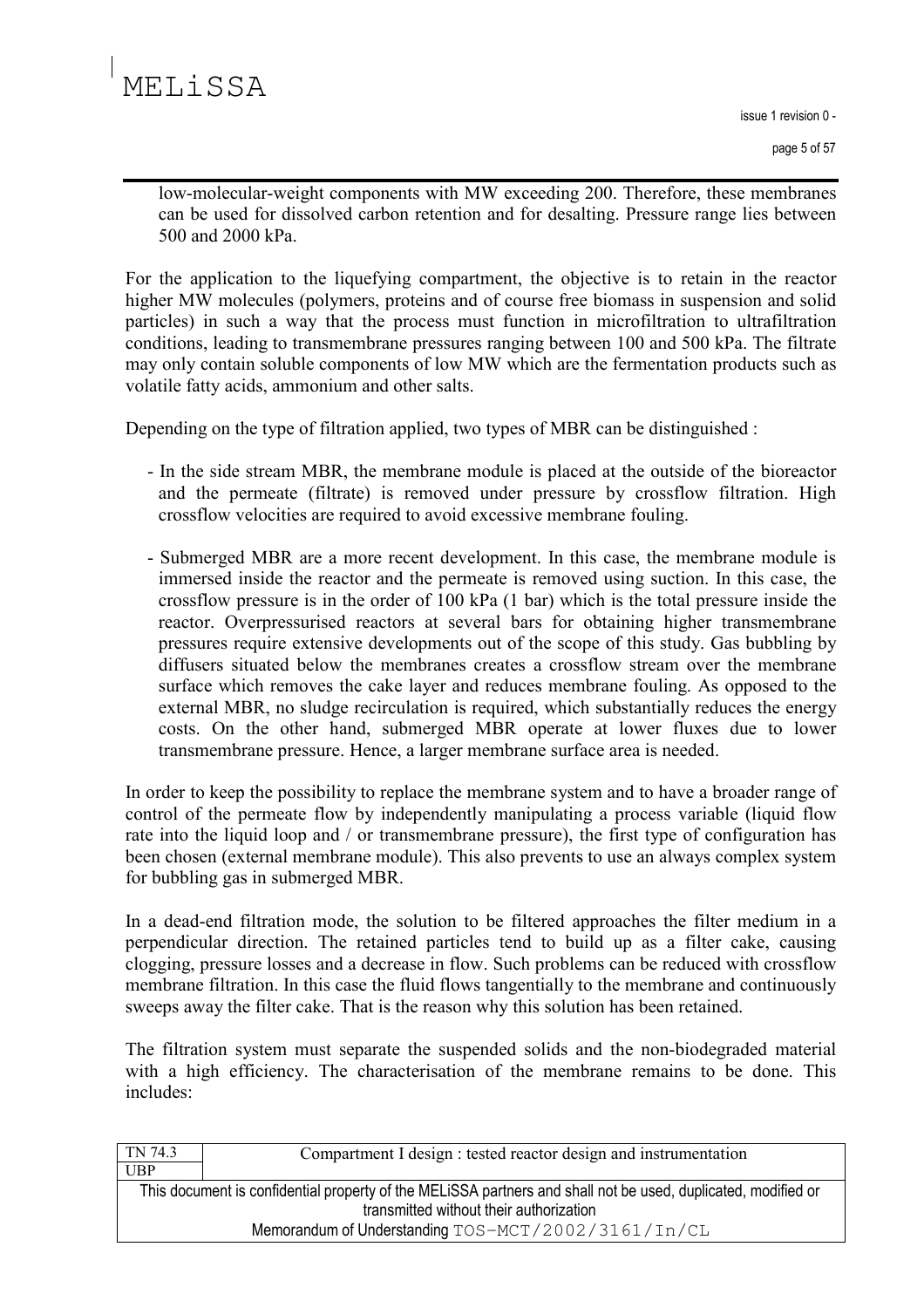low-molecular-weight components with MW exceeding 200. Therefore, these membranes can be used for dissolved carbon retention and for desalting. Pressure range lies between 500 and 2000 kPa.

For the application to the liquefying compartment, the objective is to retain in the reactor higher MW molecules (polymers, proteins and of course free biomass in suspension and solid particles) in such a way that the process must function in microfiltration to ultrafiltration conditions, leading to transmembrane pressures ranging between 100 and 500 kPa. The filtrate may only contain soluble components of low MW which are the fermentation products such as volatile fatty acids, ammonium and other salts.

Depending on the type of filtration applied, two types of MBR can be distinguished :

- In the side stream MBR, the membrane module is placed at the outside of the bioreactor and the permeate (filtrate) is removed under pressure by crossflow filtration. High crossflow velocities are required to avoid excessive membrane fouling.

- Submerged MBR are a more recent development. In this case, the membrane module is immersed inside the reactor and the permeate is removed using suction. In this case, the crossflow pressure is in the order of 100 kPa (1 bar) which is the total pressure inside the reactor. Overpressurised reactors at several bars for obtaining higher transmembrane pressures require extensive developments out of the scope of this study. Gas bubbling by diffusers situated below the membranes creates a crossflow stream over the membrane surface which removes the cake layer and reduces membrane fouling. As opposed to the external MBR, no sludge recirculation is required, which substantially reduces the energy costs. On the other hand, submerged MBR operate at lower fluxes due to lower transmembrane pressure. Hence, a larger membrane surface area is needed.

In order to keep the possibility to replace the membrane system and to have a broader range of control of the permeate flow by independently manipulating a process variable (liquid flow rate into the liquid loop and / or transmembrane pressure), the first type of configuration has been chosen (external membrane module). This also prevents to use an always complex system for bubbling gas in submerged MBR.

In a dead-end filtration mode, the solution to be filtered approaches the filter medium in a perpendicular direction. The retained particles tend to build up as a filter cake, causing clogging, pressure losses and a decrease in flow. Such problems can be reduced with crossflow membrane filtration. In this case the fluid flows tangentially to the membrane and continuously sweeps away the filter cake. That is the reason why this solution has been retained.

The filtration system must separate the suspended solids and the non-biodegraded material with a high efficiency. The characterisation of the membrane remains to be done. This includes: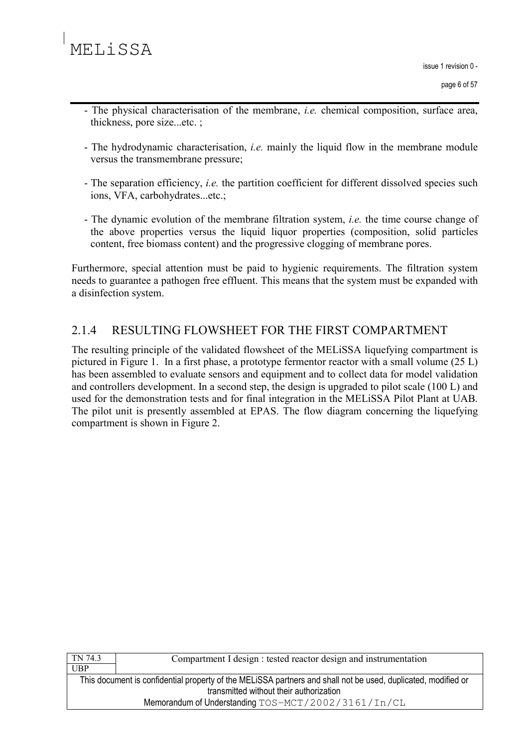- The physical characterisation of the membrane, *i.e.* chemical composition, surface area, thickness, pore size...etc. ;

- The hydrodynamic characterisation, *i.e.* mainly the liquid flow in the membrane module versus the transmembrane pressure;

- The separation efficiency, *i.e.* the partition coefficient for different dissolved species such ions, VFA, carbohydrates...etc.;

- The dynamic evolution of the membrane filtration system, *i.e.* the time course change of the above properties versus the liquid liquor properties (composition, solid particles content, free biomass content) and the progressive clogging of membrane pores.

Furthermore, special attention must be paid to hygienic requirements. The filtration system needs to guarantee a pathogen free effluent. This means that the system must be expanded with a disinfection system.

### 2.1.4 RESULTING FLOWSHEET FOR THE FIRST COMPARTMENT

The resulting principle of the validated flowsheet of the MELiSSA liquefying compartment is pictured in Figure 1. In a first phase, a prototype fermentor reactor with a small volume (25 L) has been assembled to evaluate sensors and equipment and to collect data for model validation and controllers development. In a second step, the design is upgraded to pilot scale (100 L) and used for the demonstration tests and for final integration in the MELiSSA Pilot Plant at UAB. The pilot unit is presently assembled at EPAS. The flow diagram concerning the liquefying compartment is shown in Figure 2.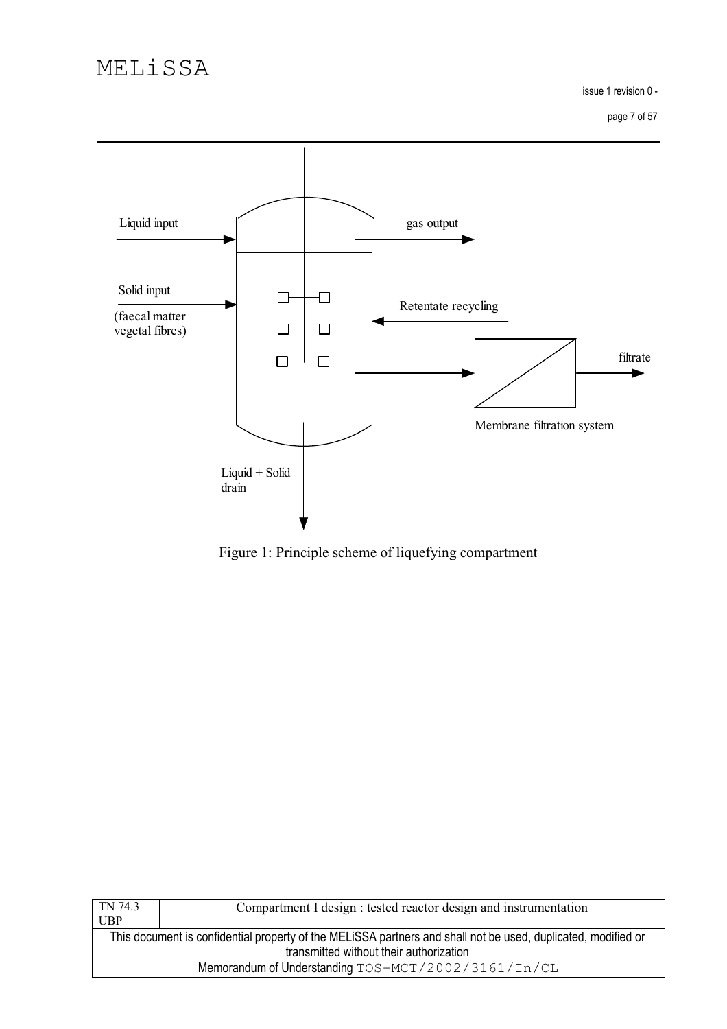Liquid input

gas output

Solid input

(faecal matter vegetal fibres)

Retentate recycling

filtrate

Membrane filtration system

Liquid + Solid drain

Figure 1: Principle scheme of liquefying compartment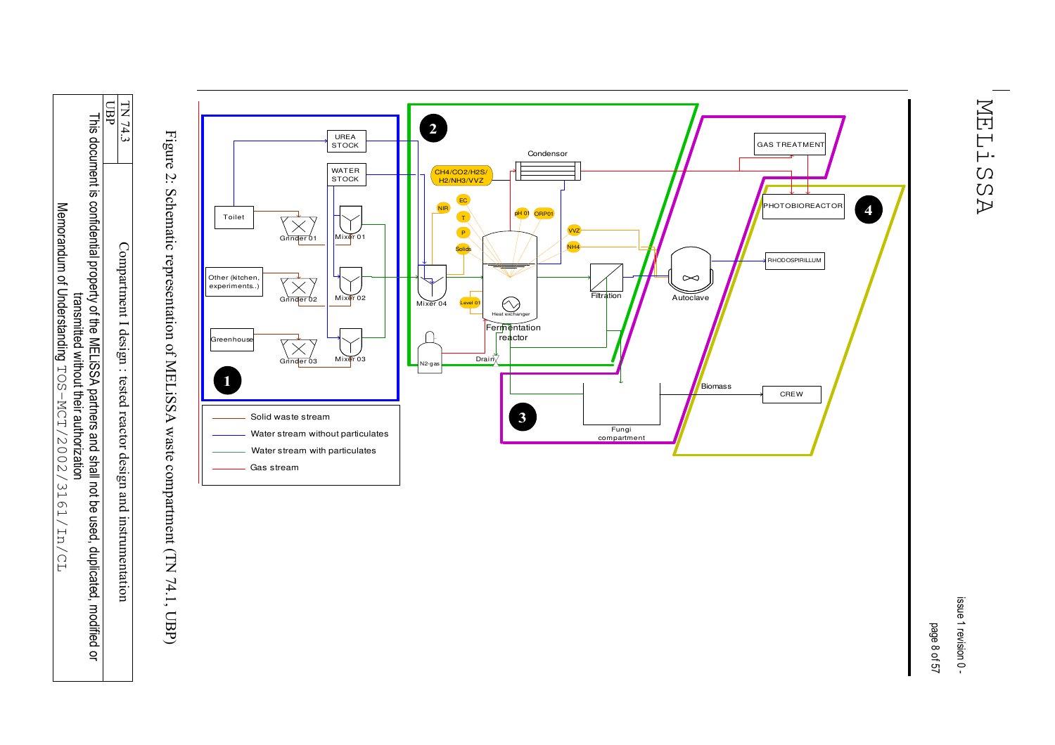Figure 2: Schematic representation of MELiSSA waste compartment (TN 74.1, UBP)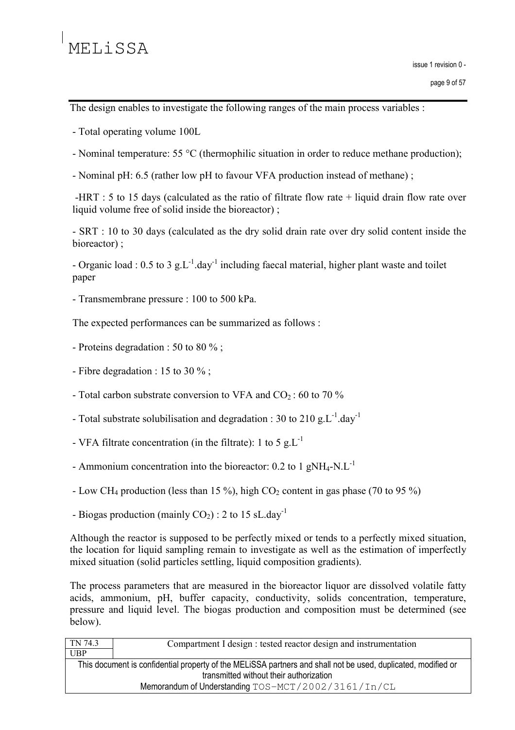The design enables to investigate the following ranges of the main process variables :

- Total operating volume 100L
- Nominal temperature: 55 °C (thermophilic situation in order to reduce methane production);
- Nominal pH: 6.5 (rather low pH to favour VFA production instead of methane) ;
- HRT : 5 to 15 days (calculated as the ratio of filtrate flow rate + liquid drain flow rate over liquid volume free of solid inside the bioreactor) ;
- SRT : 10 to 30 days (calculated as the dry solid drain rate over dry solid content inside the bioreactor) ;
- Organic load : 0.5 to 3 $g.L^{-1}.day^{-1}$ including faecal material, higher plant waste and toilet paper
- Transmembrane pressure : 100 to 500 kPa.

The expected performances can be summarized as follows :

- Proteins degradation : 50 to 80 % ;
- Fibre degradation : 15 to 30 % ;
- Total carbon substrate conversion to VFA and $CO_2$ : 60 to 70 %
- Total substrate solubilisation and degradation : 30 to 210 $g.L^{-1}.day^{-1}$
- VFA filtrate concentration (in the filtrate): 1 to 5 $g.L^{-1}$
- Ammonium concentration into the bioreactor: 0.2 to 1 $gNH_4\text{-}N.L^{-1}$
- Low $CH_4$ production (less than 15 %), high $CO_2$ content in gas phase (70 to 95 %)
- Biogas production (mainly $CO_2$) : 2 to 15 $sL.day^{-1}$

Although the reactor is supposed to be perfectly mixed or tends to a perfectly mixed situation, the location for liquid sampling remain to investigate as well as the estimation of imperfectly mixed situation (solid particles settling, liquid composition gradients).

The process parameters that are measured in the bioreactor liquor are dissolved volatile fatty acids, ammonium, pH, buffer capacity, conductivity, solids concentration, temperature, pressure and liquid level. The biogas production and composition must be determined (see below).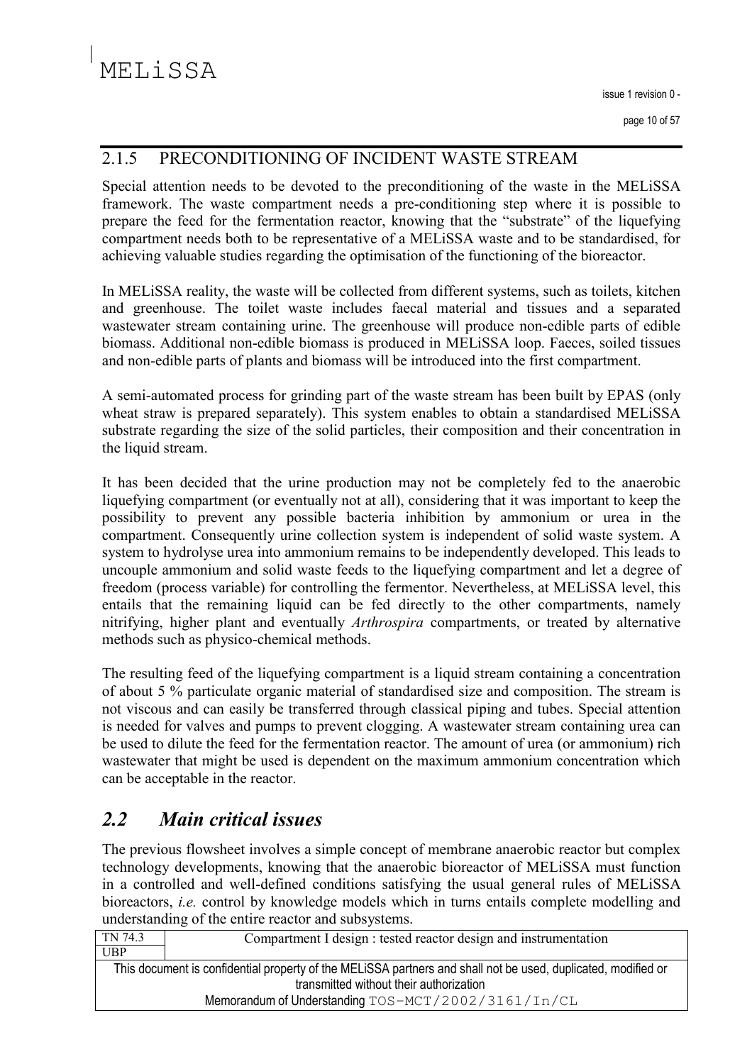### 2.1.5 PRECONDITIONING OF INCIDENT WASTE STREAM

Special attention needs to be devoted to the preconditioning of the waste in the MELiSSA framework. The waste compartment needs a pre-conditioning step where it is possible to prepare the feed for the fermentation reactor, knowing that the "substrate" of the liquefying compartment needs both to be representative of a MELiSSA waste and to be standardised, for achieving valuable studies regarding the optimisation of the functioning of the bioreactor.

In MELiSSA reality, the waste will be collected from different systems, such as toilets, kitchen and greenhouse. The toilet waste includes faecal material and tissues and a separated wastewater stream containing urine. The greenhouse will produce non-edible parts of edible biomass. Additional non-edible biomass is produced in MELiSSA loop. Faeces, soiled tissues and non-edible parts of plants and biomass will be introduced into the first compartment.

A semi-automated process for grinding part of the waste stream has been built by EPAS (only wheat straw is prepared separately). This system enables to obtain a standardised MELiSSA substrate regarding the size of the solid particles, their composition and their concentration in the liquid stream.

It has been decided that the urine production may not be completely fed to the anaerobic liquefying compartment (or eventually not at all), considering that it was important to keep the possibility to prevent any possible bacteria inhibition by ammonium or urea in the compartment. Consequently urine collection system is independent of solid waste system. A system to hydrolyse urea into ammonium remains to be independently developed. This leads to uncouple ammonium and solid waste feeds to the liquefying compartment and let a degree of freedom (process variable) for controlling the fermentor. Nevertheless, at MELiSSA level, this entails that the remaining liquid can be fed directly to the other compartments, namely nitrifying, higher plant and eventually *Arthrospira* compartments, or treated by alternative methods such as physico-chemical methods.

The resulting feed of the liquefying compartment is a liquid stream containing a concentration of about 5 % particulate organic material of standardised size and composition. The stream is not viscous and can easily be transferred through classical piping and tubes. Special attention is needed for valves and pumps to prevent clogging. A wastewater stream containing urea can be used to dilute the feed for the fermentation reactor. The amount of urea (or ammonium) rich wastewater that might be used is dependent on the maximum ammonium concentration which can be acceptable in the reactor.

## *2.2 Main critical issues*

The previous flowsheet involves a simple concept of membrane anaerobic reactor but complex technology developments, knowing that the anaerobic bioreactor of MELiSSA must function in a controlled and well-defined conditions satisfying the usual general rules of MELiSSA bioreactors, *i.e.* control by knowledge models which in turns entails complete modelling and understanding of the entire reactor and subsystems.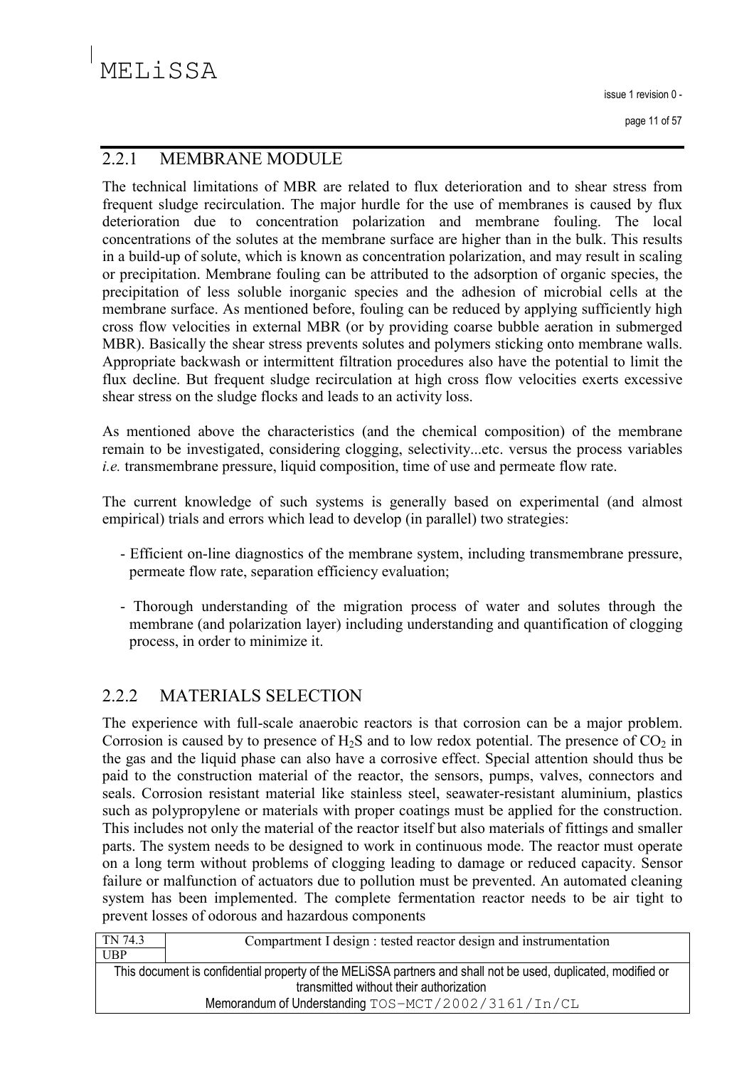## 2.2.1 MEMBRANE MODULE

The technical limitations of MBR are related to flux deterioration and to shear stress from frequent sludge recirculation. The major hurdle for the use of membranes is caused by flux deterioration due to concentration polarization and membrane fouling. The local concentrations of the solutes at the membrane surface are higher than in the bulk. This results in a build-up of solute, which is known as concentration polarization, and may result in scaling or precipitation. Membrane fouling can be attributed to the adsorption of organic species, the precipitation of less soluble inorganic species and the adhesion of microbial cells at the membrane surface. As mentioned before, fouling can be reduced by applying sufficiently high cross flow velocities in external MBR (or by providing coarse bubble aeration in submerged MBR). Basically the shear stress prevents solutes and polymers sticking onto membrane walls. Appropriate backwash or intermittent filtration procedures also have the potential to limit the flux decline. But frequent sludge recirculation at high cross flow velocities exerts excessive shear stress on the sludge flocks and leads to an activity loss.

As mentioned above the characteristics (and the chemical composition) of the membrane remain to be investigated, considering clogging, selectivity...etc. versus the process variables *i.e.* transmembrane pressure, liquid composition, time of use and permeate flow rate.

The current knowledge of such systems is generally based on experimental (and almost empirical) trials and errors which lead to develop (in parallel) two strategies:

- Efficient on-line diagnostics of the membrane system, including transmembrane pressure, permeate flow rate, separation efficiency evaluation;
- Thorough understanding of the migration process of water and solutes through the membrane (and polarization layer) including understanding and quantification of clogging process, in order to minimize it.

## 2.2.2 MATERIALS SELECTION

The experience with full-scale anaerobic reactors is that corrosion can be a major problem. Corrosion is caused by to presence of $H_2S$ and to low redox potential. The presence of $CO_2$ in the gas and the liquid phase can also have a corrosive effect. Special attention should thus be paid to the construction material of the reactor, the sensors, pumps, valves, connectors and seals. Corrosion resistant material like stainless steel, seawater-resistant aluminium, plastics such as polypropylene or materials with proper coatings must be applied for the construction. This includes not only the material of the reactor itself but also materials of fittings and smaller parts. The system needs to be designed to work in continuous mode. The reactor must operate on a long term without problems of clogging leading to damage or reduced capacity. Sensor failure or malfunction of actuators due to pollution must be prevented. An automated cleaning system has been implemented. The complete fermentation reactor needs to be air tight to prevent losses of odorous and hazardous components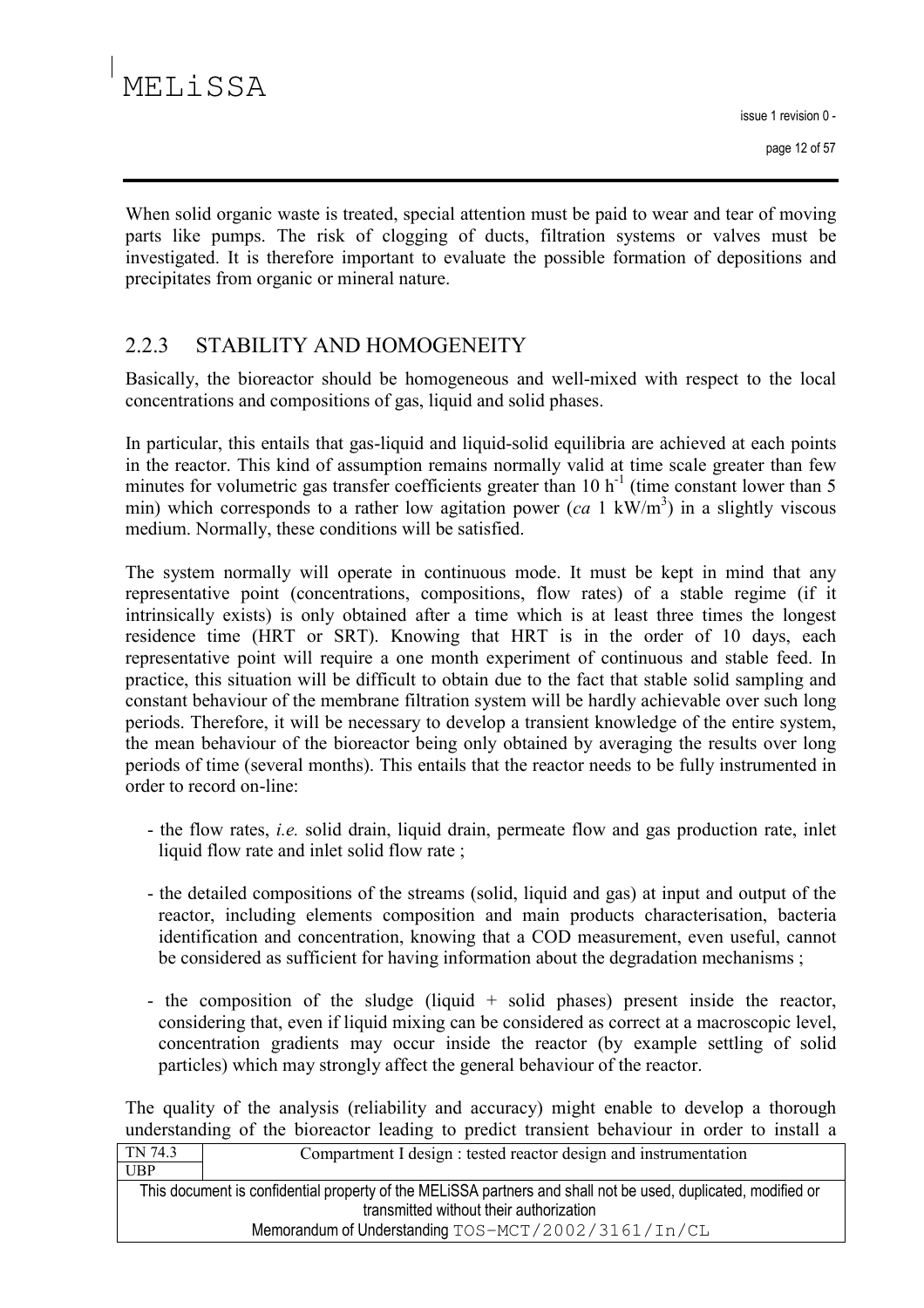When solid organic waste is treated, special attention must be paid to wear and tear of moving parts like pumps. The risk of clogging of ducts, filtration systems or valves must be investigated. It is therefore important to evaluate the possible formation of depositions and precipitates from organic or mineral nature.

### 2.2.3 STABILITY AND HOMOGENEITY

Basically, the bioreactor should be homogeneous and well-mixed with respect to the local concentrations and compositions of gas, liquid and solid phases.

In particular, this entails that gas-liquid and liquid-solid equilibria are achieved at each points in the reactor. This kind of assumption remains normally valid at time scale greater than few minutes for volumetric gas transfer coefficients greater than 10 $h^{-1}$ (time constant lower than 5 min) which corresponds to a rather low agitation power (*ca* 1 $kW/m^3$) in a slightly viscous medium. Normally, these conditions will be satisfied.

The system normally will operate in continuous mode. It must be kept in mind that any representative point (concentrations, compositions, flow rates) of a stable regime (if it intrinsically exists) is only obtained after a time which is at least three times the longest residence time (HRT or SRT). Knowing that HRT is in the order of 10 days, each representative point will require a one month experiment of continuous and stable feed. In practice, this situation will be difficult to obtain due to the fact that stable solid sampling and constant behaviour of the membrane filtration system will be hardly achievable over such long periods. Therefore, it will be necessary to develop a transient knowledge of the entire system, the mean behaviour of the bioreactor being only obtained by averaging the results over long periods of time (several months). This entails that the reactor needs to be fully instrumented in order to record on-line:

- the flow rates, *i.e.* solid drain, liquid drain, permeate flow and gas production rate, inlet liquid flow rate and inlet solid flow rate ;
- the detailed compositions of the streams (solid, liquid and gas) at input and output of the reactor, including elements composition and main products characterisation, bacteria identification and concentration, knowing that a COD measurement, even useful, cannot be considered as sufficient for having information about the degradation mechanisms ;
- the composition of the sludge (liquid + solid phases) present inside the reactor, considering that, even if liquid mixing can be considered as correct at a macroscopic level, concentration gradients may occur inside the reactor (by example settling of solid particles) which may strongly affect the general behaviour of the reactor.

The quality of the analysis (reliability and accuracy) might enable to develop a thorough understanding of the bioreactor leading to predict transient behaviour in order to install a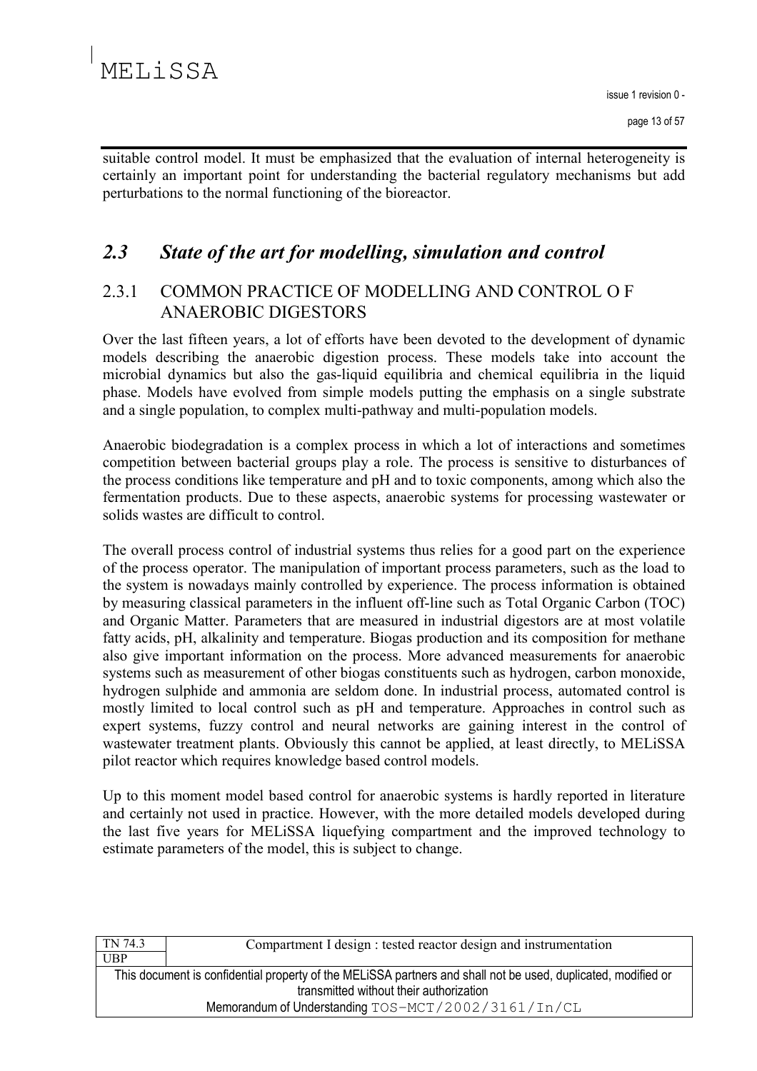suitable control model. It must be emphasized that the evaluation of internal heterogeneity is certainly an important point for understanding the bacterial regulatory mechanisms but add perturbations to the normal functioning of the bioreactor.

## *2.3 State of the art for modelling, simulation and control*

### 2.3.1 COMMON PRACTICE OF MODELLING AND CONTROL O F ANAEROBIC DIGESTORS

Over the last fifteen years, a lot of efforts have been devoted to the development of dynamic models describing the anaerobic digestion process. These models take into account the microbial dynamics but also the gas-liquid equilibria and chemical equilibria in the liquid phase. Models have evolved from simple models putting the emphasis on a single substrate and a single population, to complex multi-pathway and multi-population models.

Anaerobic biodegradation is a complex process in which a lot of interactions and sometimes competition between bacterial groups play a role. The process is sensitive to disturbances of the process conditions like temperature and pH and to toxic components, among which also the fermentation products. Due to these aspects, anaerobic systems for processing wastewater or solids wastes are difficult to control.

The overall process control of industrial systems thus relies for a good part on the experience of the process operator. The manipulation of important process parameters, such as the load to the system is nowadays mainly controlled by experience. The process information is obtained by measuring classical parameters in the influent off-line such as Total Organic Carbon (TOC) and Organic Matter. Parameters that are measured in industrial digestors are at most volatile fatty acids, pH, alkalinity and temperature. Biogas production and its composition for methane also give important information on the process. More advanced measurements for anaerobic systems such as measurement of other biogas constituents such as hydrogen, carbon monoxide, hydrogen sulphide and ammonia are seldom done. In industrial process, automated control is mostly limited to local control such as pH and temperature. Approaches in control such as expert systems, fuzzy control and neural networks are gaining interest in the control of wastewater treatment plants. Obviously this cannot be applied, at least directly, to MELiSSA pilot reactor which requires knowledge based control models.

Up to this moment model based control for anaerobic systems is hardly reported in literature and certainly not used in practice. However, with the more detailed models developed during the last five years for MELiSSA liquefying compartment and the improved technology to estimate parameters of the model, this is subject to change.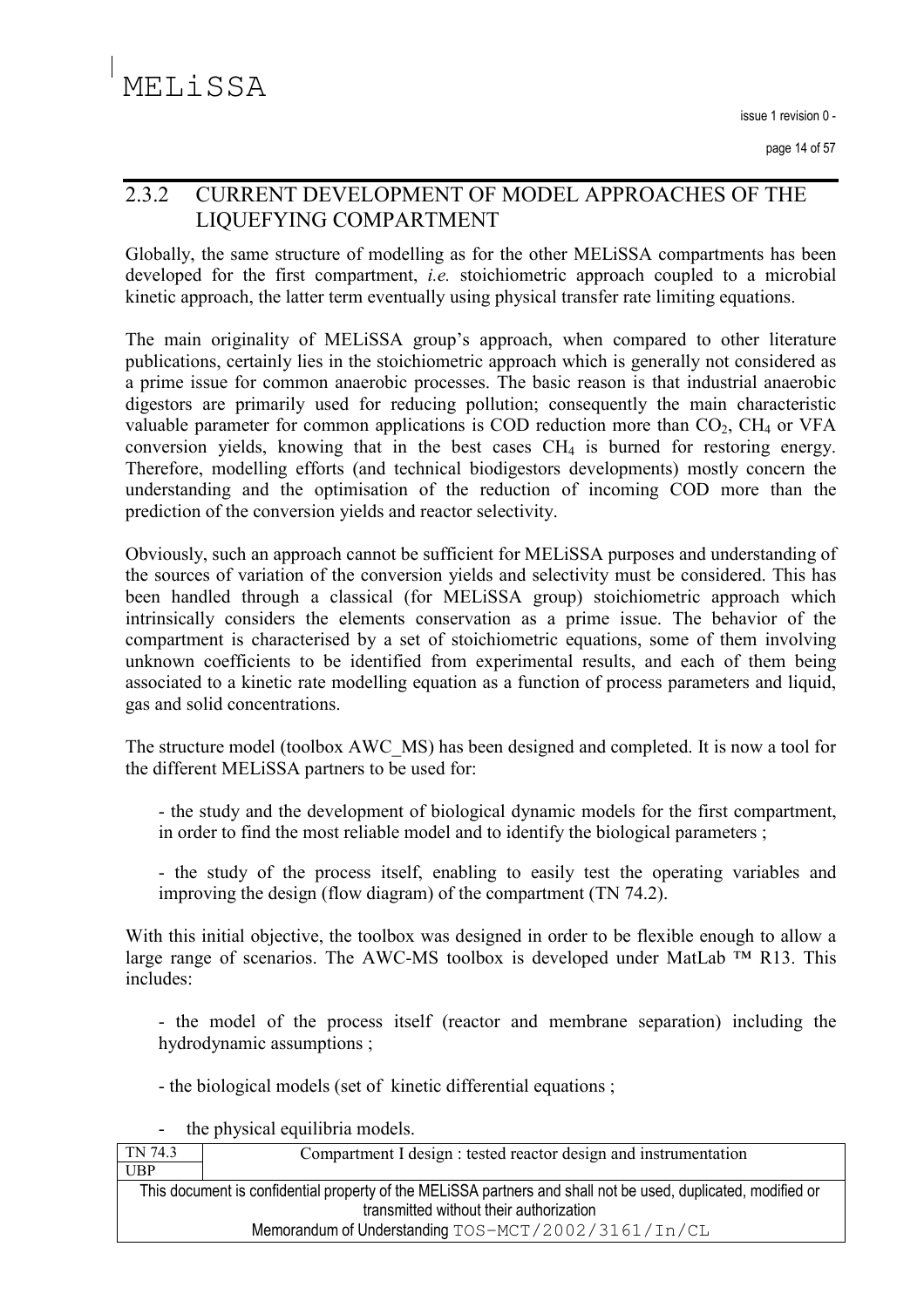## 2.3.2 CURRENT DEVELOPMENT OF MODEL APPROACHES OF THE LIQUEFYING COMPARTMENT

Globally, the same structure of modelling as for the other MELiSSA compartments has been developed for the first compartment, *i.e.* stoichiometric approach coupled to a microbial kinetic approach, the latter term eventually using physical transfer rate limiting equations.

The main originality of MELiSSA group's approach, when compared to other literature publications, certainly lies in the stoichiometric approach which is generally not considered as a prime issue for common anaerobic processes. The basic reason is that industrial anaerobic digestors are primarily used for reducing pollution; consequently the main characteristic valuable parameter for common applications is COD reduction more than $CO_2$, $CH_4$ or VFA conversion yields, knowing that in the best cases $CH_4$ is burned for restoring energy. Therefore, modelling efforts (and technical biodigestors developments) mostly concern the understanding and the optimisation of the reduction of incoming COD more than the prediction of the conversion yields and reactor selectivity.

Obviously, such an approach cannot be sufficient for MELiSSA purposes and understanding of the sources of variation of the conversion yields and selectivity must be considered. This has been handled through a classical (for MELiSSA group) stoichiometric approach which intrinsically considers the elements conservation as a prime issue. The behavior of the compartment is characterised by a set of stoichiometric equations, some of them involving unknown coefficients to be identified from experimental results, and each of them being associated to a kinetic rate modelling equation as a function of process parameters and liquid, gas and solid concentrations.

The structure model (toolbox AWC_MS) has been designed and completed. It is now a tool for the different MELiSSA partners to be used for:

- the study and the development of biological dynamic models for the first compartment, in order to find the most reliable model and to identify the biological parameters ;

- the study of the process itself, enabling to easily test the operating variables and improving the design (flow diagram) of the compartment (TN 74.2).

With this initial objective, the toolbox was designed in order to be flexible enough to allow a large range of scenarios. The AWC-MS toolbox is developed under MatLab ™ R13. This includes:

- the model of the process itself (reactor and membrane separation) including the hydrodynamic assumptions ;

- the biological models (set of kinetic differential equations ;

- the physical equilibria models.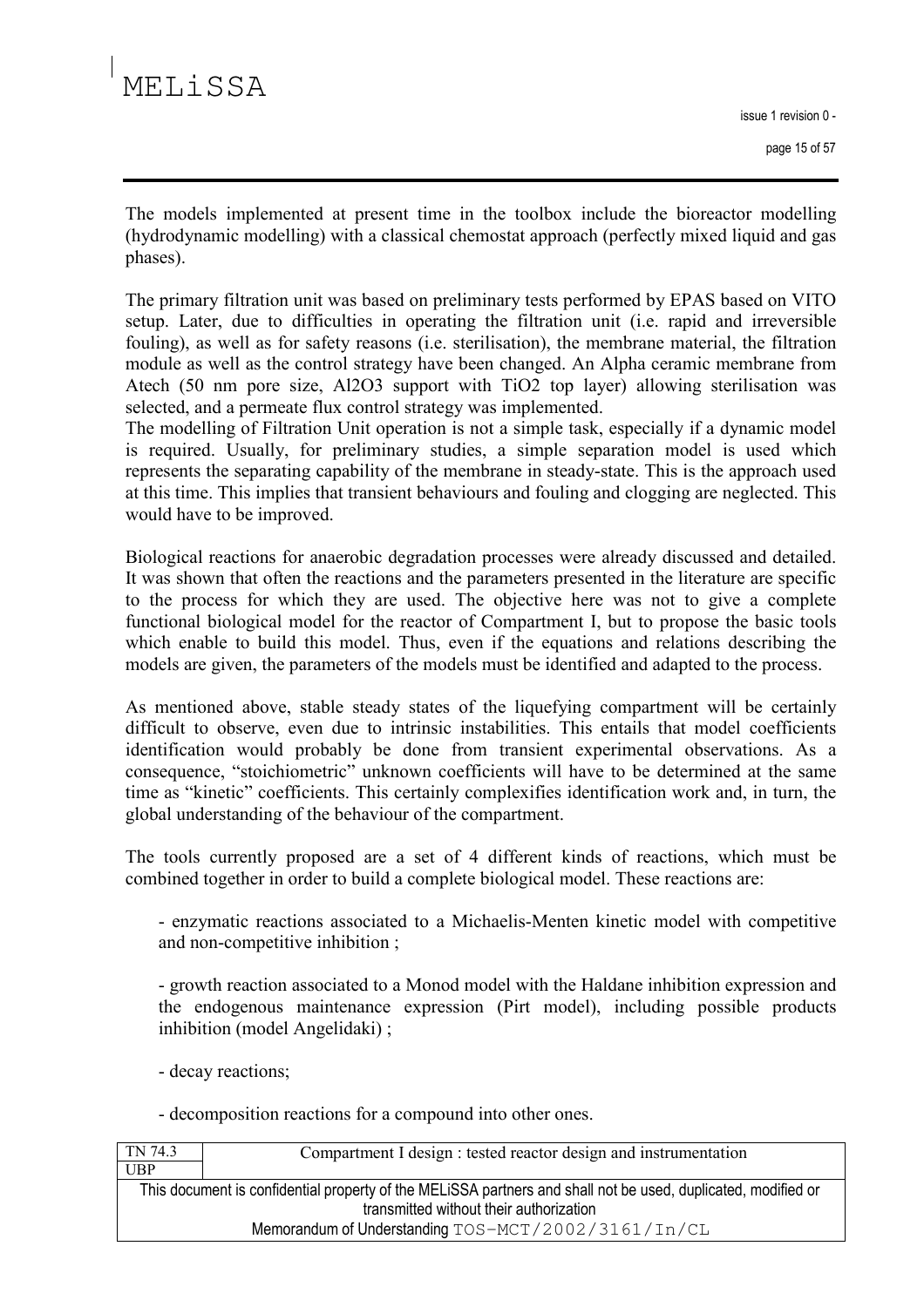The models implemented at present time in the toolbox include the bioreactor modelling (hydrodynamic modelling) with a classical chemostat approach (perfectly mixed liquid and gas phases).

The primary filtration unit was based on preliminary tests performed by EPAS based on VITO setup. Later, due to difficulties in operating the filtration unit (i.e. rapid and irreversible fouling), as well as for safety reasons (i.e. sterilisation), the membrane material, the filtration module as well as the control strategy have been changed. An Alpha ceramic membrane from Atech (50 nm pore size, $Al_2O_3$ support with $TiO_2$ top layer) allowing sterilisation was selected, and a permeate flux control strategy was implemented.

The modelling of Filtration Unit operation is not a simple task, especially if a dynamic model is required. Usually, for preliminary studies, a simple separation model is used which represents the separating capability of the membrane in steady-state. This is the approach used at this time. This implies that transient behaviours and fouling and clogging are neglected. This would have to be improved.

Biological reactions for anaerobic degradation processes were already discussed and detailed. It was shown that often the reactions and the parameters presented in the literature are specific to the process for which they are used. The objective here was not to give a complete functional biological model for the reactor of Compartment I, but to propose the basic tools which enable to build this model. Thus, even if the equations and relations describing the models are given, the parameters of the models must be identified and adapted to the process.

As mentioned above, stable steady states of the liquefying compartment will be certainly difficult to observe, even due to intrinsic instabilities. This entails that model coefficients identification would probably be done from transient experimental observations. As a consequence, "stoichiometric" unknown coefficients will have to be determined at the same time as "kinetic" coefficients. This certainly complexifies identification work and, in turn, the global understanding of the behaviour of the compartment.

The tools currently proposed are a set of 4 different kinds of reactions, which must be combined together in order to build a complete biological model. These reactions are:

- enzymatic reactions associated to a Michaelis-Menten kinetic model with competitive and non-competitive inhibition ;

- growth reaction associated to a Monod model with the Haldane inhibition expression and the endogenous maintenance expression (Pirt model), including possible products inhibition (model Angelidaki) ;

- decay reactions;

- decomposition reactions for a compound into other ones.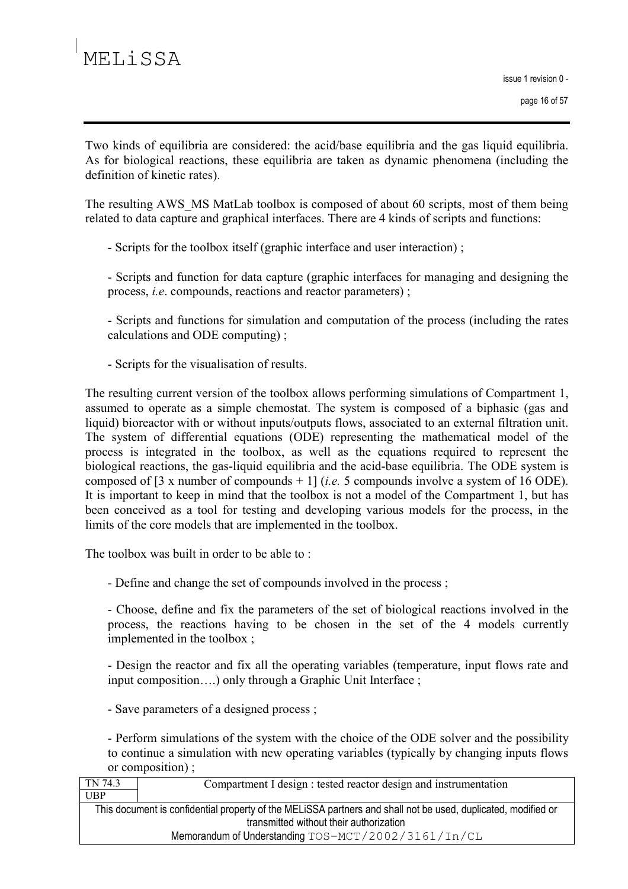Two kinds of equilibria are considered: the acid/base equilibria and the gas liquid equilibria. As for biological reactions, these equilibria are taken as dynamic phenomena (including the definition of kinetic rates).

The resulting AWS_MS MatLab toolbox is composed of about 60 scripts, most of them being related to data capture and graphical interfaces. There are 4 kinds of scripts and functions:

- Scripts for the toolbox itself (graphic interface and user interaction) ;

- Scripts and function for data capture (graphic interfaces for managing and designing the process, *i.e*. compounds, reactions and reactor parameters) ;

- Scripts and functions for simulation and computation of the process (including the rates calculations and ODE computing) ;

- Scripts for the visualisation of results.

The resulting current version of the toolbox allows performing simulations of Compartment 1, assumed to operate as a simple chemostat. The system is composed of a biphasic (gas and liquid) bioreactor with or without inputs/outputs flows, associated to an external filtration unit. The system of differential equations (ODE) representing the mathematical model of the process is integrated in the toolbox, as well as the equations required to represent the biological reactions, the gas-liquid equilibria and the acid-base equilibria. The ODE system is composed of [3 x number of compounds + 1] (*i.e.* 5 compounds involve a system of 16 ODE). It is important to keep in mind that the toolbox is not a model of the Compartment 1, but has been conceived as a tool for testing and developing various models for the process, in the limits of the core models that are implemented in the toolbox.

The toolbox was built in order to be able to :

- Define and change the set of compounds involved in the process ;

- Choose, define and fix the parameters of the set of biological reactions involved in the process, the reactions having to be chosen in the set of the 4 models currently implemented in the toolbox ;

- Design the reactor and fix all the operating variables (temperature, input flows rate and input composition….) only through a Graphic Unit Interface ;

- Save parameters of a designed process ;

- Perform simulations of the system with the choice of the ODE solver and the possibility to continue a simulation with new operating variables (typically by changing inputs flows or composition) ;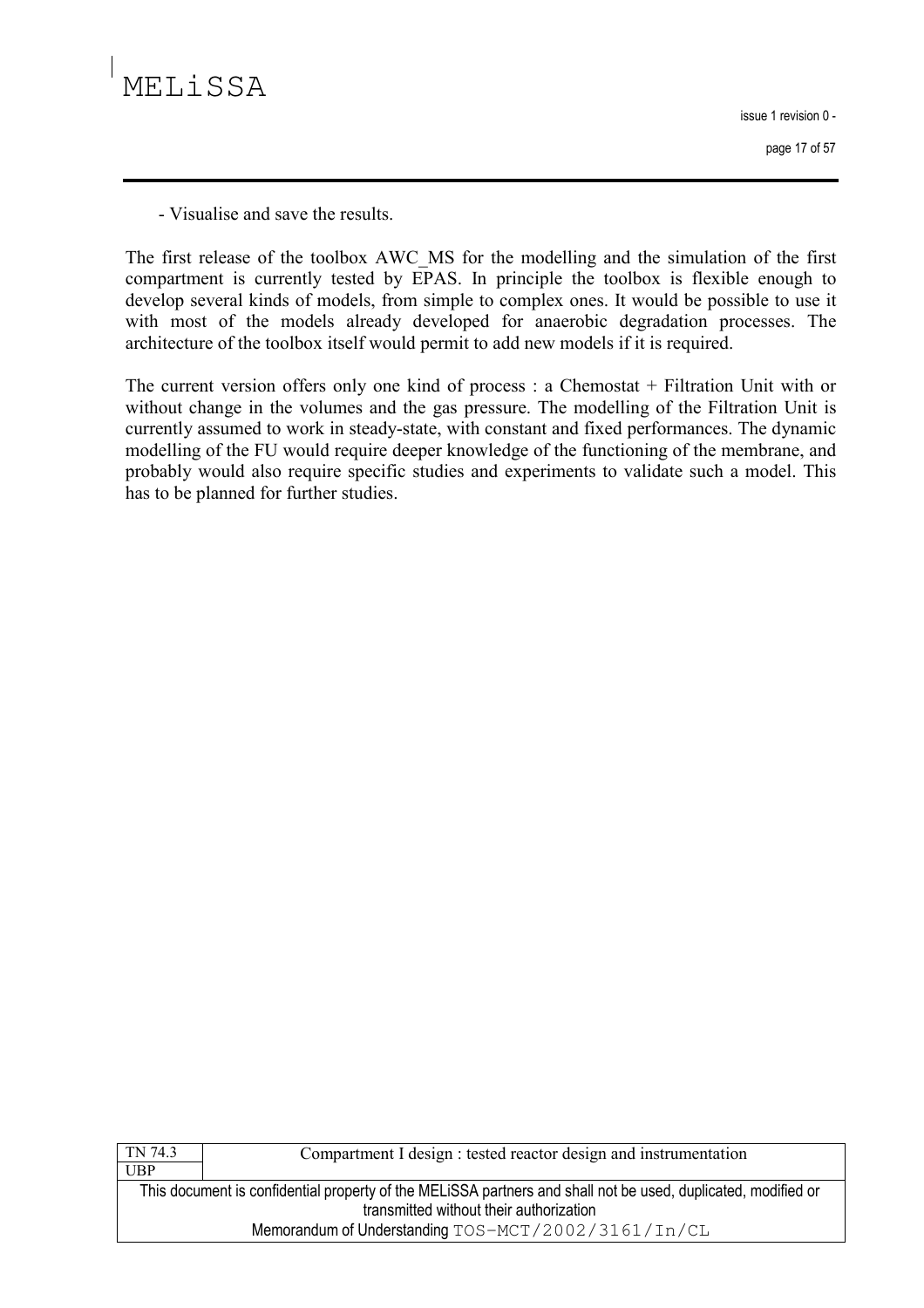- Visualise and save the results.

The first release of the toolbox AWC_MS for the modelling and the simulation of the first compartment is currently tested by EPAS. In principle the toolbox is flexible enough to develop several kinds of models, from simple to complex ones. It would be possible to use it with most of the models already developed for anaerobic degradation processes. The architecture of the toolbox itself would permit to add new models if it is required.

The current version offers only one kind of process : a Chemostat + Filtration Unit with or without change in the volumes and the gas pressure. The modelling of the Filtration Unit is currently assumed to work in steady-state, with constant and fixed performances. The dynamic modelling of the FU would require deeper knowledge of the functioning of the membrane, and probably would also require specific studies and experiments to validate such a model. This has to be planned for further studies.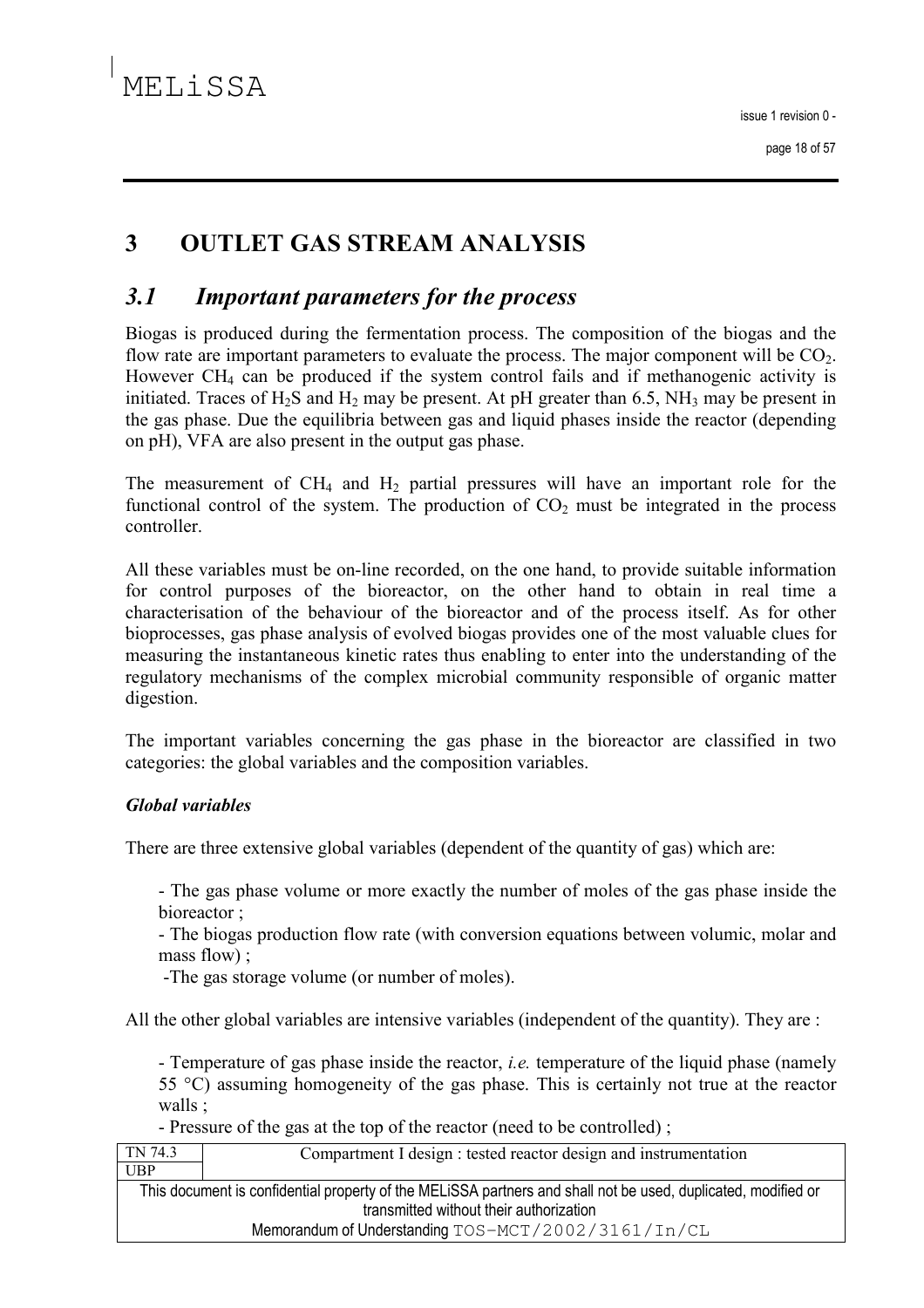# 3 OUTLET GAS STREAM ANALYSIS

## *3.1 Important parameters for the process*

Biogas is produced during the fermentation process. The composition of the biogas and the flow rate are important parameters to evaluate the process. The major component will be $CO_2$. However $CH_4$ can be produced if the system control fails and if methanogenic activity is initiated. Traces of $H_2S$ and $H_2$ may be present. At pH greater than 6.5, $NH_3$ may be present in the gas phase. Due the equilibria between gas and liquid phases inside the reactor (depending on pH), VFA are also present in the output gas phase.

The measurement of $CH_4$ and $H_2$ partial pressures will have an important role for the functional control of the system. The production of $CO_2$ must be integrated in the process controller.

All these variables must be on-line recorded, on the one hand, to provide suitable information for control purposes of the bioreactor, on the other hand to obtain in real time a characterisation of the behaviour of the bioreactor and of the process itself. As for other bioprocesses, gas phase analysis of evolved biogas provides one of the most valuable clues for measuring the instantaneous kinetic rates thus enabling to enter into the understanding of the regulatory mechanisms of the complex microbial community responsible of organic matter digestion.

The important variables concerning the gas phase in the bioreactor are classified in two categories: the global variables and the composition variables.

***Global variables***

There are three extensive global variables (dependent of the quantity of gas) which are:

- The gas phase volume or more exactly the number of moles of the gas phase inside the bioreactor ;
- The biogas production flow rate (with conversion equations between volumic, molar and mass flow) ;
- The gas storage volume (or number of moles).

All the other global variables are intensive variables (independent of the quantity). They are :

- Temperature of gas phase inside the reactor, *i.e.* temperature of the liquid phase (namely 55 °C) assuming homogeneity of the gas phase. This is certainly not true at the reactor walls ;
- Pressure of the gas at the top of the reactor (need to be controlled) ;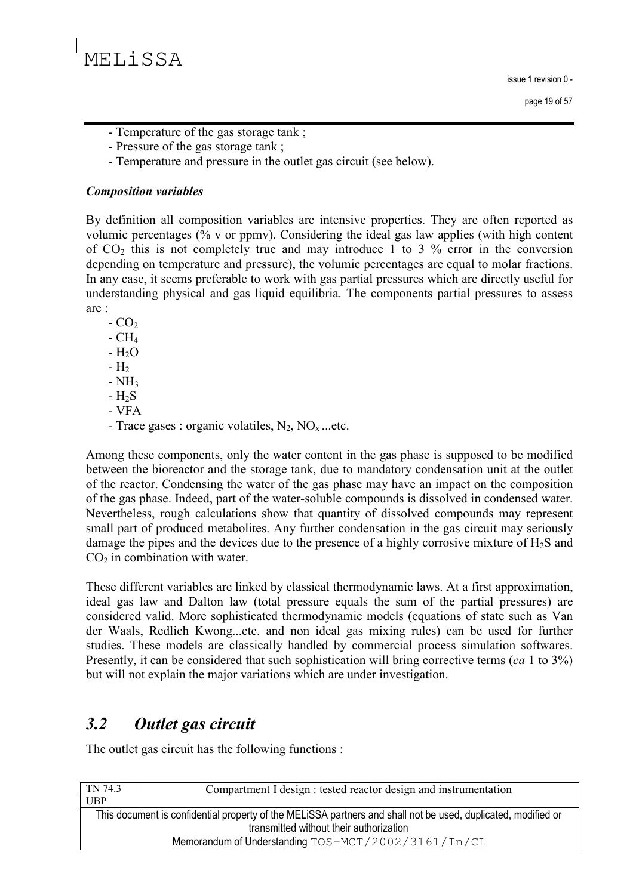- Temperature of the gas storage tank ;
- Pressure of the gas storage tank ;
- Temperature and pressure in the outlet gas circuit (see below).

***Composition variables***

By definition all composition variables are intensive properties. They are often reported as volumic percentages (% v or ppmv). Considering the ideal gas law applies (with high content of $CO_2$ this is not completely true and may introduce 1 to 3 % error in the conversion depending on temperature and pressure), the volumic percentages are equal to molar fractions. In any case, it seems preferable to work with gas partial pressures which are directly useful for understanding physical and gas liquid equilibria. The components partial pressures to assess are :

- $CO_2$
- $CH_4$
- $H_2O$
- $H_2$
- $NH_3$
- $H_2S$
- VFA
- Trace gases : organic volatiles, $N_2$, $NO_x$ ...etc.

Among these components, only the water content in the gas phase is supposed to be modified between the bioreactor and the storage tank, due to mandatory condensation unit at the outlet of the reactor. Condensing the water of the gas phase may have an impact on the composition of the gas phase. Indeed, part of the water-soluble compounds is dissolved in condensed water. Nevertheless, rough calculations show that quantity of dissolved compounds may represent small part of produced metabolites. Any further condensation in the gas circuit may seriously damage the pipes and the devices due to the presence of a highly corrosive mixture of $H_2S$ and $CO_2$ in combination with water.

These different variables are linked by classical thermodynamic laws. At a first approximation, ideal gas law and Dalton law (total pressure equals the sum of the partial pressures) are considered valid. More sophisticated thermodynamic models (equations of state such as Van der Waals, Redlich Kwong...etc. and non ideal gas mixing rules) can be used for further studies. These models are classically handled by commercial process simulation softwares. Presently, it can be considered that such sophistication will bring corrective terms (*ca* 1 to 3%) but will not explain the major variations which are under investigation.

## *3.2 Outlet gas circuit*

The outlet gas circuit has the following functions :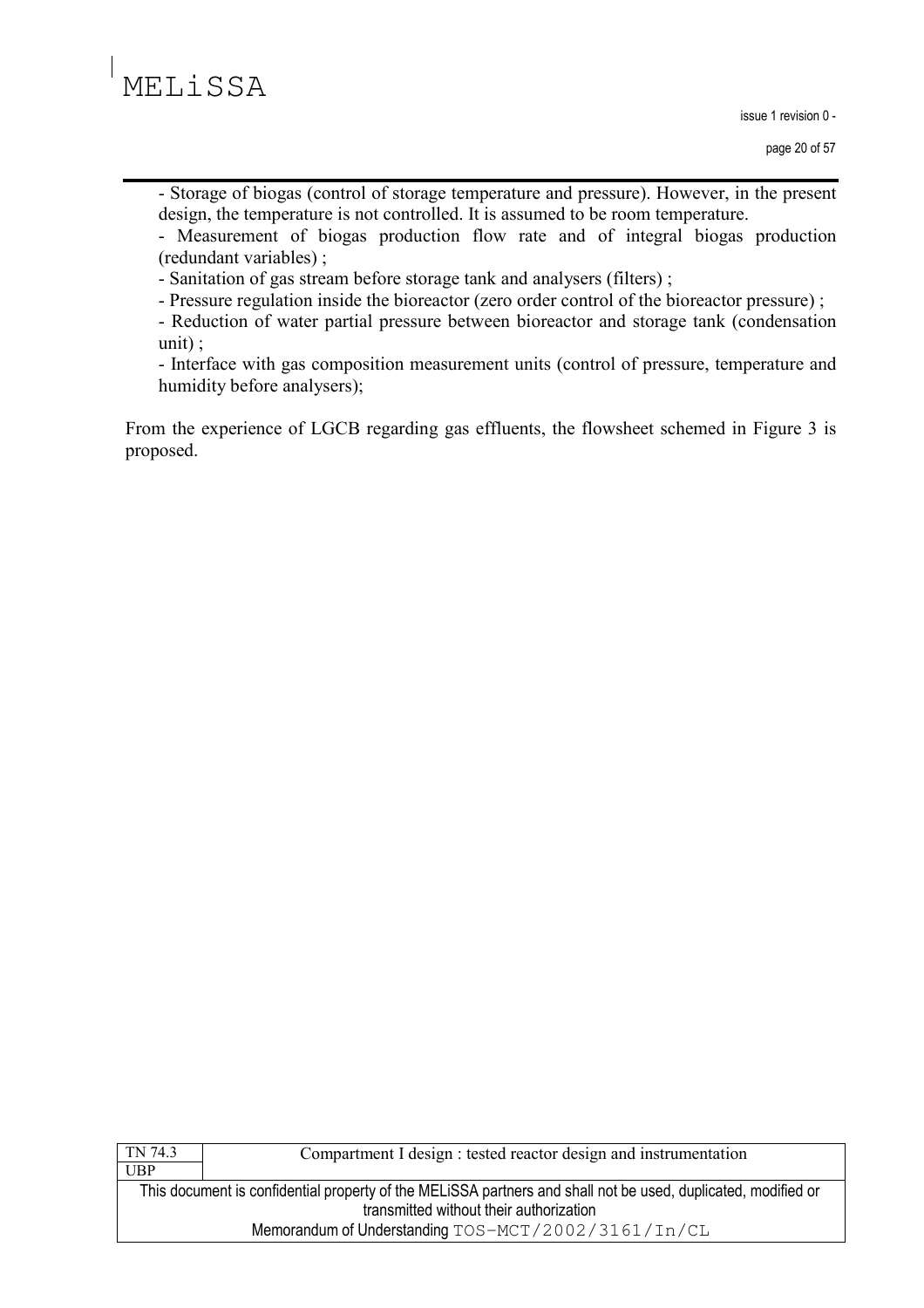- Storage of biogas (control of storage temperature and pressure). However, in the present design, the temperature is not controlled. It is assumed to be room temperature.
- Measurement of biogas production flow rate and of integral biogas production (redundant variables) ;
- Sanitation of gas stream before storage tank and analysers (filters) ;
- Pressure regulation inside the bioreactor (zero order control of the bioreactor pressure) ;
- Reduction of water partial pressure between bioreactor and storage tank (condensation unit) ;
- Interface with gas composition measurement units (control of pressure, temperature and humidity before analysers);

From the experience of LGCB regarding gas effluents, the flowsheet schemed in Figure 3 is proposed.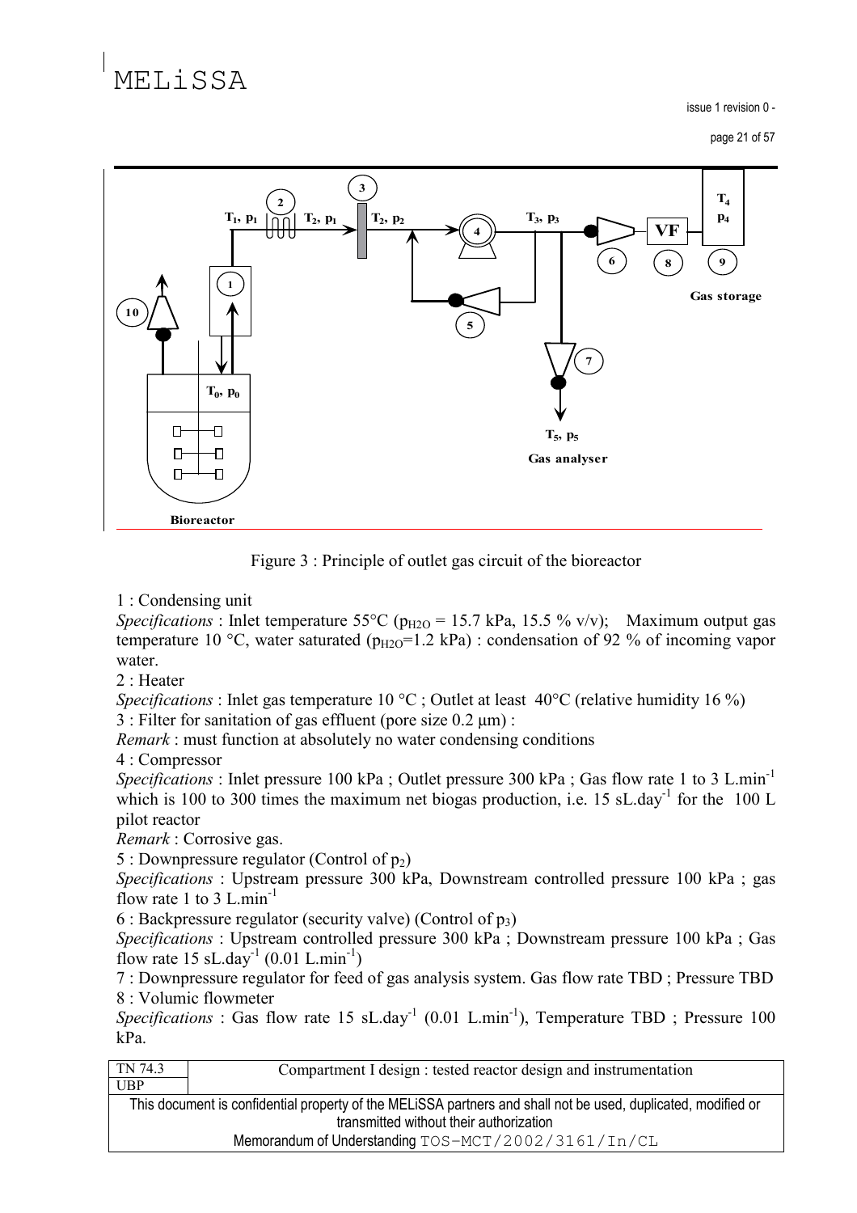Figure 3 : Principle of outlet gas circuit of the bioreactor

1 : Condensing unit

*Specifications* : Inlet temperature 55°C ($p_{H2O}$ = 15.7 kPa, 15.5 % v/v); Maximum output gas temperature 10 °C, water saturated ($p_{H2O}$=1.2 kPa) : condensation of 92 % of incoming vapor water.

2 : Heater

*Specifications* : Inlet gas temperature 10 °C ; Outlet at least 40°C (relative humidity 16 %)

3 : Filter for sanitation of gas effluent (pore size 0.2 µm) :

*Remark* : must function at absolutely no water condensing conditions

4 : Compressor

*Specifications* : Inlet pressure 100 kPa ; Outlet pressure 300 kPa ; Gas flow rate 1 to 3 $L.min^{-1}$ which is 100 to 300 times the maximum net biogas production, i.e. 15 $sL.day^{-1}$ for the 100 L pilot reactor

*Remark* : Corrosive gas.

5 : Downpressure regulator (Control of $p_2$)

*Specifications* : Upstream pressure 300 kPa, Downstream controlled pressure 100 kPa ; gas flow rate 1 to 3 $L.min^{-1}$

6 : Backpressure regulator (security valve) (Control of $p_3$)

*Specifications* : Upstream controlled pressure 300 kPa ; Downstream pressure 100 kPa ; Gas flow rate 15 $sL.day^{-1}$ (0.01 $L.min^{-1}$)

7 : Downpressure regulator for feed of gas analysis system. Gas flow rate TBD ; Pressure TBD

8 : Volumic flowmeter

*Specifications* : Gas flow rate 15 $sL.day^{-1}$ (0.01 $L.min^{-1}$), Temperature TBD ; Pressure 100 kPa.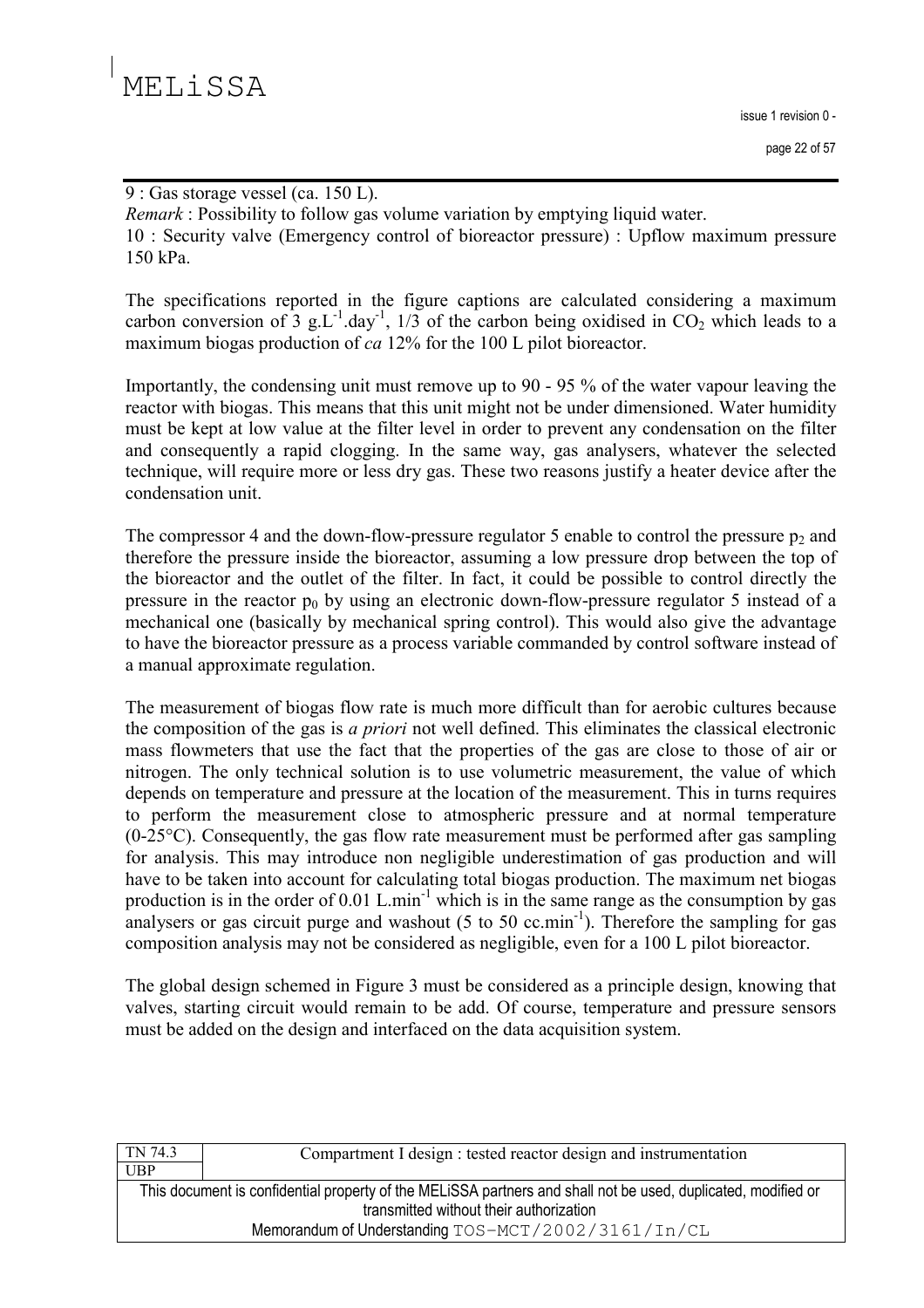9 : Gas storage vessel (ca. 150 L).

*Remark* : Possibility to follow gas volume variation by emptying liquid water.

10 : Security valve (Emergency control of bioreactor pressure) : Upflow maximum pressure 150 kPa.

The specifications reported in the figure captions are calculated considering a maximum carbon conversion of 3 $g.L^{-1}.day^{-1}$, 1/3 of the carbon being oxidised in $CO_2$ which leads to a maximum biogas production of *ca* 12% for the 100 L pilot bioreactor.

Importantly, the condensing unit must remove up to 90 - 95 % of the water vapour leaving the reactor with biogas. This means that this unit might not be under dimensioned. Water humidity must be kept at low value at the filter level in order to prevent any condensation on the filter and consequently a rapid clogging. In the same way, gas analysers, whatever the selected technique, will require more or less dry gas. These two reasons justify a heater device after the condensation unit.

The compressor 4 and the down-flow-pressure regulator 5 enable to control the pressure $p_2$ and therefore the pressure inside the bioreactor, assuming a low pressure drop between the top of the bioreactor and the outlet of the filter. In fact, it could be possible to control directly the pressure in the reactor $p_0$ by using an electronic down-flow-pressure regulator 5 instead of a mechanical one (basically by mechanical spring control). This would also give the advantage to have the bioreactor pressure as a process variable commanded by control software instead of a manual approximate regulation.

The measurement of biogas flow rate is much more difficult than for aerobic cultures because the composition of the gas is *a priori* not well defined. This eliminates the classical electronic mass flowmeters that use the fact that the properties of the gas are close to those of air or nitrogen. The only technical solution is to use volumetric measurement, the value of which depends on temperature and pressure at the location of the measurement. This in turns requires to perform the measurement close to atmospheric pressure and at normal temperature (0-25°C). Consequently, the gas flow rate measurement must be performed after gas sampling for analysis. This may introduce non negligible underestimation of gas production and will have to be taken into account for calculating total biogas production. The maximum net biogas production is in the order of 0.01 $L.min^{-1}$ which is in the same range as the consumption by gas analysers or gas circuit purge and washout (5 to 50 $cc.min^{-1}$). Therefore the sampling for gas composition analysis may not be considered as negligible, even for a 100 L pilot bioreactor.

The global design schemed in Figure 3 must be considered as a principle design, knowing that valves, starting circuit would remain to be add. Of course, temperature and pressure sensors must be added on the design and interfaced on the data acquisition system.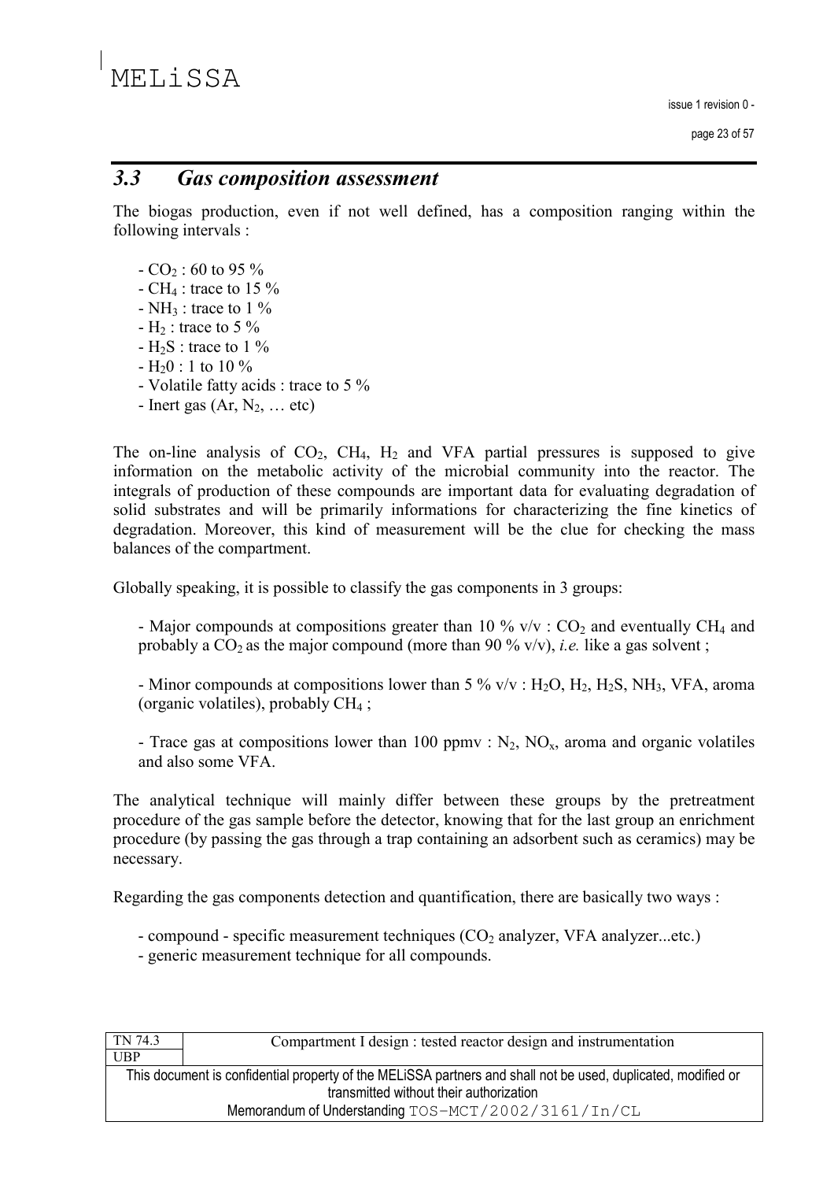## *3.3 Gas composition assessment*

The biogas production, even if not well defined, has a composition ranging within the following intervals :

- $CO_2$ : 60 to 95 %
- $CH_4$ : trace to 15 %
- $NH_3$ : trace to 1 %
- $H_2$ : trace to 5 %
- $H_2S$ : trace to 1 %
- $H_20$ : 1 to 10 %
- Volatile fatty acids : trace to 5 %
- Inert gas (Ar, $N_2$, … etc)

The on-line analysis of $CO_2$, $CH_4$, $H_2$ and VFA partial pressures is supposed to give information on the metabolic activity of the microbial community into the reactor. The integrals of production of these compounds are important data for evaluating degradation of solid substrates and will be primarily informations for characterizing the fine kinetics of degradation. Moreover, this kind of measurement will be the clue for checking the mass balances of the compartment.

Globally speaking, it is possible to classify the gas components in 3 groups:

- Major compounds at compositions greater than 10 % v/v : $CO_2$ and eventually $CH_4$ and probably a $CO_2$ as the major compound (more than 90 % v/v), *i.e.* like a gas solvent ;

- Minor compounds at compositions lower than 5 % v/v : $H_2O$, $H_2$, $H_2S$, $NH_3$, VFA, aroma (organic volatiles), probably $CH_4$ ;

- Trace gas at compositions lower than 100 ppmv : $N_2$, $NO_x$, aroma and organic volatiles and also some VFA.

The analytical technique will mainly differ between these groups by the pretreatment procedure of the gas sample before the detector, knowing that for the last group an enrichment procedure (by passing the gas through a trap containing an adsorbent such as ceramics) may be necessary.

Regarding the gas components detection and quantification, there are basically two ways :

- compound - specific measurement techniques ($CO_2$ analyzer, VFA analyzer...etc.)
- generic measurement technique for all compounds.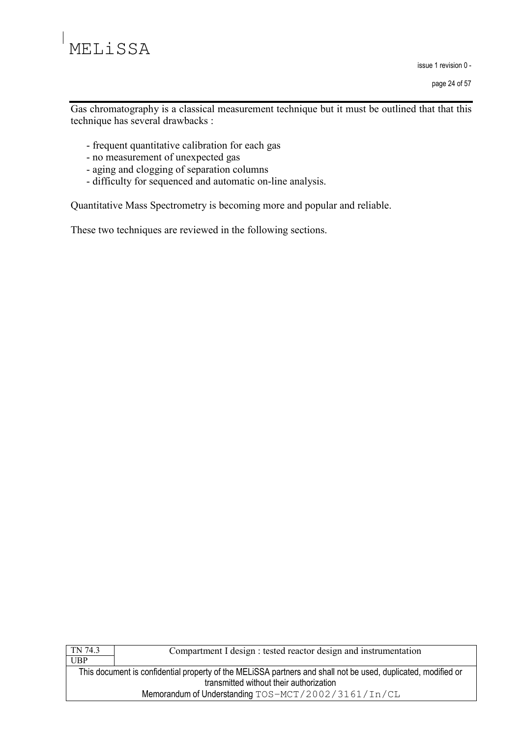Gas chromatography is a classical measurement technique but it must be outlined that that this technique has several drawbacks :

- frequent quantitative calibration for each gas
- no measurement of unexpected gas
- aging and clogging of separation columns
- difficulty for sequenced and automatic on-line analysis.

Quantitative Mass Spectrometry is becoming more and popular and reliable.

These two techniques are reviewed in the following sections.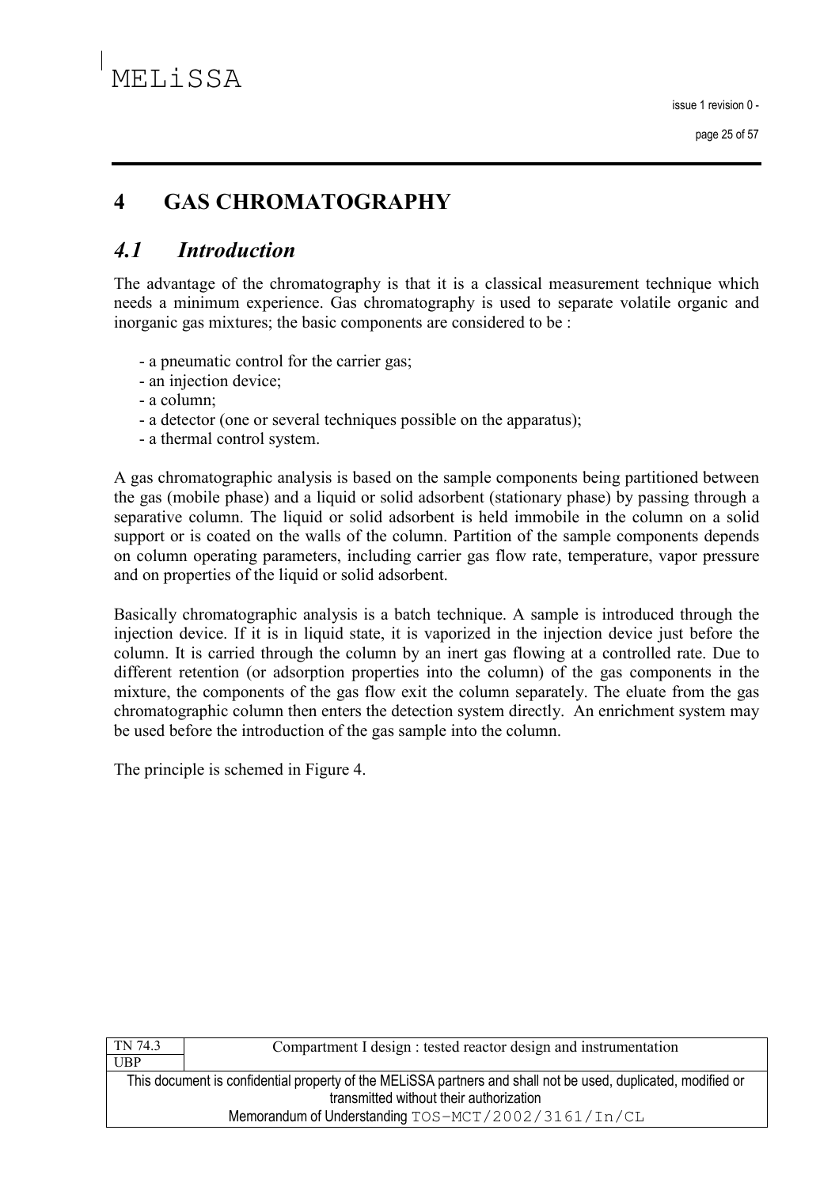# 4 GAS CHROMATOGRAPHY

## 4.1 Introduction

The advantage of the chromatography is that it is a classical measurement technique which needs a minimum experience. Gas chromatography is used to separate volatile organic and inorganic gas mixtures; the basic components are considered to be :

- a pneumatic control for the carrier gas;
- an injection device;
- a column;
- a detector (one or several techniques possible on the apparatus);
- a thermal control system.

A gas chromatographic analysis is based on the sample components being partitioned between the gas (mobile phase) and a liquid or solid adsorbent (stationary phase) by passing through a separative column. The liquid or solid adsorbent is held immobile in the column on a solid support or is coated on the walls of the column. Partition of the sample components depends on column operating parameters, including carrier gas flow rate, temperature, vapor pressure and on properties of the liquid or solid adsorbent.

Basically chromatographic analysis is a batch technique. A sample is introduced through the injection device. If it is in liquid state, it is vaporized in the injection device just before the column. It is carried through the column by an inert gas flowing at a controlled rate. Due to different retention (or adsorption properties into the column) of the gas components in the mixture, the components of the gas flow exit the column separately. The eluate from the gas chromatographic column then enters the detection system directly. An enrichment system may be used before the introduction of the gas sample into the column.

The principle is schemed in Figure 4.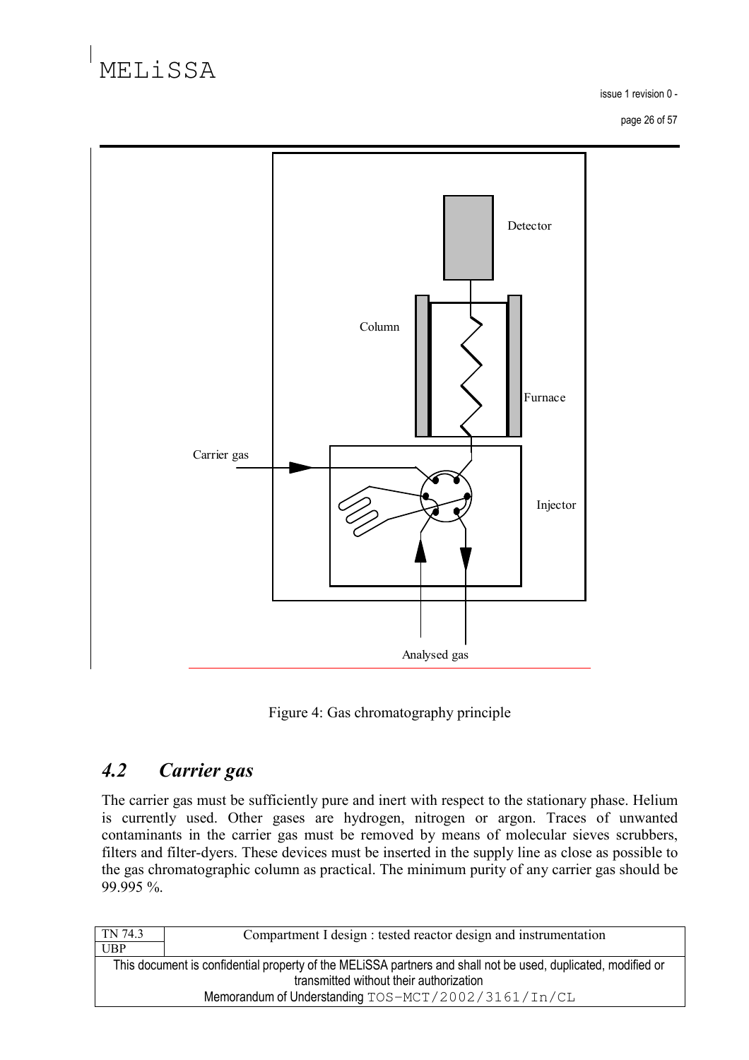Figure 4: Gas chromatography principle

## 4.2 Carrier gas

The carrier gas must be sufficiently pure and inert with respect to the stationary phase. Helium is currently used. Other gases are hydrogen, nitrogen or argon. Traces of unwanted contaminants in the carrier gas must be removed by means of molecular sieves scrubbers, filters and filter-dyers. These devices must be inserted in the supply line as close as possible to the gas chromatographic column as practical. The minimum purity of any carrier gas should be 99.995 %.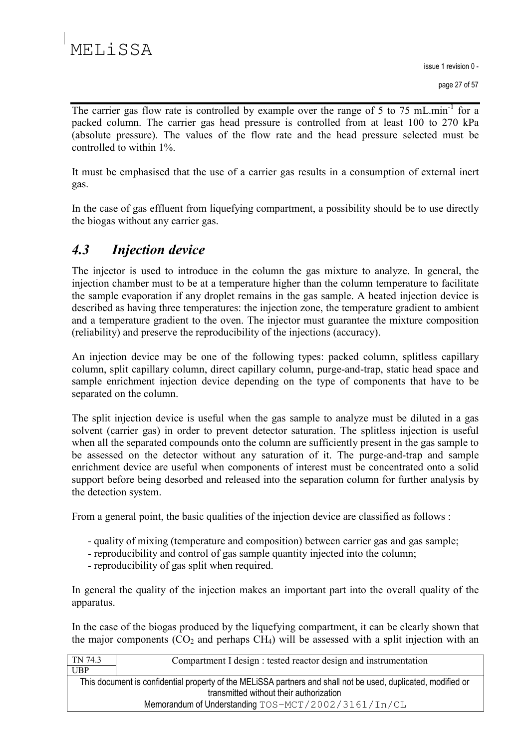The carrier gas flow rate is controlled by example over the range of 5 to 75 $mL.min^{-1}$ for a packed column. The carrier gas head pressure is controlled from at least 100 to 270 kPa (absolute pressure). The values of the flow rate and the head pressure selected must be controlled to within 1%.

It must be emphasised that the use of a carrier gas results in a consumption of external inert gas.

In the case of gas effluent from liquefying compartment, a possibility should be to use directly the biogas without any carrier gas.

## *4.3 Injection device*

The injector is used to introduce in the column the gas mixture to analyze. In general, the injection chamber must to be at a temperature higher than the column temperature to facilitate the sample evaporation if any droplet remains in the gas sample. A heated injection device is described as having three temperatures: the injection zone, the temperature gradient to ambient and a temperature gradient to the oven. The injector must guarantee the mixture composition (reliability) and preserve the reproducibility of the injections (accuracy).

An injection device may be one of the following types: packed column, splitless capillary column, split capillary column, direct capillary column, purge-and-trap, static head space and sample enrichment injection device depending on the type of components that have to be separated on the column.

The split injection device is useful when the gas sample to analyze must be diluted in a gas solvent (carrier gas) in order to prevent detector saturation. The splitless injection is useful when all the separated compounds onto the column are sufficiently present in the gas sample to be assessed on the detector without any saturation of it. The purge-and-trap and sample enrichment device are useful when components of interest must be concentrated onto a solid support before being desorbed and released into the separation column for further analysis by the detection system.

From a general point, the basic qualities of the injection device are classified as follows :

- quality of mixing (temperature and composition) between carrier gas and gas sample;
- reproducibility and control of gas sample quantity injected into the column;
- reproducibility of gas split when required.

In general the quality of the injection makes an important part into the overall quality of the apparatus.

In the case of the biogas produced by the liquefying compartment, it can be clearly shown that the major components ($CO_2$ and perhaps $CH_4$) will be assessed with a split injection with an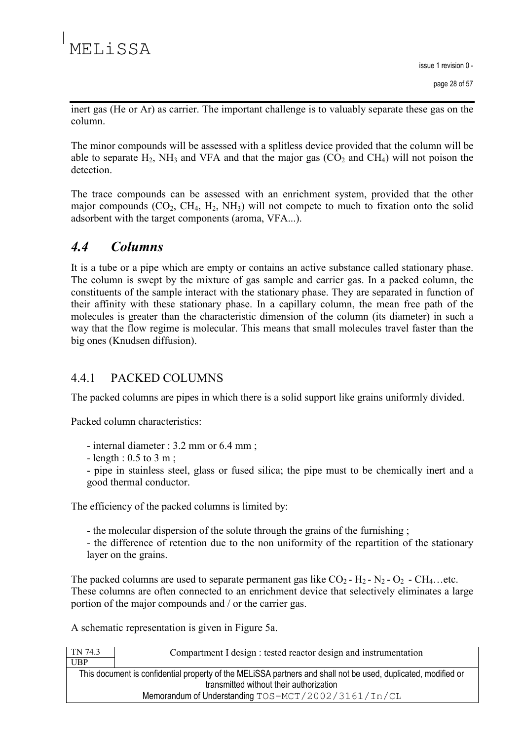inert gas (He or Ar) as carrier. The important challenge is to valuably separate these gas on the column.

The minor compounds will be assessed with a splitless device provided that the column will be able to separate $H_2$, $NH_3$ and VFA and that the major gas ($CO_2$ and $CH_4$) will not poison the detection.

The trace compounds can be assessed with an enrichment system, provided that the other major compounds ($CO_2$, $CH_4$, $H_2$, $NH_3$) will not compete to much to fixation onto the solid adsorbent with the target components (aroma, VFA...).

## *4.4 Columns*

It is a tube or a pipe which are empty or contains an active substance called stationary phase. The column is swept by the mixture of gas sample and carrier gas. In a packed column, the constituents of the sample interact with the stationary phase. They are separated in function of their affinity with these stationary phase. In a capillary column, the mean free path of the molecules is greater than the characteristic dimension of the column (its diameter) in such a way that the flow regime is molecular. This means that small molecules travel faster than the big ones (Knudsen diffusion).

### 4.4.1 PACKED COLUMNS

The packed columns are pipes in which there is a solid support like grains uniformly divided.

Packed column characteristics:

- internal diameter : 3.2 mm or 6.4 mm ;
- length : 0.5 to 3 m ;
- pipe in stainless steel, glass or fused silica; the pipe must to be chemically inert and a good thermal conductor.

The efficiency of the packed columns is limited by:

- the molecular dispersion of the solute through the grains of the furnishing ;
- the difference of retention due to the non uniformity of the repartition of the stationary layer on the grains.

The packed columns are used to separate permanent gas like $CO_2$ - $H_2$ - $N_2$ - $O_2$ - $CH_4$…etc. These columns are often connected to an enrichment device that selectively eliminates a large portion of the major compounds and / or the carrier gas.

A schematic representation is given in Figure 5a.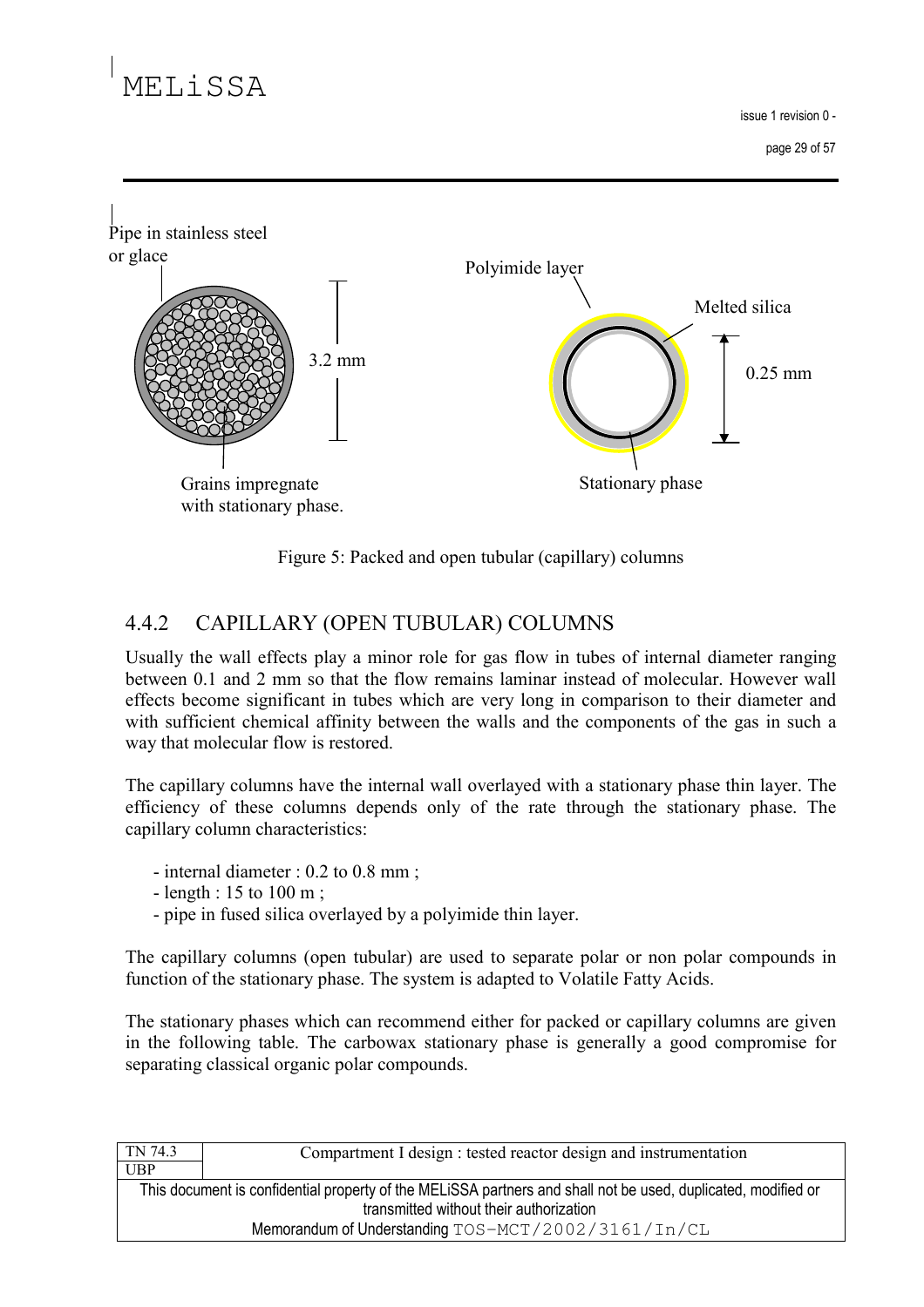Pipe in stainless steel or glace

Polyimide layer

Melted silica

3.2 mm

0.25 mm

Grains impregnate with stationary phase.

Stationary phase

Figure 5: Packed and open tubular (capillary) columns

### 4.4.2 CAPILLARY (OPEN TUBULAR) COLUMNS

Usually the wall effects play a minor role for gas flow in tubes of internal diameter ranging between 0.1 and 2 mm so that the flow remains laminar instead of molecular. However wall effects become significant in tubes which are very long in comparison to their diameter and with sufficient chemical affinity between the walls and the components of the gas in such a way that molecular flow is restored.

The capillary columns have the internal wall overlayed with a stationary phase thin layer. The efficiency of these columns depends only of the rate through the stationary phase. The capillary column characteristics:

- internal diameter : 0.2 to 0.8 mm ;
- length : 15 to 100 m ;
- pipe in fused silica overlayed by a polyimide thin layer.

The capillary columns (open tubular) are used to separate polar or non polar compounds in function of the stationary phase. The system is adapted to Volatile Fatty Acids.

The stationary phases which can recommend either for packed or capillary columns are given in the following table. The carbowax stationary phase is generally a good compromise for separating classical organic polar compounds.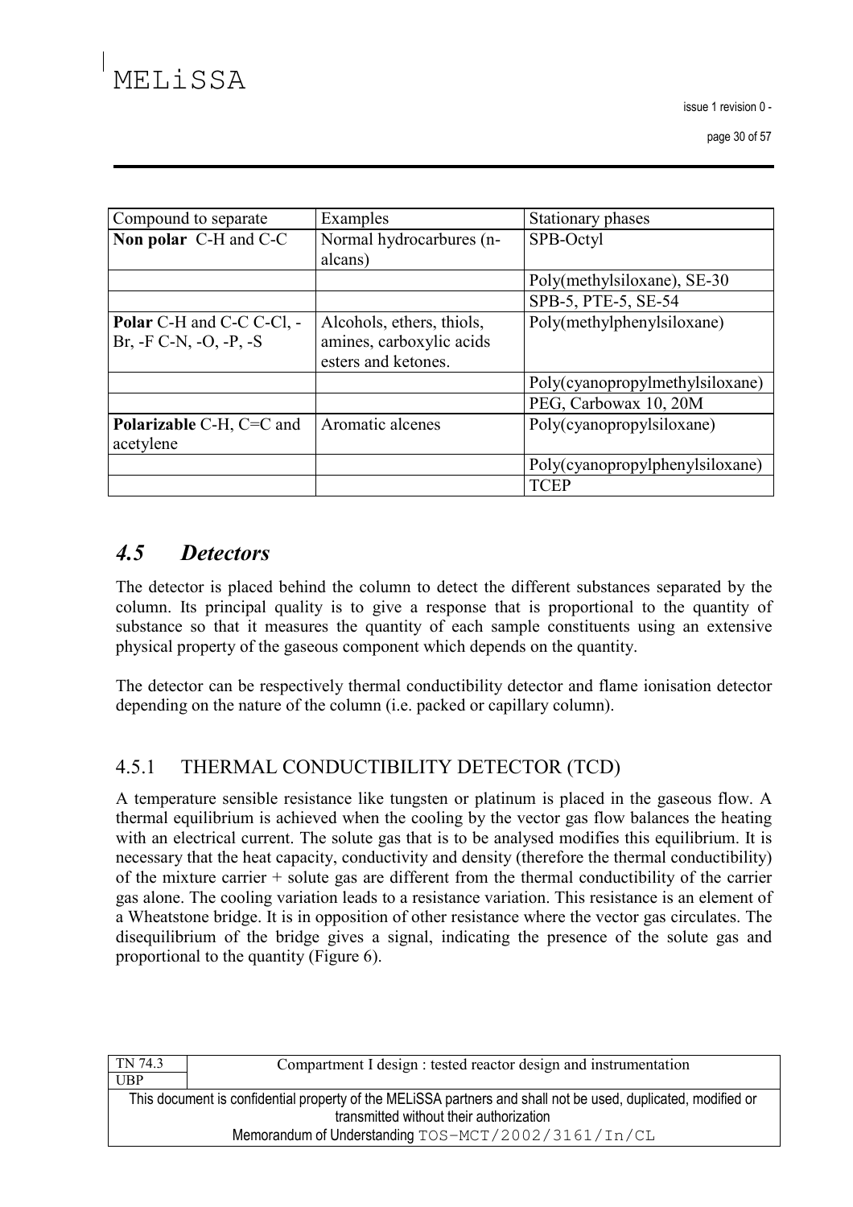| Compound to separate | Examples | Stationary phases |
|---|---|---|
| **Non polar** C-H and C-C | Normal hydrocarbures (n-alcans) | SPB-Octyl |
| | | Poly(methylsiloxane), SE-30 |
| | | SPB-5, PTE-5, SE-54 |
| **Polar** C-H and C-C C-Cl, -Br, -F C-N, -O, -P, -S | Alcohols, ethers, thiols, amines, carboxylic acids esters and ketones. | Poly(methylphenylsiloxane) |
| | | Poly(cyanopropylmethylsiloxane) |
| | | PEG, Carbowax 10, 20M |
| **Polarizable** C-H, C=C and acetylene | Aromatic alcenes | Poly(cyanopropylsiloxane) |
| | | Poly(cyanopropylphenylsiloxane) |
| | | TCEP |

## *4.5 Detectors*

The detector is placed behind the column to detect the different substances separated by the column. Its principal quality is to give a response that is proportional to the quantity of substance so that it measures the quantity of each sample constituents using an extensive physical property of the gaseous component which depends on the quantity.

The detector can be respectively thermal conductibility detector and flame ionisation detector depending on the nature of the column (i.e. packed or capillary column).

### 4.5.1 THERMAL CONDUCTIBILITY DETECTOR (TCD)

A temperature sensible resistance like tungsten or platinum is placed in the gaseous flow. A thermal equilibrium is achieved when the cooling by the vector gas flow balances the heating with an electrical current. The solute gas that is to be analysed modifies this equilibrium. It is necessary that the heat capacity, conductivity and density (therefore the thermal conductibility) of the mixture carrier + solute gas are different from the thermal conductibility of the carrier gas alone. The cooling variation leads to a resistance variation. This resistance is an element of a Wheatstone bridge. It is in opposition of other resistance where the vector gas circulates. The disequilibrium of the bridge gives a signal, indicating the presence of the solute gas and proportional to the quantity (Figure 6).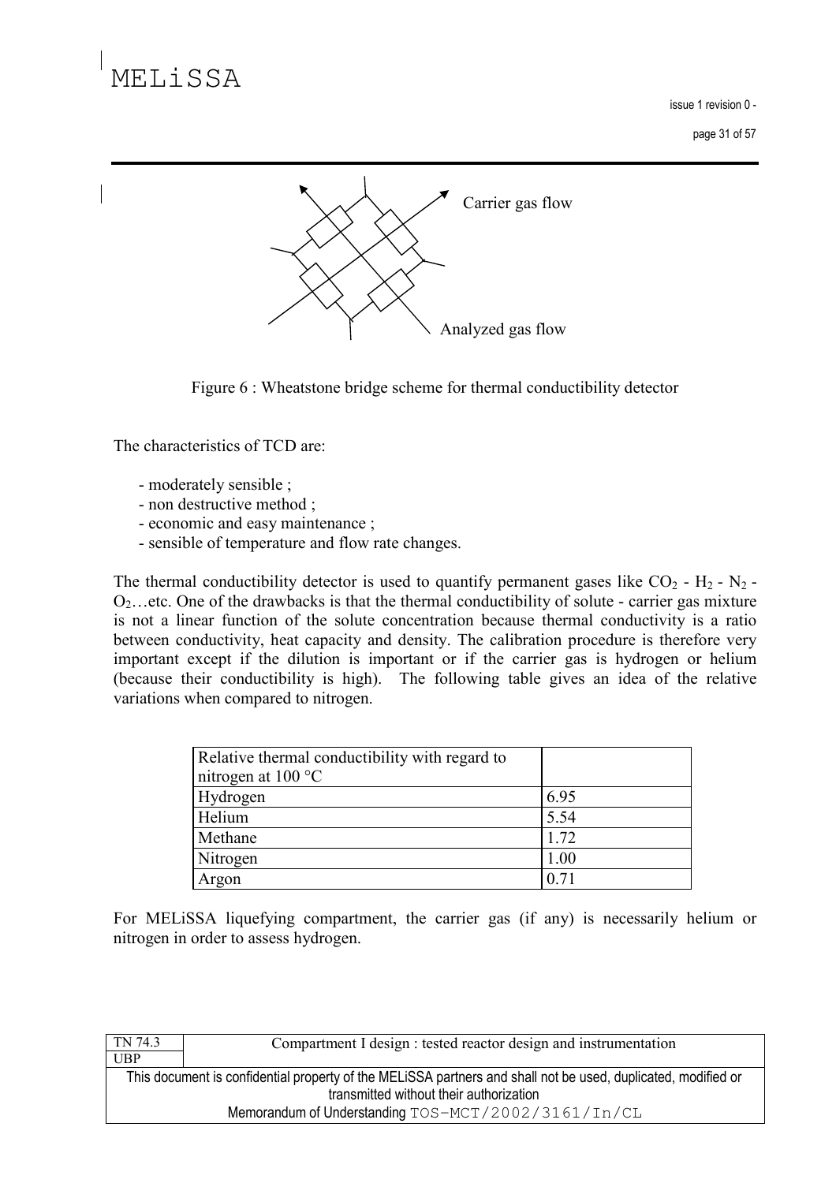Carrier gas flow

Analyzed gas flow

Figure 6 : Wheatstone bridge scheme for thermal conductibility detector

The characteristics of TCD are:

- moderately sensible ;
- non destructive method ;
- economic and easy maintenance ;
- sensible of temperature and flow rate changes.

The thermal conductibility detector is used to quantify permanent gases like $CO_2$ - $H_2$ - $N_2$ - $O_2$…etc. One of the drawbacks is that the thermal conductibility of solute - carrier gas mixture is not a linear function of the solute concentration because thermal conductivity is a ratio between conductivity, heat capacity and density. The calibration procedure is therefore very important except if the dilution is important or if the carrier gas is hydrogen or helium (because their conductibility is high). The following table gives an idea of the relative variations when compared to nitrogen.

| Relative thermal conductibility with regard to nitrogen at 100 °C | |
|---|---|
| Hydrogen | 6.95 |
| Helium | 5.54 |
| Methane | 1.72 |
| Nitrogen | 1.00 |
| Argon | 0.71 |

For MELiSSA liquefying compartment, the carrier gas (if any) is necessarily helium or nitrogen in order to assess hydrogen.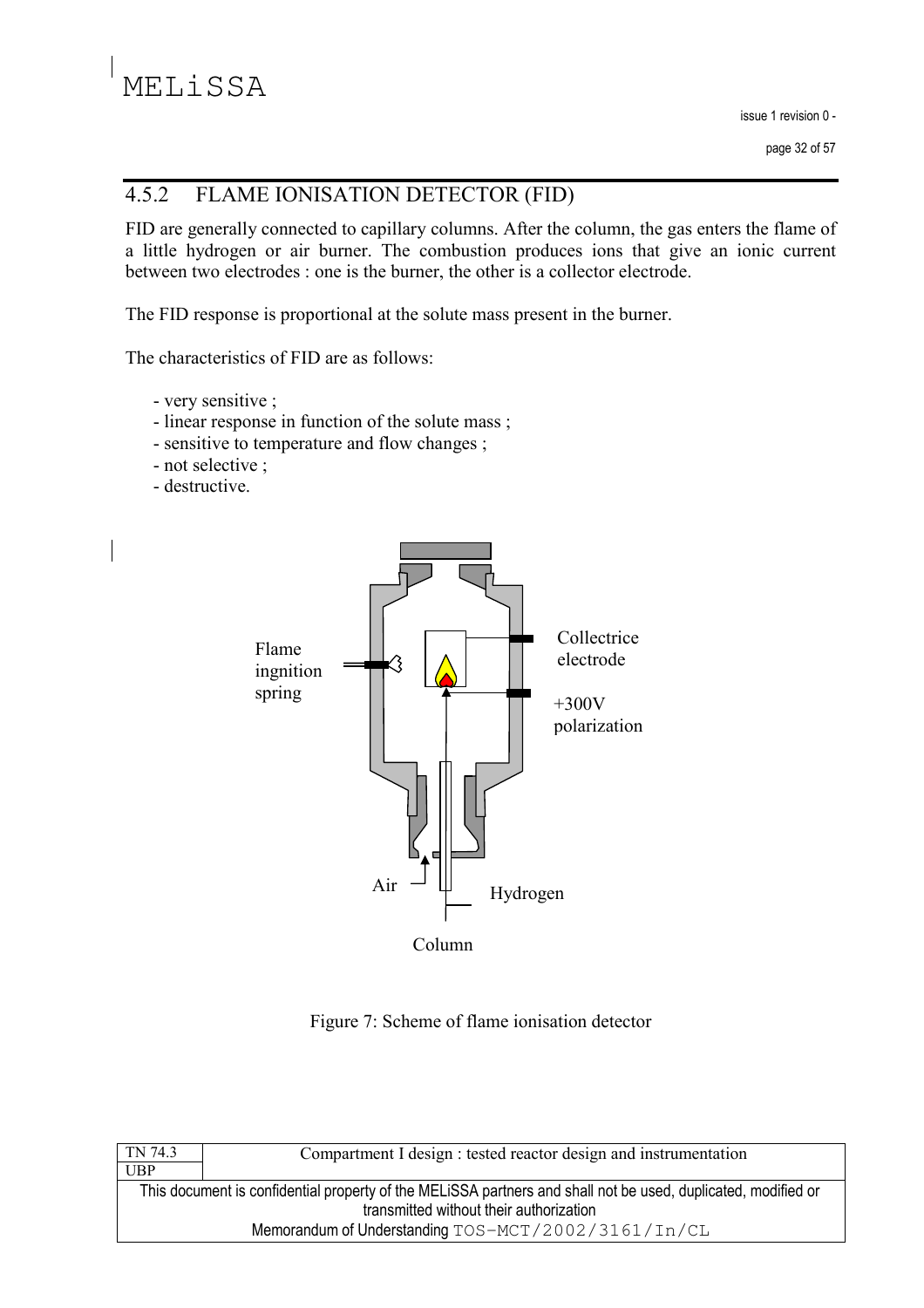### 4.5.2 FLAME IONISATION DETECTOR (FID)

FID are generally connected to capillary columns. After the column, the gas enters the flame of a little hydrogen or air burner. The combustion produces ions that give an ionic current between two electrodes : one is the burner, the other is a collector electrode.

The FID response is proportional at the solute mass present in the burner.

The characteristics of FID are as follows:

- very sensitive ;
- linear response in function of the solute mass ;
- sensitive to temperature and flow changes ;
- not selective ;
- destructive.

Figure 7: Scheme of flame ionisation detector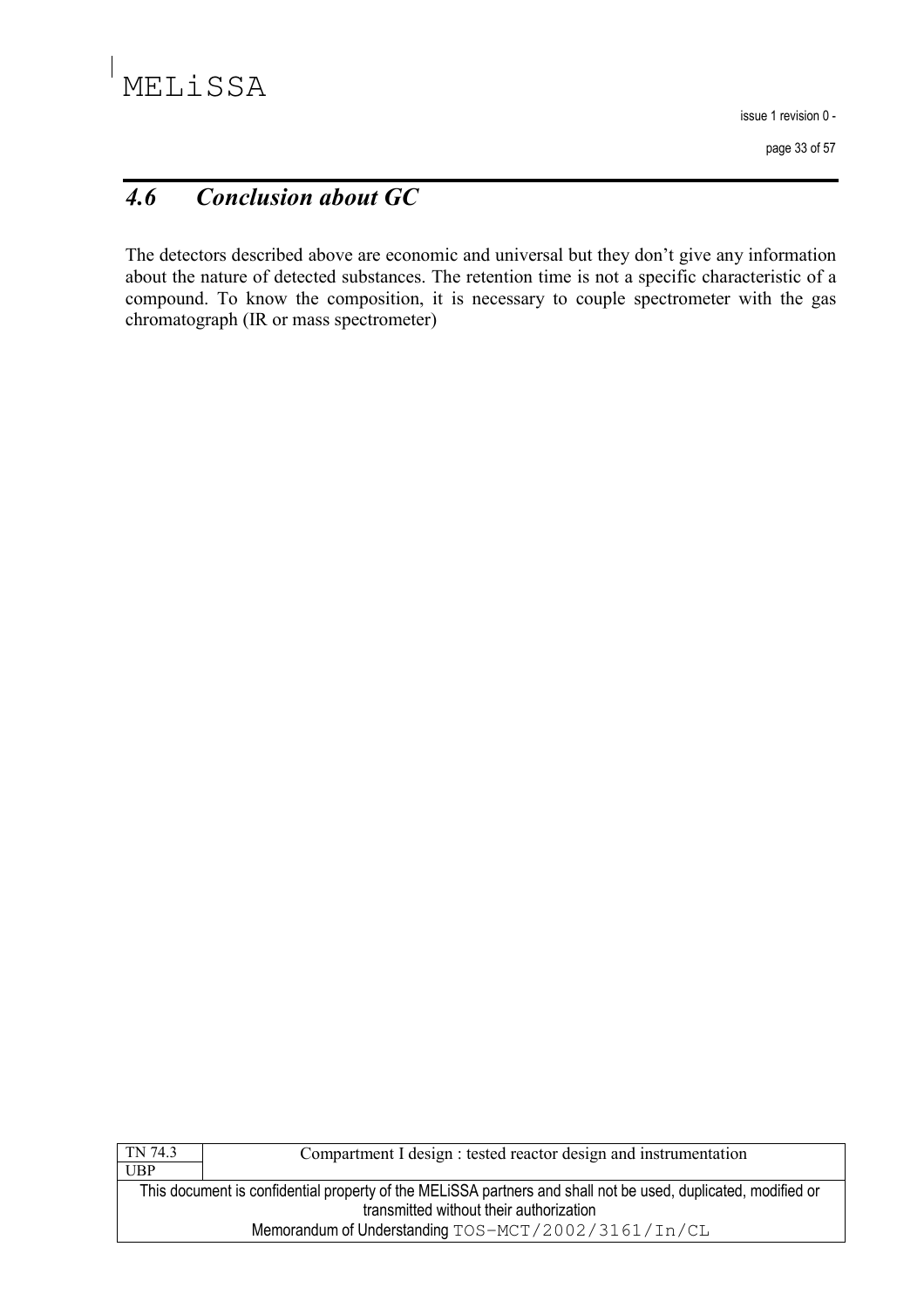## *4.6 Conclusion about GC*

The detectors described above are economic and universal but they don't give any information about the nature of detected substances. The retention time is not a specific characteristic of a compound. To know the composition, it is necessary to couple spectrometer with the gas chromatograph (IR or mass spectrometer)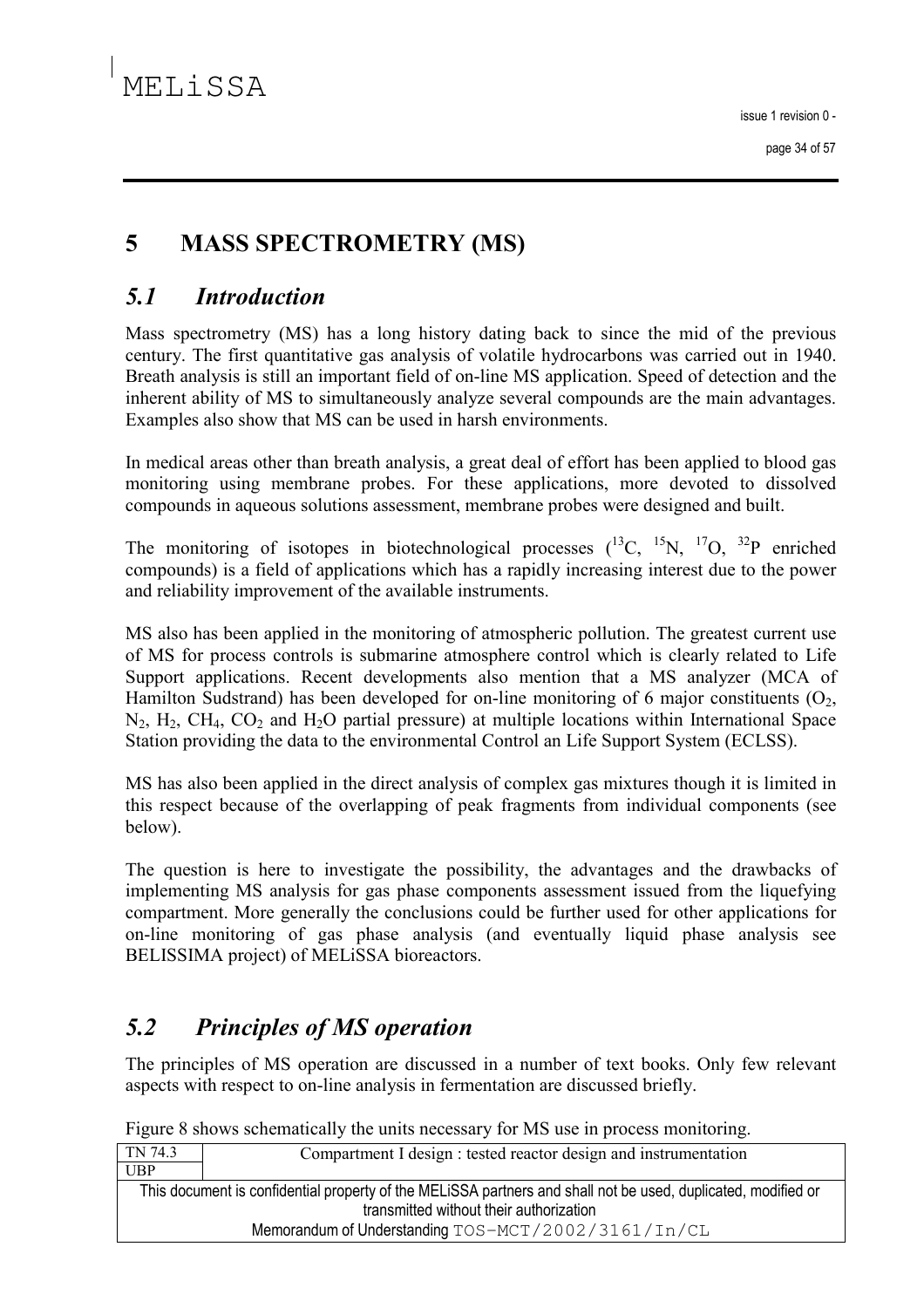# 5 MASS SPECTROMETRY (MS)

## *5.1 Introduction*

Mass spectrometry (MS) has a long history dating back to since the mid of the previous century. The first quantitative gas analysis of volatile hydrocarbons was carried out in 1940. Breath analysis is still an important field of on-line MS application. Speed of detection and the inherent ability of MS to simultaneously analyze several compounds are the main advantages. Examples also show that MS can be used in harsh environments.

In medical areas other than breath analysis, a great deal of effort has been applied to blood gas monitoring using membrane probes. For these applications, more devoted to dissolved compounds in aqueous solutions assessment, membrane probes were designed and built.

The monitoring of isotopes in biotechnological processes ($^{13}C$, $^{15}N$, $^{17}O$, $^{32}P$ enriched compounds) is a field of applications which has a rapidly increasing interest due to the power and reliability improvement of the available instruments.

MS also has been applied in the monitoring of atmospheric pollution. The greatest current use of MS for process controls is submarine atmosphere control which is clearly related to Life Support applications. Recent developments also mention that a MS analyzer (MCA of Hamilton Sudstrand) has been developed for on-line monitoring of 6 major constituents ($O_2$, $N_2$, $H_2$, $CH_4$, $CO_2$ and $H_2O$ partial pressure) at multiple locations within International Space Station providing the data to the environmental Control an Life Support System (ECLSS).

MS has also been applied in the direct analysis of complex gas mixtures though it is limited in this respect because of the overlapping of peak fragments from individual components (see below).

The question is here to investigate the possibility, the advantages and the drawbacks of implementing MS analysis for gas phase components assessment issued from the liquefying compartment. More generally the conclusions could be further used for other applications for on-line monitoring of gas phase analysis (and eventually liquid phase analysis see BELISSIMA project) of MELiSSA bioreactors.

## *5.2 Principles of MS operation*

The principles of MS operation are discussed in a number of text books. Only few relevant aspects with respect to on-line analysis in fermentation are discussed briefly.

Figure 8 shows schematically the units necessary for MS use in process monitoring.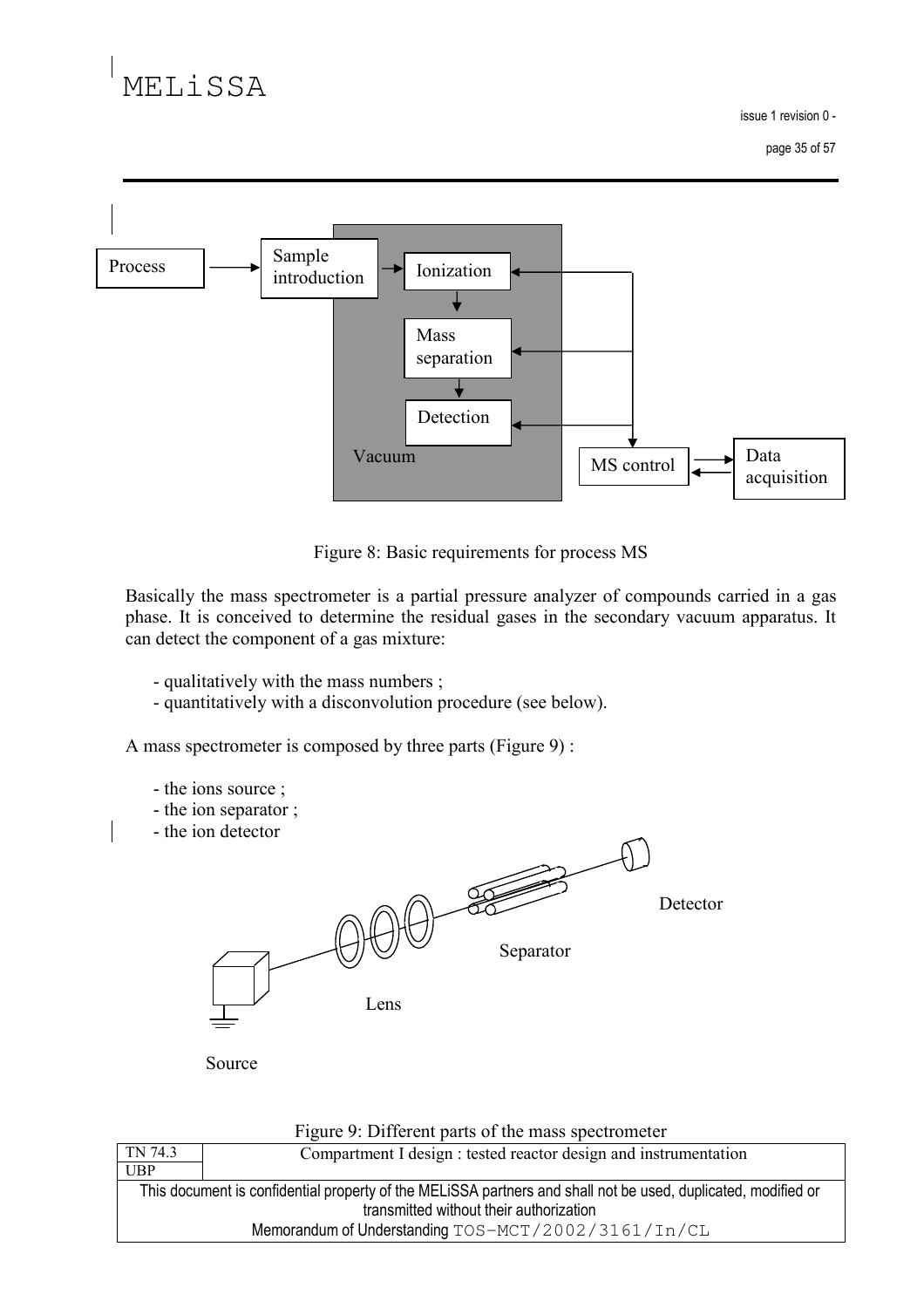Figure 8: Basic requirements for process MS

Basically the mass spectrometer is a partial pressure analyzer of compounds carried in a gas phase. It is conceived to determine the residual gases in the secondary vacuum apparatus. It can detect the component of a gas mixture:

- qualitatively with the mass numbers ;
- quantitatively with a disconvolution procedure (see below).

A mass spectrometer is composed by three parts (Figure 9) :

- the ions source ;
- the ion separator ;
- the ion detector

Figure 9: Different parts of the mass spectrometer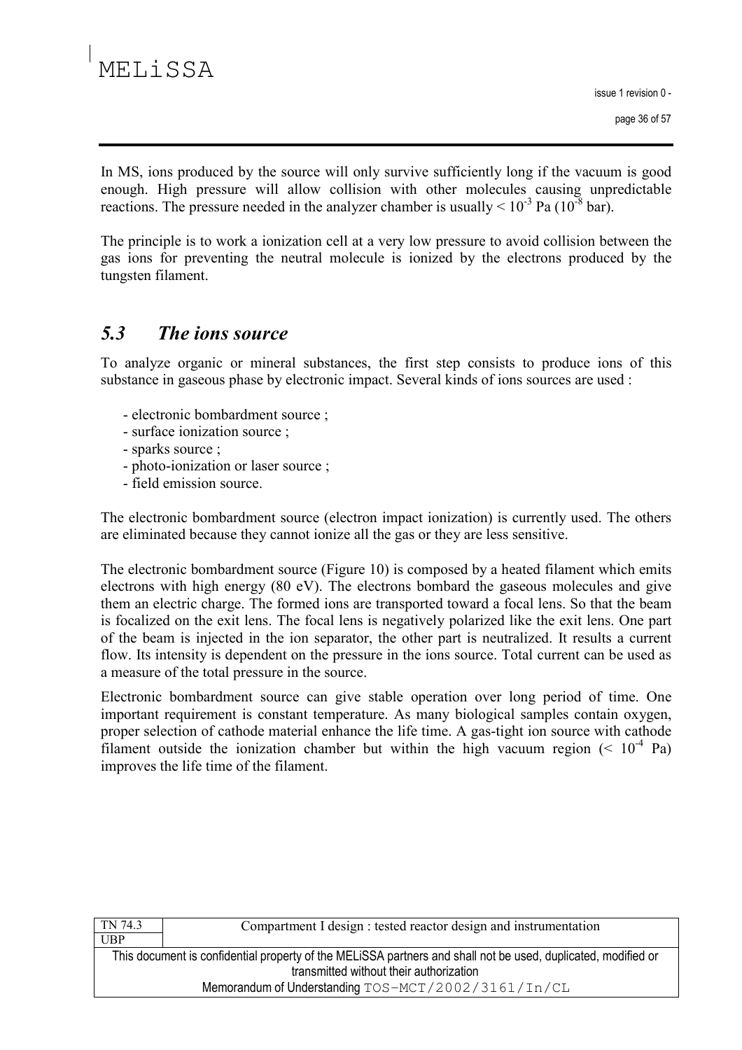In MS, ions produced by the source will only survive sufficiently long if the vacuum is good enough. High pressure will allow collision with other molecules causing unpredictable reactions. The pressure needed in the analyzer chamber is usually $< 10^{-3}$ Pa ($10^{-8}$ bar).

The principle is to work a ionization cell at a very low pressure to avoid collision between the gas ions for preventing the neutral molecule is ionized by the electrons produced by the tungsten filament.

## *5.3 The ions source*

To analyze organic or mineral substances, the first step consists to produce ions of this substance in gaseous phase by electronic impact. Several kinds of ions sources are used :

- electronic bombardment source ;
- surface ionization source ;
- sparks source ;
- photo-ionization or laser source ;
- field emission source.

The electronic bombardment source (electron impact ionization) is currently used. The others are eliminated because they cannot ionize all the gas or they are less sensitive.

The electronic bombardment source (Figure 10) is composed by a heated filament which emits electrons with high energy (80 eV). The electrons bombard the gaseous molecules and give them an electric charge. The formed ions are transported toward a focal lens. So that the beam is focalized on the exit lens. The focal lens is negatively polarized like the exit lens. One part of the beam is injected in the ion separator, the other part is neutralized. It results a current flow. Its intensity is dependent on the pressure in the ions source. Total current can be used as a measure of the total pressure in the source.

Electronic bombardment source can give stable operation over long period of time. One important requirement is constant temperature. As many biological samples contain oxygen, proper selection of cathode material enhance the life time. A gas-tight ion source with cathode filament outside the ionization chamber but within the high vacuum region ($< 10^{-4}$ Pa) improves the life time of the filament.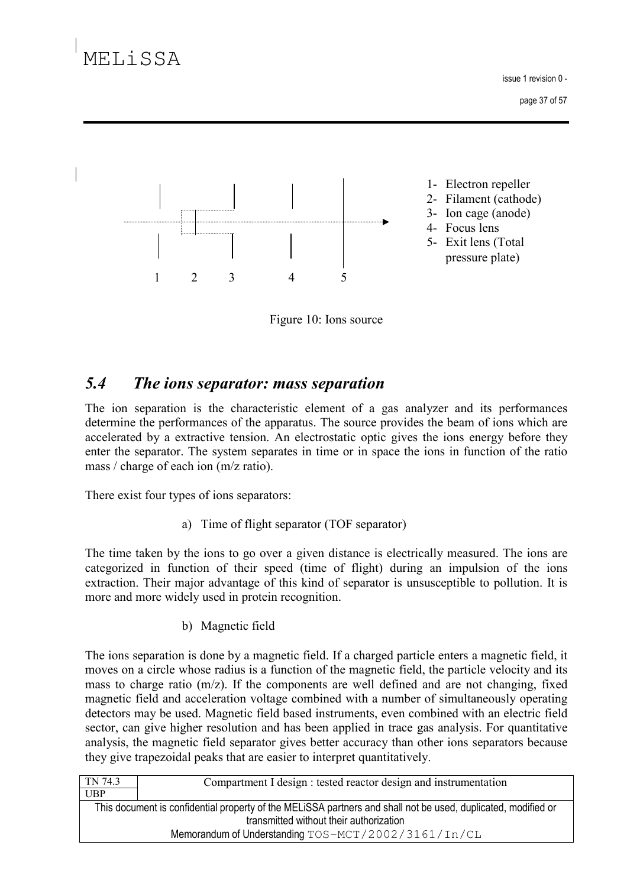1- Electron repeller
2- Filament (cathode)
3- Ion cage (anode)
4- Focus lens
5- Exit lens (Total pressure plate)

Figure 10: Ions source

## *5.4 The ions separator: mass separation*

The ion separation is the characteristic element of a gas analyzer and its performances determine the performances of the apparatus. The source provides the beam of ions which are accelerated by a extractive tension. An electrostatic optic gives the ions energy before they enter the separator. The system separates in time or in space the ions in function of the ratio mass / charge of each ion (m/z ratio).

There exist four types of ions separators:

a) Time of flight separator (TOF separator)

The time taken by the ions to go over a given distance is electrically measured. The ions are categorized in function of their speed (time of flight) during an impulsion of the ions extraction. Their major advantage of this kind of separator is unsusceptible to pollution. It is more and more widely used in protein recognition.

b) Magnetic field

The ions separation is done by a magnetic field. If a charged particle enters a magnetic field, it moves on a circle whose radius is a function of the magnetic field, the particle velocity and its mass to charge ratio (m/z). If the components are well defined and are not changing, fixed magnetic field and acceleration voltage combined with a number of simultaneously operating detectors may be used. Magnetic field based instruments, even combined with an electric field sector, can give higher resolution and has been applied in trace gas analysis. For quantitative analysis, the magnetic field separator gives better accuracy than other ions separators because they give trapezoidal peaks that are easier to interpret quantitatively.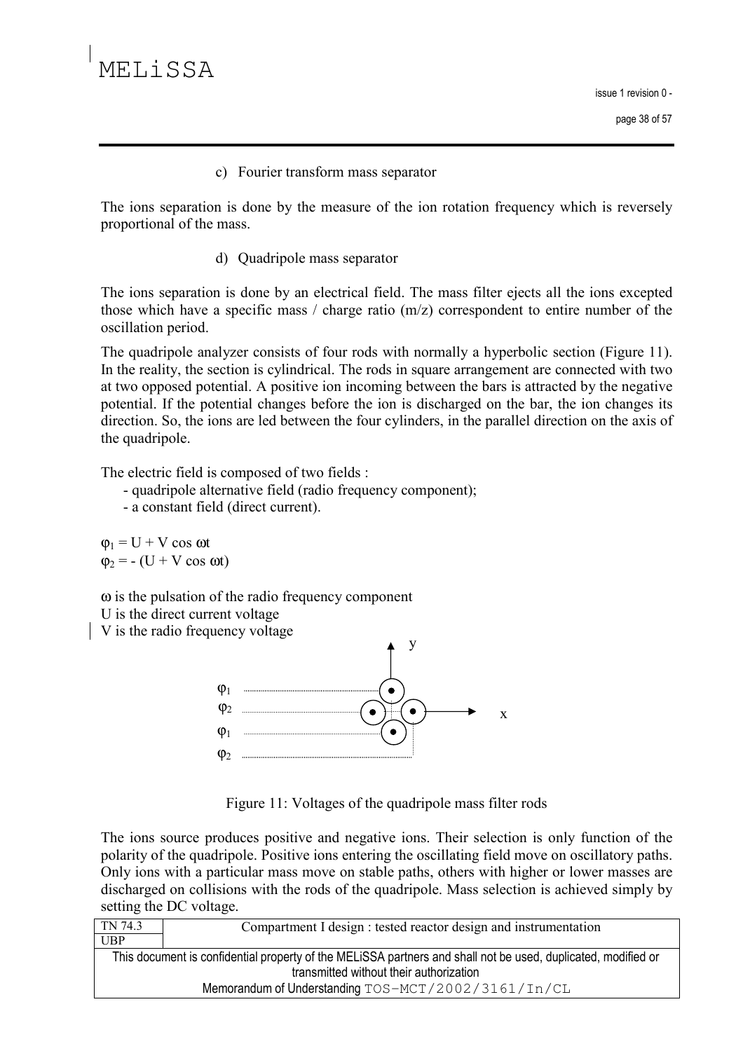c) Fourier transform mass separator

The ions separation is done by the measure of the ion rotation frequency which is reversely proportional of the mass.

d) Quadripole mass separator

The ions separation is done by an electrical field. The mass filter ejects all the ions excepted those which have a specific mass / charge ratio (m/z) correspondent to entire number of the oscillation period.

The quadripole analyzer consists of four rods with normally a hyperbolic section (Figure 11). In the reality, the section is cylindrical. The rods in square arrangement are connected with two at two opposed potential. A positive ion incoming between the bars is attracted by the negative potential. If the potential changes before the ion is discharged on the bar, the ion changes its direction. So, the ions are led between the four cylinders, in the parallel direction on the axis of the quadripole.

The electric field is composed of two fields :

- quadripole alternative field (radio frequency component);
- a constant field (direct current).

$\varphi_1 = U + V \cos \omega t$
$\varphi_2 = -(U + V \cos \omega t)$

$\omega$ is the pulsation of the radio frequency component
U is the direct current voltage
V is the radio frequency voltage

Figure 11: Voltages of the quadripole mass filter rods

The ions source produces positive and negative ions. Their selection is only function of the polarity of the quadripole. Positive ions entering the oscillating field move on oscillatory paths. Only ions with a particular mass move on stable paths, others with higher or lower masses are discharged on collisions with the rods of the quadripole. Mass selection is achieved simply by setting the DC voltage.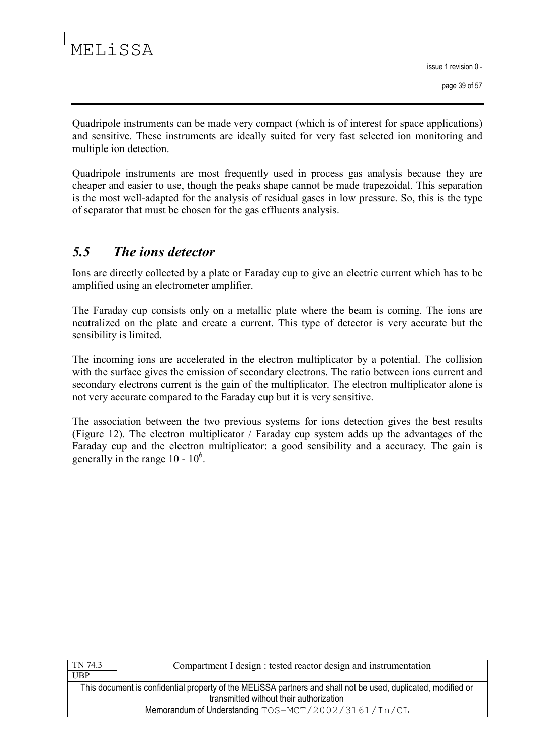Quadripole instruments can be made very compact (which is of interest for space applications) and sensitive. These instruments are ideally suited for very fast selected ion monitoring and multiple ion detection.

Quadripole instruments are most frequently used in process gas analysis because they are cheaper and easier to use, though the peaks shape cannot be made trapezoidal. This separation is the most well-adapted for the analysis of residual gases in low pressure. So, this is the type of separator that must be chosen for the gas effluents analysis.

## *5.5 The ions detector*

Ions are directly collected by a plate or Faraday cup to give an electric current which has to be amplified using an electrometer amplifier.

The Faraday cup consists only on a metallic plate where the beam is coming. The ions are neutralized on the plate and create a current. This type of detector is very accurate but the sensibility is limited.

The incoming ions are accelerated in the electron multiplicator by a potential. The collision with the surface gives the emission of secondary electrons. The ratio between ions current and secondary electrons current is the gain of the multiplicator. The electron multiplicator alone is not very accurate compared to the Faraday cup but it is very sensitive.

The association between the two previous systems for ions detection gives the best results (Figure 12). The electron multiplicator / Faraday cup system adds up the advantages of the Faraday cup and the electron multiplicator: a good sensibility and a accuracy. The gain is generally in the range $10 - 10^6$.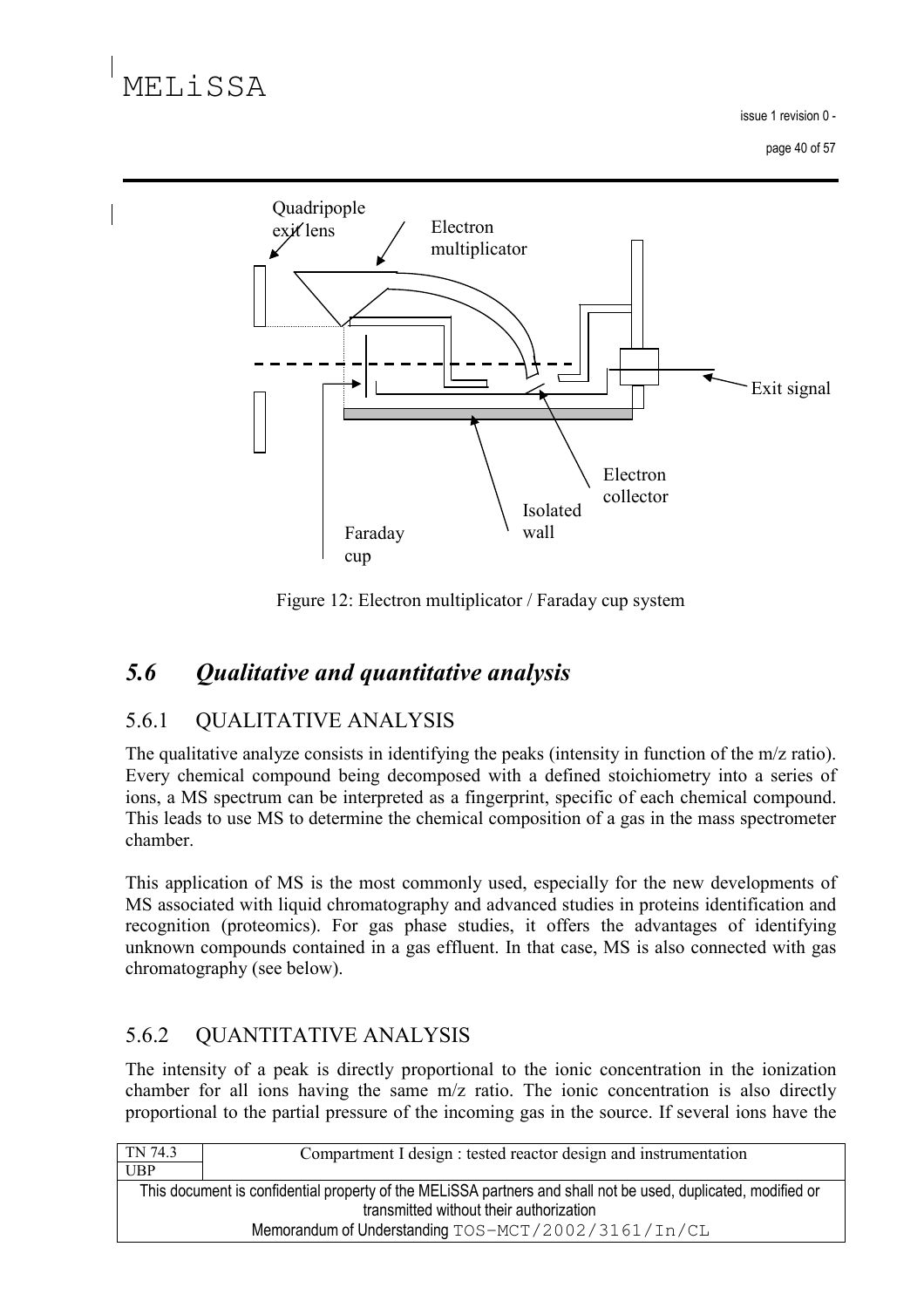Figure 12: Electron multiplicator / Faraday cup system

## *5.6 Qualitative and quantitative analysis*

### 5.6.1 QUALITATIVE ANALYSIS

The qualitative analyze consists in identifying the peaks (intensity in function of the m/z ratio). Every chemical compound being decomposed with a defined stoichiometry into a series of ions, a MS spectrum can be interpreted as a fingerprint, specific of each chemical compound. This leads to use MS to determine the chemical composition of a gas in the mass spectrometer chamber.

This application of MS is the most commonly used, especially for the new developments of MS associated with liquid chromatography and advanced studies in proteins identification and recognition (proteomics). For gas phase studies, it offers the advantages of identifying unknown compounds contained in a gas effluent. In that case, MS is also connected with gas chromatography (see below).

### 5.6.2 QUANTITATIVE ANALYSIS

The intensity of a peak is directly proportional to the ionic concentration in the ionization chamber for all ions having the same m/z ratio. The ionic concentration is also directly proportional to the partial pressure of the incoming gas in the source. If several ions have the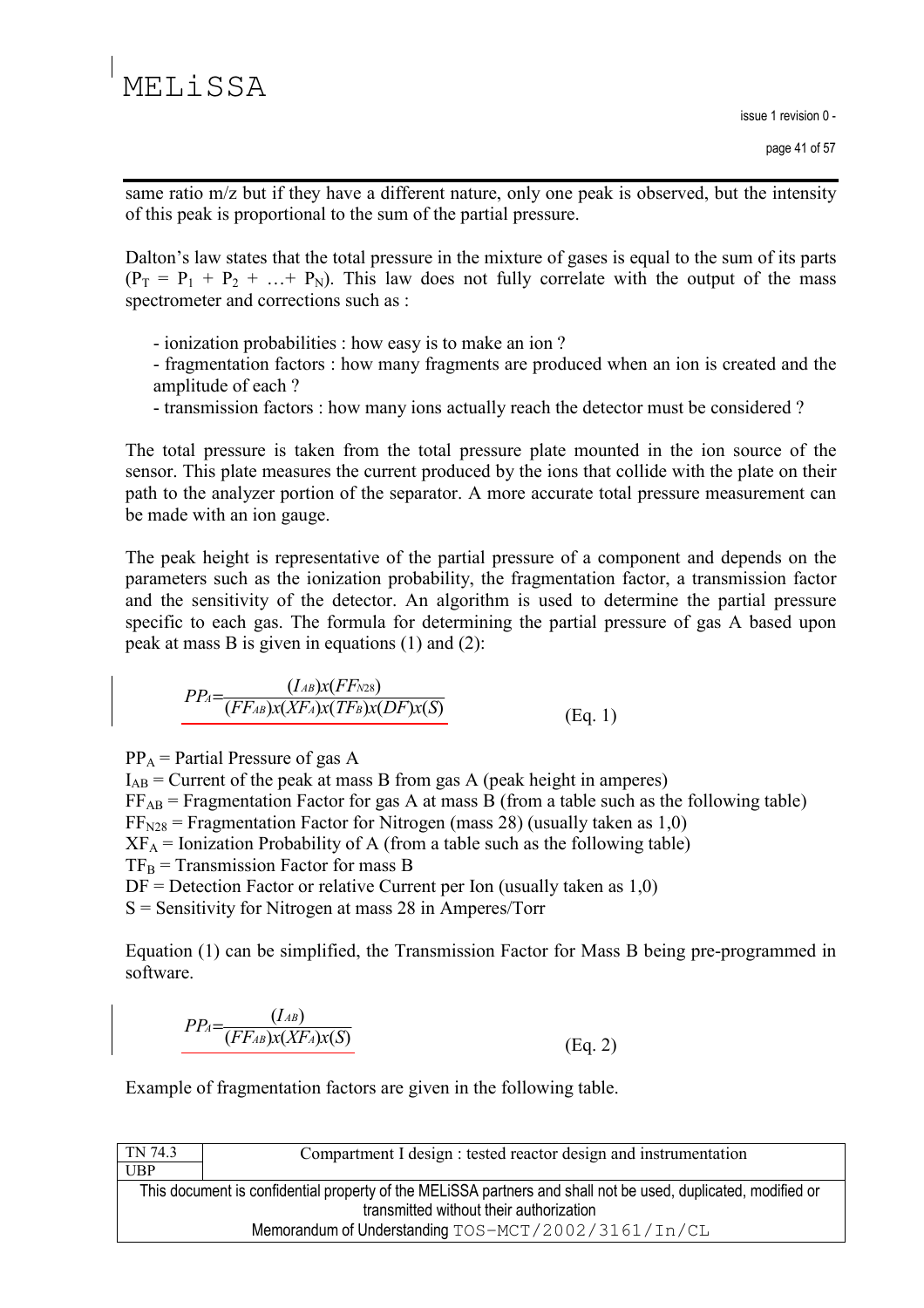same ratio m/z but if they have a different nature, only one peak is observed, but the intensity of this peak is proportional to the sum of the partial pressure.

Dalton's law states that the total pressure in the mixture of gases is equal to the sum of its parts ($P_T = P_1 + P_2 + \ldots + P_N$). This law does not fully correlate with the output of the mass spectrometer and corrections such as :

- ionization probabilities : how easy is to make an ion ?
- fragmentation factors : how many fragments are produced when an ion is created and the amplitude of each ?
- transmission factors : how many ions actually reach the detector must be considered ?

The total pressure is taken from the total pressure plate mounted in the ion source of the sensor. This plate measures the current produced by the ions that collide with the plate on their path to the analyzer portion of the separator. A more accurate total pressure measurement can be made with an ion gauge.

The peak height is representative of the partial pressure of a component and depends on the parameters such as the ionization probability, the fragmentation factor, a transmission factor and the sensitivity of the detector. An algorithm is used to determine the partial pressure specific to each gas. The formula for determining the partial pressure of gas A based upon peak at mass B is given in equations (1) and (2):

$$PP_A = \frac{(I_{AB})x(FF_{N28})}{(FF_{AB})x(XF_A)x(TF_B)x(DF)x(S)} \qquad \text{(Eq. 1)}$$

$PP_A$ = Partial Pressure of gas A
$I_{AB}$ = Current of the peak at mass B from gas A (peak height in amperes)
$FF_{AB}$ = Fragmentation Factor for gas A at mass B (from a table such as the following table)
$FF_{N28}$ = Fragmentation Factor for Nitrogen (mass 28) (usually taken as 1,0)
$XF_A$ = Ionization Probability of A (from a table such as the following table)
$TF_B$ = Transmission Factor for mass B
DF = Detection Factor or relative Current per Ion (usually taken as 1,0)
S = Sensitivity for Nitrogen at mass 28 in Amperes/Torr

Equation (1) can be simplified, the Transmission Factor for Mass B being pre-programmed in software.

$$PP_A = \frac{(I_{AB})}{(FF_{AB})x(XF_A)x(S)} \qquad \text{(Eq. 2)}$$

Example of fragmentation factors are given in the following table.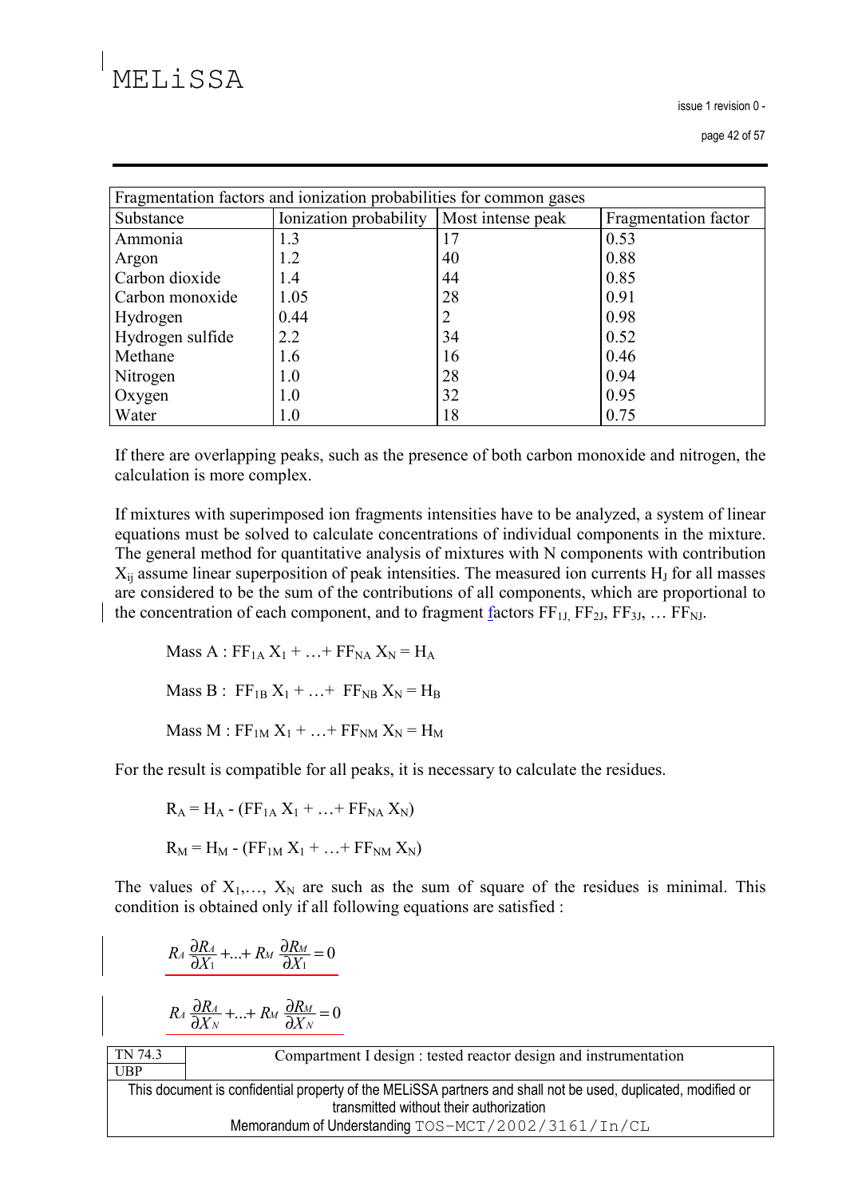| Fragmentation factors and ionization probabilities for common gases | | | |
|---|---|---|---|
| Substance | Ionization probability | Most intense peak | Fragmentation factor |
| Ammonia | 1.3 | 17 | 0.53 |
| Argon | 1.2 | 40 | 0.88 |
| Carbon dioxide | 1.4 | 44 | 0.85 |
| Carbon monoxide | 1.05 | 28 | 0.91 |
| Hydrogen | 0.44 | 2 | 0.98 |
| Hydrogen sulfide | 2.2 | 34 | 0.52 |
| Methane | 1.6 | 16 | 0.46 |
| Nitrogen | 1.0 | 28 | 0.94 |
| Oxygen | 1.0 | 32 | 0.95 |
| Water | 1.0 | 18 | 0.75 |

If there are overlapping peaks, such as the presence of both carbon monoxide and nitrogen, the calculation is more complex.

If mixtures with superimposed ion fragments intensities have to be analyzed, a system of linear equations must be solved to calculate concentrations of individual components in the mixture. The general method for quantitative analysis of mixtures with N components with contribution $X_{ij}$ assume linear superposition of peak intensities. The measured ion currents $H_J$ for all masses are considered to be the sum of the contributions of all components, which are proportional to the concentration of each component, and to fragment factors $FF_{1J}$, $FF_{2J}$, $FF_{3J}$, … $FF_{NJ}$.

$$\text{Mass A} : FF_{1A}\, X_1 + \ldots + FF_{NA}\, X_N = H_A$$

$$\text{Mass B} : FF_{1B}\, X_1 + \ldots + FF_{NB}\, X_N = H_B$$

$$\text{Mass M} : FF_{1M}\, X_1 + \ldots + FF_{NM}\, X_N = H_M$$

For the result is compatible for all peaks, it is necessary to calculate the residues.

$$R_A = H_A - (FF_{1A}\, X_1 + \ldots + FF_{NA}\, X_N)$$

$$R_M = H_M - (FF_{1M}\, X_1 + \ldots + FF_{NM}\, X_N)$$

The values of $X_1, \ldots, X_N$ are such as the sum of square of the residues is minimal. This condition is obtained only if all following equations are satisfied :

$$R_A \frac{\partial R_A}{\partial X_1} + \ldots + R_M \frac{\partial R_M}{\partial X_1} = 0$$

$$R_A \frac{\partial R_A}{\partial X_N} + \ldots + R_M \frac{\partial R_M}{\partial X_N} = 0$$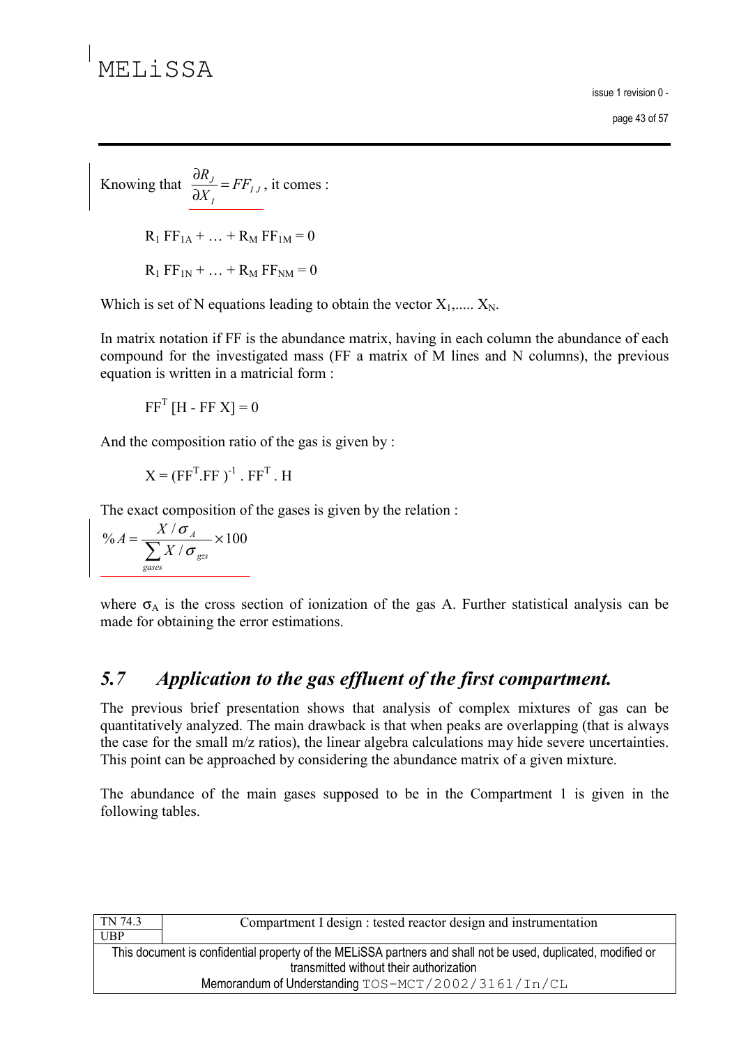Knowing that $\frac{\partial R_J}{\partial X_I} = FF_{IJ}$, it comes :

$$R_1 \, FF_{1A} + \ldots + R_M \, FF_{1M} = 0$$

$$R_1 \, FF_{1N} + \ldots + R_M \, FF_{NM} = 0$$

Which is set of N equations leading to obtain the vector $X_1, \ldots, X_N$.

In matrix notation if FF is the abundance matrix, having in each column the abundance of each compound for the investigated mass (FF a matrix of M lines and N columns), the previous equation is written in a matricial form :

$$FF^T \, [H - FF \, X] = 0$$

And the composition ratio of the gas is given by :

$$X = (FF^T . FF)^{-1} . FF^T . H$$

The exact composition of the gases is given by the relation :

$$\%A = \frac{X / \sigma_A}{\sum_{gases} X / \sigma_{gzs}} \times 100$$

where $\sigma_A$ is the cross section of ionization of the gas A. Further statistical analysis can be made for obtaining the error estimations.

## *5.7 Application to the gas effluent of the first compartment.*

The previous brief presentation shows that analysis of complex mixtures of gas can be quantitatively analyzed. The main drawback is that when peaks are overlapping (that is always the case for the small m/z ratios), the linear algebra calculations may hide severe uncertainties. This point can be approached by considering the abundance matrix of a given mixture.

The abundance of the main gases supposed to be in the Compartment 1 is given in the following tables.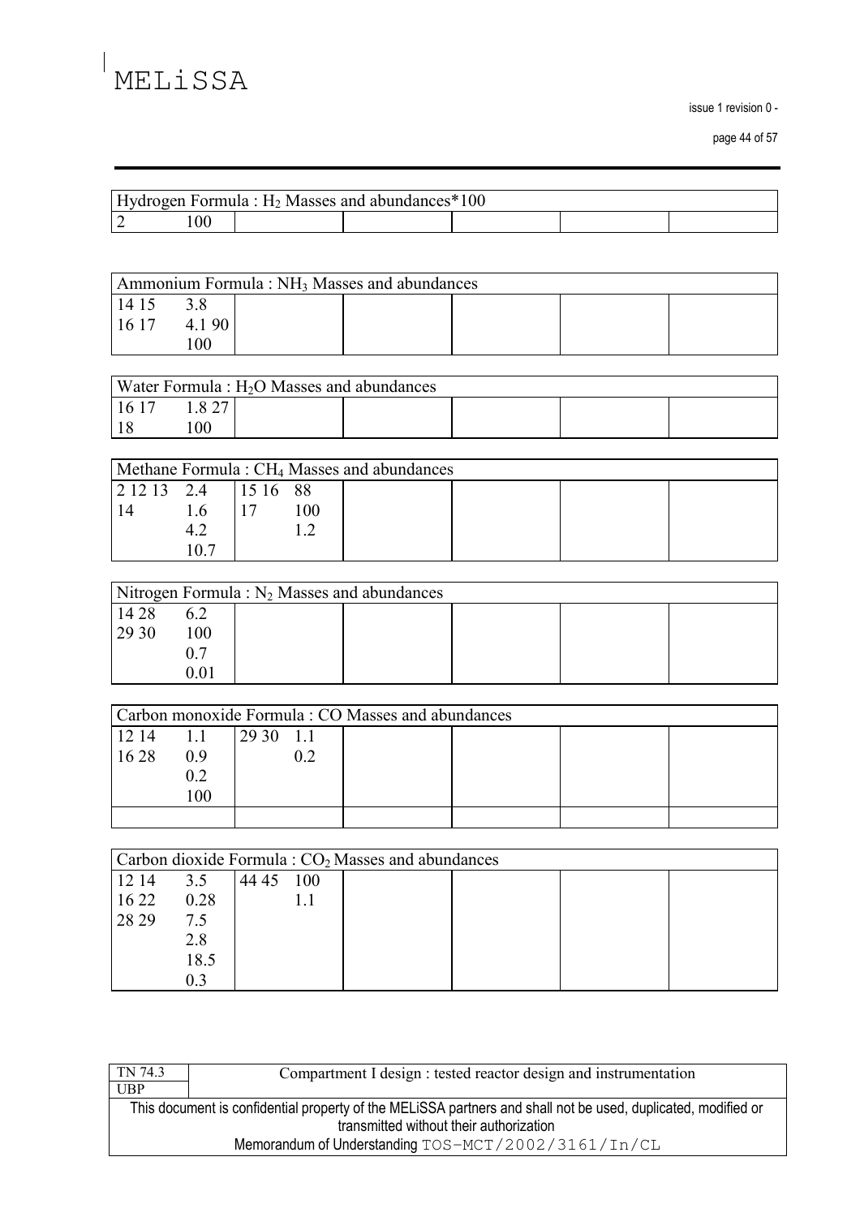| Hydrogen Formula : $H_2$ Masses and abundances*100 | | | | | | |
|---|---|---|---|---|---|---|
| 2 | 100 | | | | | |

| Ammonium Formula : $NH_3$ Masses and abundances | | | | | | |
|---|---|---|---|---|---|---|
| 14 15<br>16 17 | 3.8<br>4.1 90<br>100 | | | | | |

| Water Formula : $H_2O$ Masses and abundances | | | | | | |
|---|---|---|---|---|---|---|
| 16 17<br>18 | 1.8 27<br>100 | | | | | |

| Methane Formula : $CH_4$ Masses and abundances | | | | | | | | |
|---|---|---|---|---|---|---|---|---|
| 2 12 13<br>14 | 2.4<br>1.6<br>4.2<br>10.7 | 15 16<br>17 | 88<br>100<br>1.2 | | | | | |

| Nitrogen Formula : $N_2$ Masses and abundances | | | | | | |
|---|---|---|---|---|---|---|
| 14 28<br>29 30 | 6.2<br>100<br>0.7<br>0.01 | | | | | |

| Carbon monoxide Formula : CO Masses and abundances | | | | | | | |
|---|---|---|---|---|---|---|---|
| 12 14<br>16 28 | 1.1<br>0.9<br>0.2<br>100 | 29 30 | 1.1<br>0.2 | | | | |
| | | | | | | | |

| Carbon dioxide Formula : $CO_2$ Masses and abundances | | | | | | | |
|---|---|---|---|---|---|---|---|
| 12 14<br>16 22<br>28 29 | 3.5<br>0.28<br>7.5<br>2.8<br>18.5<br>0.3 | 44 45 | 100<br>1.1 | | | | |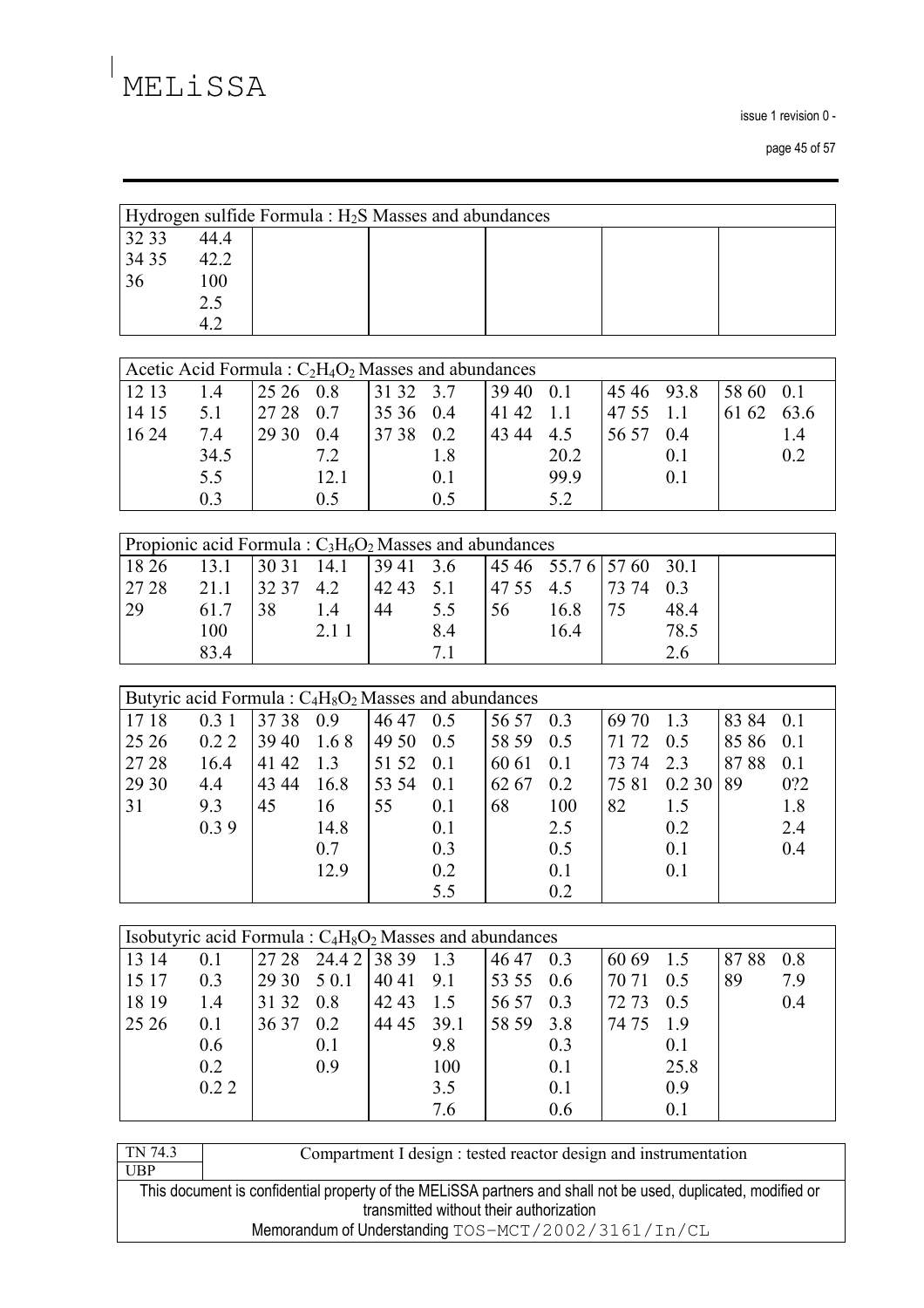| Hydrogen sulfide Formula : $H_2S$ Masses and abundances | | | | | | |
|---|---|---|---|---|---|---|
| 32 33 | 44.4 | | | | | |
| 34 35 | 42.2 | | | | | |
| 36 | 100 | | | | | |
| | 2.5 | | | | | |
| | 4.2 | | | | | |

| Acetic Acid Formula : $C_2H_4O_2$ Masses and abundances | | | | | | | | | | | |
|---|---|---|---|---|---|---|---|---|---|---|---|
| 12 13 | 1.4 | 25 26 | 0.8 | 31 32 | 3.7 | 39 40 | 0.1 | 45 46 | 93.8 | 58 60 | 0.1 |
| 14 15 | 5.1 | 27 28 | 0.7 | 35 36 | 0.4 | 41 42 | 1.1 | 47 55 | 1.1 | 61 62 | 63.6 |
| 16 24 | 7.4 | 29 30 | 0.4 | 37 38 | 0.2 | 43 44 | 4.5 | 56 57 | 0.4 | | 1.4 |
| | 34.5 | | 7.2 | | 1.8 | | 20.2 | | 0.1 | | 0.2 |
| | 5.5 | | 12.1 | | 0.1 | | 99.9 | | 0.1 | | |
| | 0.3 | | 0.5 | | 0.5 | | 5.2 | | | | |

| Propionic acid Formula : $C_3H_6O_2$ Masses and abundances | | | | | | | | | | |
|---|---|---|---|---|---|---|---|---|---|---|
| 18 26 | 13.1 | 30 31 | 14.1 | 39 41 | 3.6 | 45 46 | 55.7 6 | 57 60 | 30.1 | |
| 27 28 | 21.1 | 32 37 | 4.2 | 42 43 | 5.1 | 47 55 | 4.5 | 73 74 | 0.3 | |
| 29 | 61.7 | 38 | 1.4 | 44 | 5.5 | 56 | 16.8 | 75 | 48.4 | |
| | 100 | | 2.1 1 | | 8.4 | | 16.4 | | 78.5 | |
| | 83.4 | | | | 7.1 | | | | 2.6 | |

| Butyric acid Formula : $C_4H_8O_2$ Masses and abundances | | | | | | | | | | | |
|---|---|---|---|---|---|---|---|---|---|---|---|
| 17 18 | 0.3 1 | 37 38 | 0.9 | 46 47 | 0.5 | 56 57 | 0.3 | 69 70 | 1.3 | 83 84 | 0.1 |
| 25 26 | 0.2 2 | 39 40 | 1.6 8 | 49 50 | 0.5 | 58 59 | 0.5 | 71 72 | 0.5 | 85 86 | 0.1 |
| 27 28 | 16.4 | 41 42 | 1.3 | 51 52 | 0.1 | 60 61 | 0.1 | 73 74 | 2.3 | 87 88 | 0.1 |
| 29 30 | 4.4 | 43 44 | 16.8 | 53 54 | 0.1 | 62 67 | 0.2 | 75 81 | 0.2 30 | 89 | 0?2 |
| 31 | 9.3 | 45 | 16 | 55 | 0.1 | 68 | 100 | 82 | 1.5 | | 1.8 |
| | 0.3 9 | | 14.8 | | 0.1 | | 2.5 | | 0.2 | | 2.4 |
| | | | 0.7 | | 0.3 | | 0.5 | | 0.1 | | 0.4 |
| | | | 12.9 | | 0.2 | | 0.1 | | 0.1 | | |
| | | | | | 5.5 | | 0.2 | | | | |

| Isobutyric acid Formula : $C_4H_8O_2$ Masses and abundances | | | | | | | | | | | |
|---|---|---|---|---|---|---|---|---|---|---|---|
| 13 14 | 0.1 | 27 28 | 24.4 2 | 38 39 | 1.3 | 46 47 | 0.3 | 60 69 | 1.5 | 87 88 | 0.8 |
| 15 17 | 0.3 | 29 30 | 5 0.1 | 40 41 | 9.1 | 53 55 | 0.6 | 70 71 | 0.5 | 89 | 7.9 |
| 18 19 | 1.4 | 31 32 | 0.8 | 42 43 | 1.5 | 56 57 | 0.3 | 72 73 | 0.5 | | 0.4 |
| 25 26 | 0.1 | 36 37 | 0.2 | 44 45 | 39.1 | 58 59 | 3.8 | 74 75 | 1.9 | | |
| | 0.6 | | 0.1 | | 9.8 | | 0.3 | | 0.1 | | |
| | 0.2 | | 0.9 | | 100 | | 0.1 | | 25.8 | | |
| | 0.2 2 | | | | 3.5 | | 0.1 | | 0.9 | | |
| | | | | | 7.6 | | 0.6 | | 0.1 | | |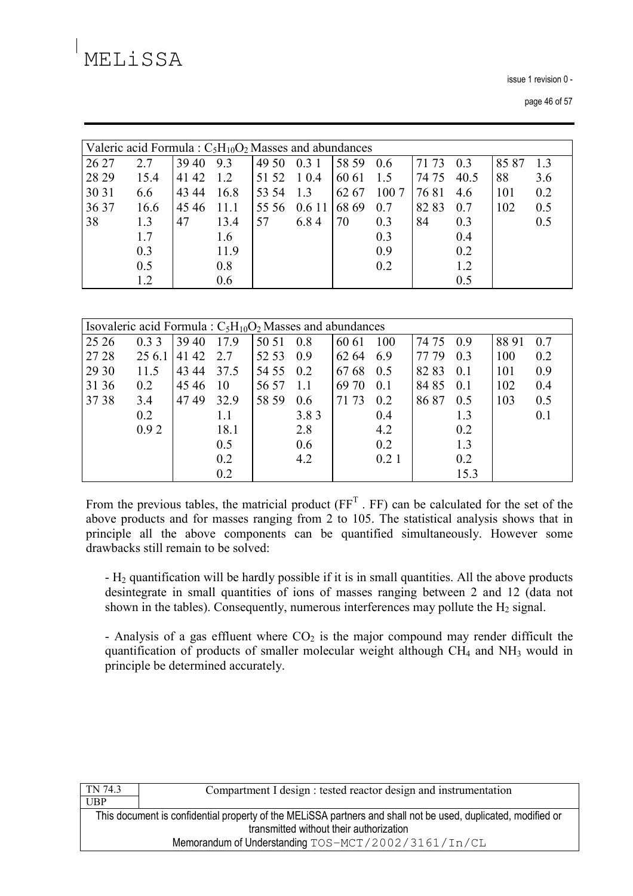| Valeric acid Formula : $C_5H_{10}O_2$ Masses and abundances | | | | | | | | | | | |
|---|---|---|---|---|---|---|---|---|---|---|---|
| 26 27 | 2.7 | 39 40 | 9.3 | 49 50 | 0.3 1 | 58 59 | 0.6 | 71 73 | 0.3 | 85 87 | 1.3 |
| 28 29 | 15.4 | 41 42 | 1.2 | 51 52 | 1 0.4 | 60 61 | 1.5 | 74 75 | 40.5 | 88 | 3.6 |
| 30 31 | 6.6 | 43 44 | 16.8 | 53 54 | 1.3 | 62 67 | 100 7 | 76 81 | 4.6 | 101 | 0.2 |
| 36 37 | 16.6 | 45 46 | 11.1 | 55 56 | 0.6 11 | 68 69 | 0.7 | 82 83 | 0.7 | 102 | 0.5 |
| 38 | 1.3 | 47 | 13.4 | 57 | 6.8 4 | 70 | 0.3 | 84 | 0.3 | | 0.5 |
| | 1.7 | | 1.6 | | | | 0.3 | | 0.4 | | |
| | 0.3 | | 11.9 | | | | 0.9 | | 0.2 | | |
| | 0.5 | | 0.8 | | | | 0.2 | | 1.2 | | |
| | 1.2 | | 0.6 | | | | | | 0.5 | | |

| Isovaleric acid Formula : $C_5H_{10}O_2$ Masses and abundances | | | | | | | | | | | |
|---|---|---|---|---|---|---|---|---|---|---|---|
| 25 26 | 0.3 3 | 39 40 | 17.9 | 50 51 | 0.8 | 60 61 | 100 | 74 75 | 0.9 | 88 91 | 0.7 |
| 27 28 | 25 6.1 | 41 42 | 2.7 | 52 53 | 0.9 | 62 64 | 6.9 | 77 79 | 0.3 | 100 | 0.2 |
| 29 30 | 11.5 | 43 44 | 37.5 | 54 55 | 0.2 | 67 68 | 0.5 | 82 83 | 0.1 | 101 | 0.9 |
| 31 36 | 0.2 | 45 46 | 10 | 56 57 | 1.1 | 69 70 | 0.1 | 84 85 | 0.1 | 102 | 0.4 |
| 37 38 | 3.4 | 47 49 | 32.9 | 58 59 | 0.6 | 71 73 | 0.2 | 86 87 | 0.5 | 103 | 0.5 |
| | 0.2 | | 1.1 | | 3.8 3 | | 0.4 | | 1.3 | | 0.1 |
| | 0.9 2 | | 18.1 | | 2.8 | | 4.2 | | 0.2 | | |
| | | | 0.5 | | 0.6 | | 0.2 | | 1.3 | | |
| | | | 0.2 | | 4.2 | | 0.2 1 | | 0.2 | | |
| | | | 0.2 | | | | | | 15.3 | | |

From the previous tables, the matricial product ($FF^T$ . FF) can be calculated for the set of the above products and for masses ranging from 2 to 105. The statistical analysis shows that in principle all the above components can be quantified simultaneously. However some drawbacks still remain to be solved:

- $H_2$ quantification will be hardly possible if it is in small quantities. All the above products desintegrate in small quantities of ions of masses ranging between 2 and 12 (data not shown in the tables). Consequently, numerous interferences may pollute the $H_2$ signal.

- Analysis of a gas effluent where $CO_2$ is the major compound may render difficult the quantification of products of smaller molecular weight although $CH_4$ and $NH_3$ would in principle be determined accurately.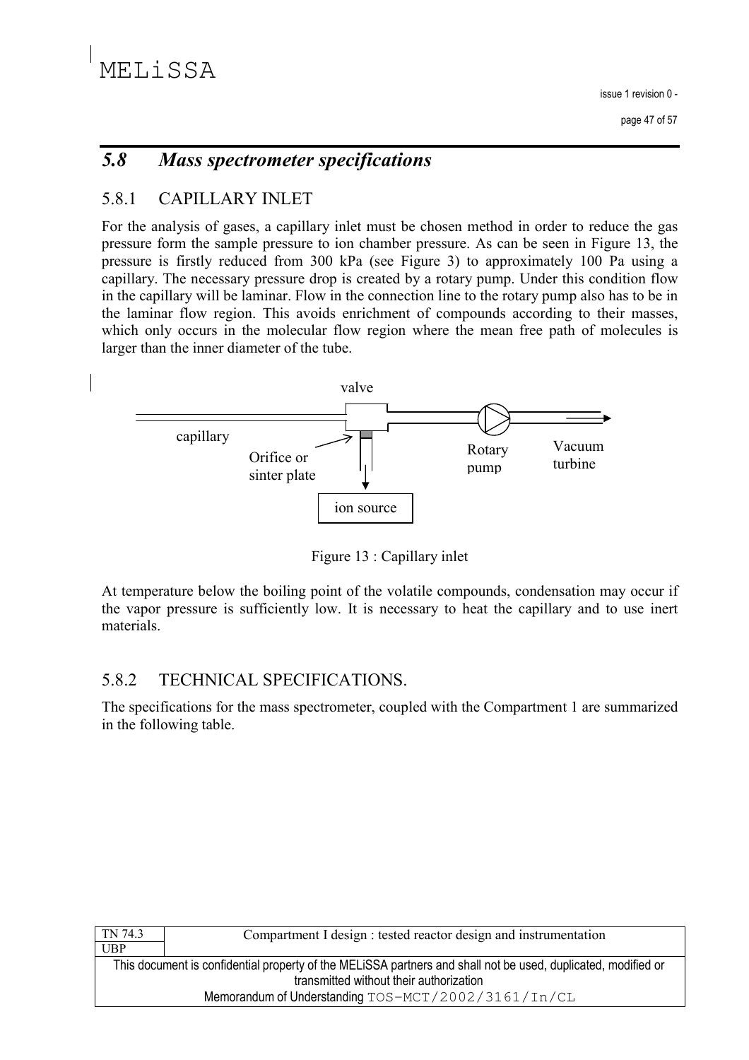## 5.8 *Mass spectrometer specifications*

### 5.8.1 CAPILLARY INLET

For the analysis of gases, a capillary inlet must be chosen method in order to reduce the gas pressure form the sample pressure to ion chamber pressure. As can be seen in Figure 13, the pressure is firstly reduced from 300 kPa (see Figure 3) to approximately 100 Pa using a capillary. The necessary pressure drop is created by a rotary pump. Under this condition flow in the capillary will be laminar. Flow in the connection line to the rotary pump also has to be in the laminar flow region. This avoids enrichment of compounds according to their masses, which only occurs in the molecular flow region where the mean free path of molecules is larger than the inner diameter of the tube.

valve

capillary

Orifice or sinter plate

Rotary pump

Vacuum turbine

ion source

Figure 13 : Capillary inlet

At temperature below the boiling point of the volatile compounds, condensation may occur if the vapor pressure is sufficiently low. It is necessary to heat the capillary and to use inert materials.

### 5.8.2 TECHNICAL SPECIFICATIONS.

The specifications for the mass spectrometer, coupled with the Compartment 1 are summarized in the following table.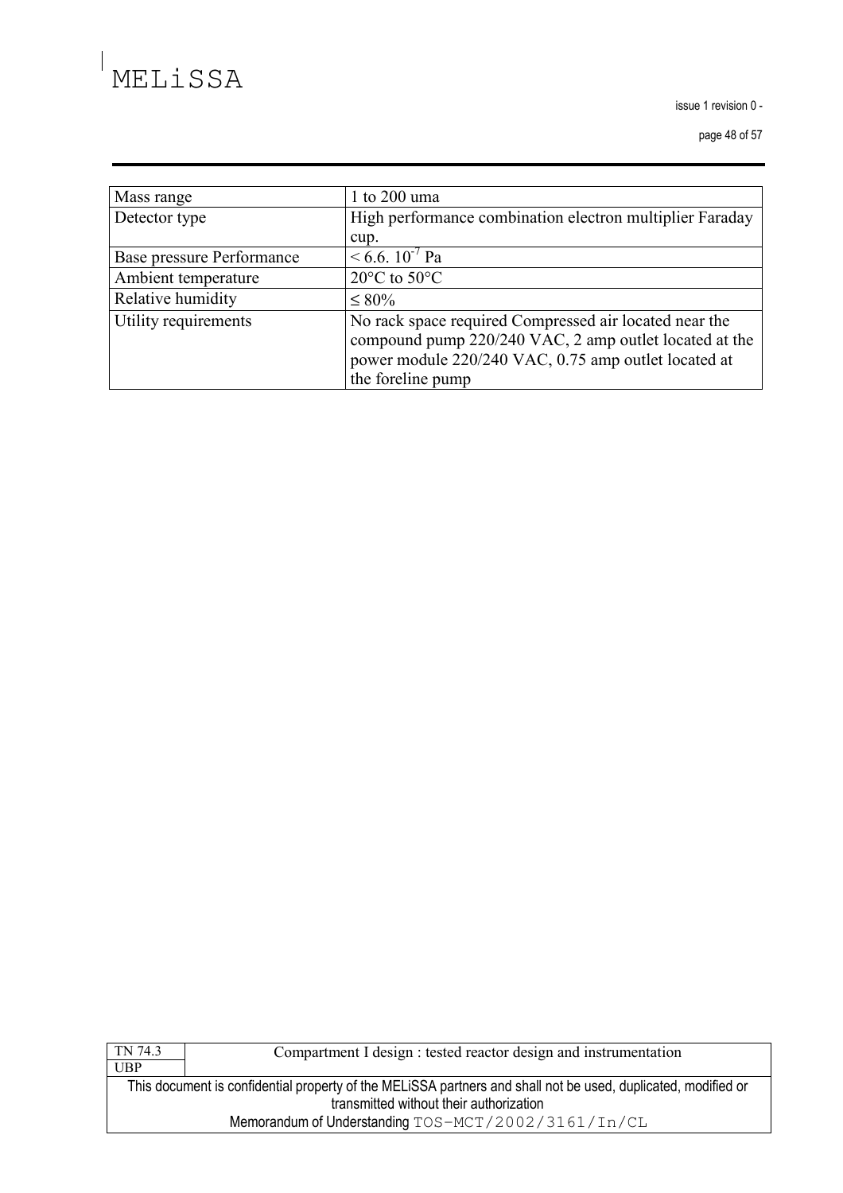| Mass range | 1 to 200 uma |
|---|---|
| Detector type | High performance combination electron multiplier Faraday cup. |
| Base pressure Performance | $< 6.6.\ 10^{-7}$ Pa |
| Ambient temperature | 20°C to 50°C |
| Relative humidity | ≤ 80% |
| Utility requirements | No rack space required Compressed air located near the compound pump 220/240 VAC, 2 amp outlet located at the power module 220/240 VAC, 0.75 amp outlet located at the foreline pump |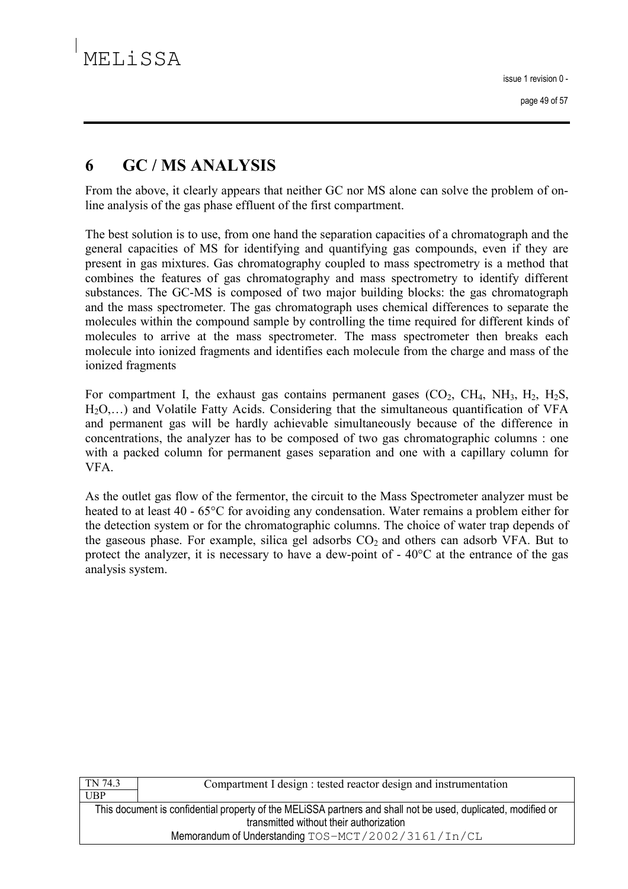# 6 GC / MS ANALYSIS

From the above, it clearly appears that neither GC nor MS alone can solve the problem of on-line analysis of the gas phase effluent of the first compartment.

The best solution is to use, from one hand the separation capacities of a chromatograph and the general capacities of MS for identifying and quantifying gas compounds, even if they are present in gas mixtures. Gas chromatography coupled to mass spectrometry is a method that combines the features of gas chromatography and mass spectrometry to identify different substances. The GC-MS is composed of two major building blocks: the gas chromatograph and the mass spectrometer. The gas chromatograph uses chemical differences to separate the molecules within the compound sample by controlling the time required for different kinds of molecules to arrive at the mass spectrometer. The mass spectrometer then breaks each molecule into ionized fragments and identifies each molecule from the charge and mass of the ionized fragments

For compartment I, the exhaust gas contains permanent gases ($CO_2$, $CH_4$, $NH_3$, $H_2$, $H_2S$, $H_2O$,…) and Volatile Fatty Acids. Considering that the simultaneous quantification of VFA and permanent gas will be hardly achievable simultaneously because of the difference in concentrations, the analyzer has to be composed of two gas chromatographic columns : one with a packed column for permanent gases separation and one with a capillary column for VFA.

As the outlet gas flow of the fermentor, the circuit to the Mass Spectrometer analyzer must be heated to at least 40 - 65°C for avoiding any condensation. Water remains a problem either for the detection system or for the chromatographic columns. The choice of water trap depends of the gaseous phase. For example, silica gel adsorbs $CO_2$ and others can adsorb VFA. But to protect the analyzer, it is necessary to have a dew-point of - 40°C at the entrance of the gas analysis system.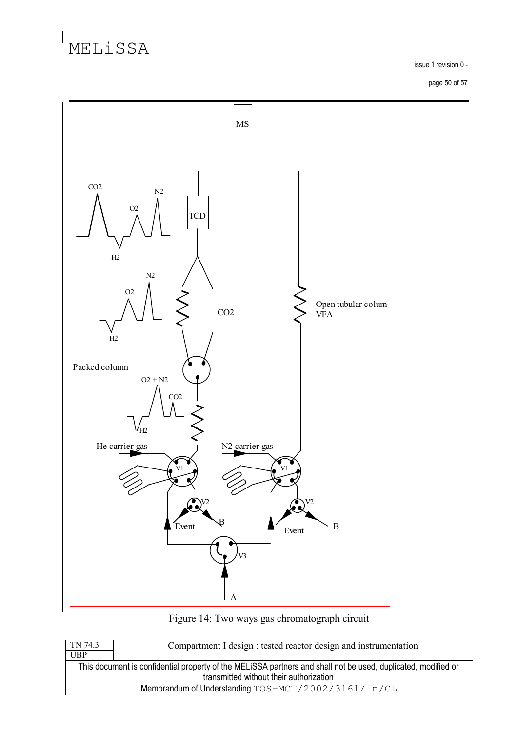Figure 14: Two ways gas chromatograph circuit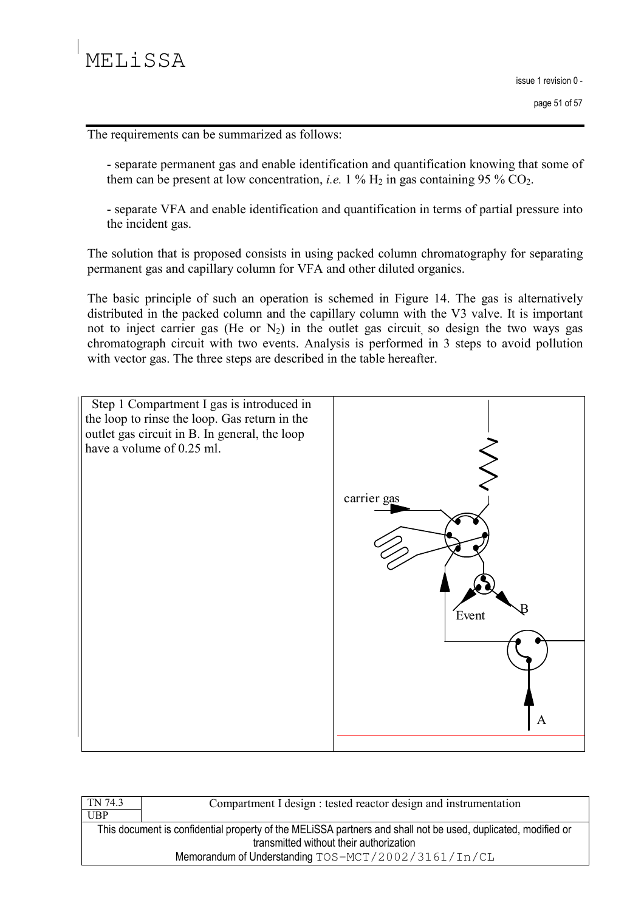The requirements can be summarized as follows:

- separate permanent gas and enable identification and quantification knowing that some of them can be present at low concentration, *i.e.* 1 % $H_2$ in gas containing 95 % $CO_2$.

- separate VFA and enable identification and quantification in terms of partial pressure into the incident gas.

The solution that is proposed consists in using packed column chromatography for separating permanent gas and capillary column for VFA and other diluted organics.

The basic principle of such an operation is schemed in Figure 14. The gas is alternatively distributed in the packed column and the capillary column with the V3 valve. It is important not to inject carrier gas (He or $N_2$) in the outlet gas circuit, so design the two ways gas chromatograph circuit with two events. Analysis is performed in 3 steps to avoid pollution with vector gas. The three steps are described in the table hereafter.

| | |
|---|---|
| Step 1 Compartment I gas is introduced in the loop to rinse the loop. Gas return in the outlet gas circuit in B. In general, the loop have a volume of 0.25 ml. | carrier gas<br>Event<br>B<br>A |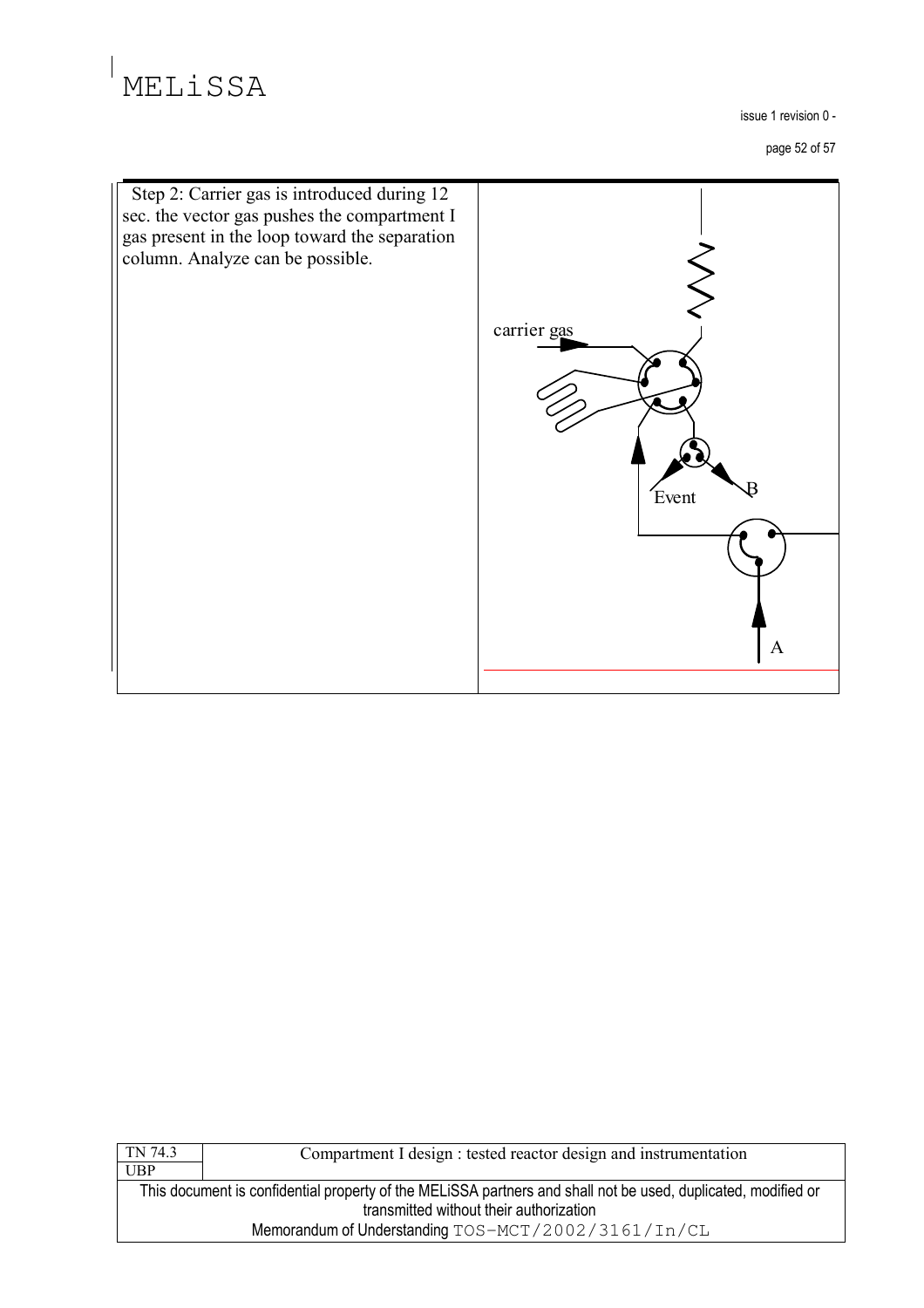| Step 2: Carrier gas is introduced during 12 sec. the vector gas pushes the compartment I gas present in the loop toward the separation column. Analyze can be possible. | carrier gas Event B A |
| --- | --- |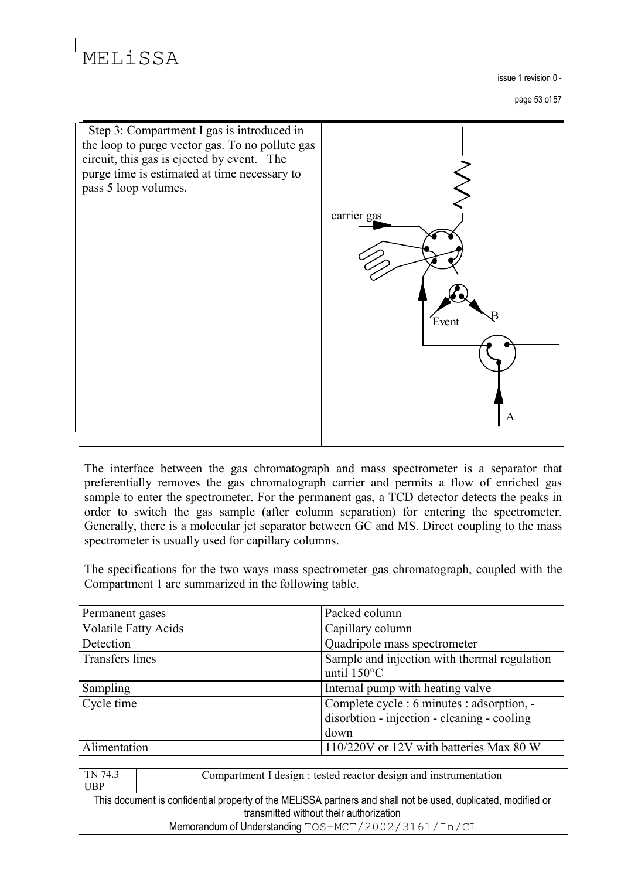| Step 3: Compartment I gas is introduced in the loop to purge vector gas. To no pollute gas circuit, this gas is ejected by event. The purge time is estimated at time necessary to pass 5 loop volumes. | carrier gas<br>Event<br>B<br>A |
|---|---|

The interface between the gas chromatograph and mass spectrometer is a separator that preferentially removes the gas chromatograph carrier and permits a flow of enriched gas sample to enter the spectrometer. For the permanent gas, a TCD detector detects the peaks in order to switch the gas sample (after column separation) for entering the spectrometer. Generally, there is a molecular jet separator between GC and MS. Direct coupling to the mass spectrometer is usually used for capillary columns.

The specifications for the two ways mass spectrometer gas chromatograph, coupled with the Compartment 1 are summarized in the following table.

| Permanent gases | Packed column |
|---|---|
| Volatile Fatty Acids | Capillary column |
| Detection | Quadripole mass spectrometer |
| Transfers lines | Sample and injection with thermal regulation until 150°C |
| Sampling | Internal pump with heating valve |
| Cycle time | Complete cycle : 6 minutes : adsorption, -disorbtion - injection - cleaning - cooling down |
| Alimentation | 110/220V or 12V with batteries Max 80 W |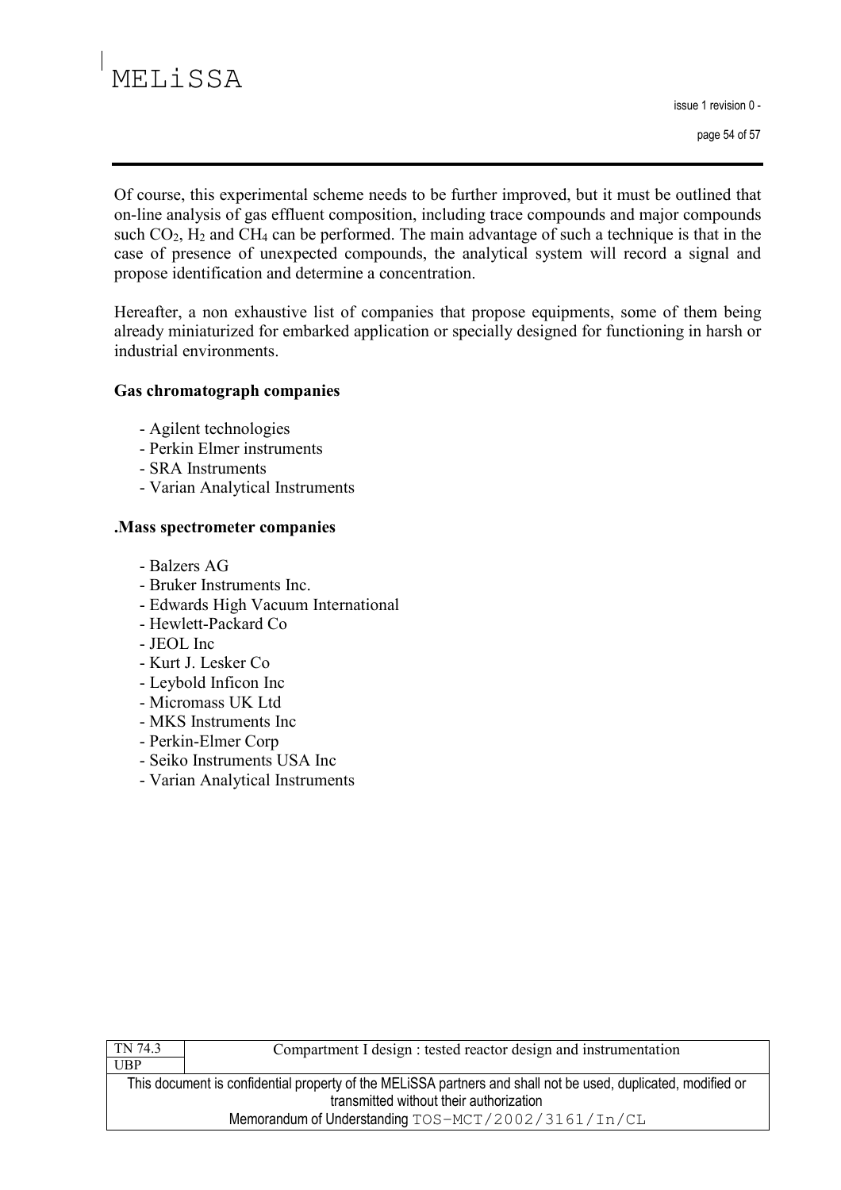Of course, this experimental scheme needs to be further improved, but it must be outlined that on-line analysis of gas effluent composition, including trace compounds and major compounds such $CO_2$, $H_2$ and $CH_4$ can be performed. The main advantage of such a technique is that in the case of presence of unexpected compounds, the analytical system will record a signal and propose identification and determine a concentration.

Hereafter, a non exhaustive list of companies that propose equipments, some of them being already miniaturized for embarked application or specially designed for functioning in harsh or industrial environments.

**Gas chromatograph companies**

- Agilent technologies
- Perkin Elmer instruments
- SRA Instruments
- Varian Analytical Instruments

**.Mass spectrometer companies**

- Balzers AG
- Bruker Instruments Inc.
- Edwards High Vacuum International
- Hewlett-Packard Co
- JEOL Inc
- Kurt J. Lesker Co
- Leybold Inficon Inc
- Micromass UK Ltd
- MKS Instruments Inc
- Perkin-Elmer Corp
- Seiko Instruments USA Inc
- Varian Analytical Instruments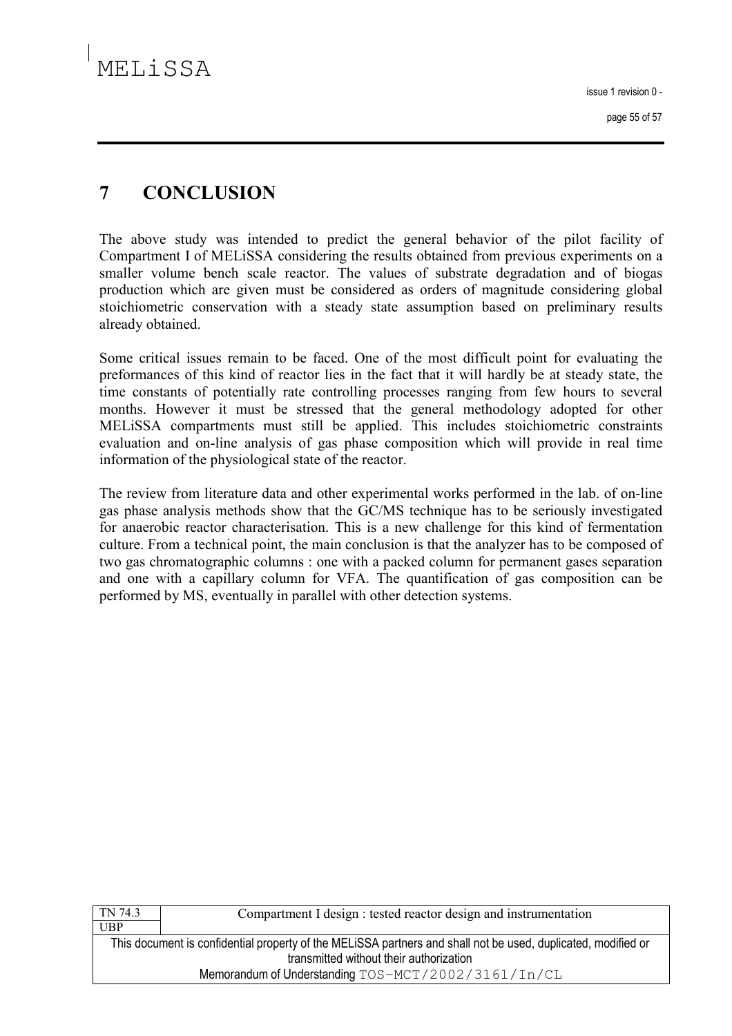# 7 CONCLUSION

The above study was intended to predict the general behavior of the pilot facility of Compartment I of MELiSSA considering the results obtained from previous experiments on a smaller volume bench scale reactor. The values of substrate degradation and of biogas production which are given must be considered as orders of magnitude considering global stoichiometric conservation with a steady state assumption based on preliminary results already obtained.

Some critical issues remain to be faced. One of the most difficult point for evaluating the preformances of this kind of reactor lies in the fact that it will hardly be at steady state, the time constants of potentially rate controlling processes ranging from few hours to several months. However it must be stressed that the general methodology adopted for other MELiSSA compartments must still be applied. This includes stoichiometric constraints evaluation and on-line analysis of gas phase composition which will provide in real time information of the physiological state of the reactor.

The review from literature data and other experimental works performed in the lab. of on-line gas phase analysis methods show that the GC/MS technique has to be seriously investigated for anaerobic reactor characterisation. This is a new challenge for this kind of fermentation culture. From a technical point, the main conclusion is that the analyzer has to be composed of two gas chromatographic columns : one with a packed column for permanent gases separation and one with a capillary column for VFA. The quantification of gas composition can be performed by MS, eventually in parallel with other detection systems.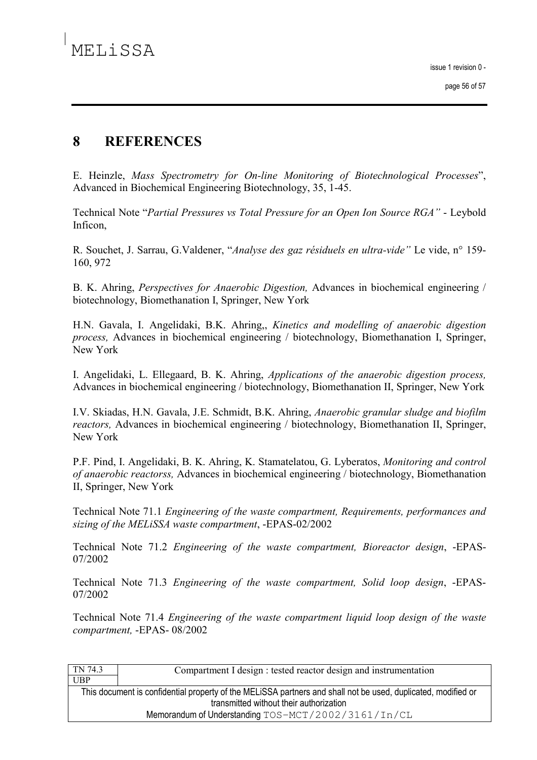# 8 REFERENCES

E. Heinzle, *Mass Spectrometry for On-line Monitoring of Biotechnological Processes*", Advanced in Biochemical Engineering Biotechnology, 35, 1-45.

Technical Note "*Partial Pressures vs Total Pressure for an Open Ion Source RGA"* - Leybold Inficon,

R. Souchet, J. Sarrau, G.Valdener, "*Analyse des gaz résiduels en ultra-vide"* Le vide, n° 159-160, 972

B. K. Ahring, *Perspectives for Anaerobic Digestion,* Advances in biochemical engineering / biotechnology, Biomethanation I, Springer, New York

H.N. Gavala, I. Angelidaki, B.K. Ahring,, *Kinetics and modelling of anaerobic digestion process,* Advances in biochemical engineering / biotechnology, Biomethanation I, Springer, New York

I. Angelidaki, L. Ellegaard, B. K. Ahring, *Applications of the anaerobic digestion process,* Advances in biochemical engineering / biotechnology, Biomethanation II, Springer, New York

I.V. Skiadas, H.N. Gavala, J.E. Schmidt, B.K. Ahring, *Anaerobic granular sludge and biofilm reactors,* Advances in biochemical engineering / biotechnology, Biomethanation II, Springer, New York

P.F. Pind, I. Angelidaki, B. K. Ahring, K. Stamatelatou, G. Lyberatos, *Monitoring and control of anaerobic reactorss,* Advances in biochemical engineering / biotechnology, Biomethanation II, Springer, New York

Technical Note 71.1 *Engineering of the waste compartment, Requirements, performances and sizing of the MELiSSA waste compartment*, -EPAS-02/2002

Technical Note 71.2 *Engineering of the waste compartment, Bioreactor design*, -EPAS-07/2002

Technical Note 71.3 *Engineering of the waste compartment, Solid loop design*, -EPAS-07/2002

Technical Note 71.4 *Engineering of the waste compartment liquid loop design of the waste compartment,* -EPAS- 08/2002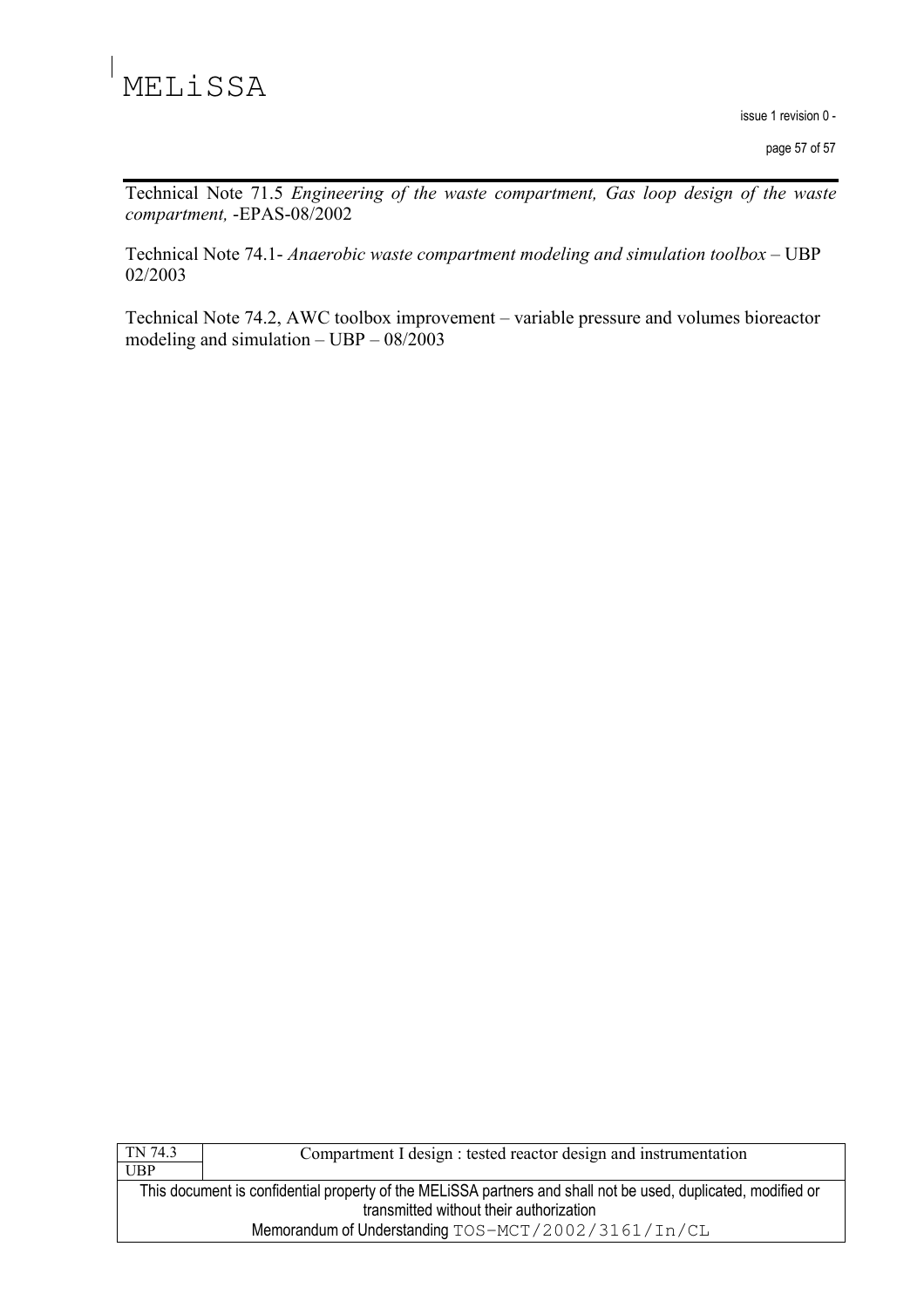Technical Note 71.5 *Engineering of the waste compartment, Gas loop design of the waste compartment,* -EPAS-08/2002

Technical Note 74.1- *Anaerobic waste compartment modeling and simulation toolbox* – UBP 02/2003

Technical Note 74.2, AWC toolbox improvement – variable pressure and volumes bioreactor modeling and simulation – UBP – 08/2003